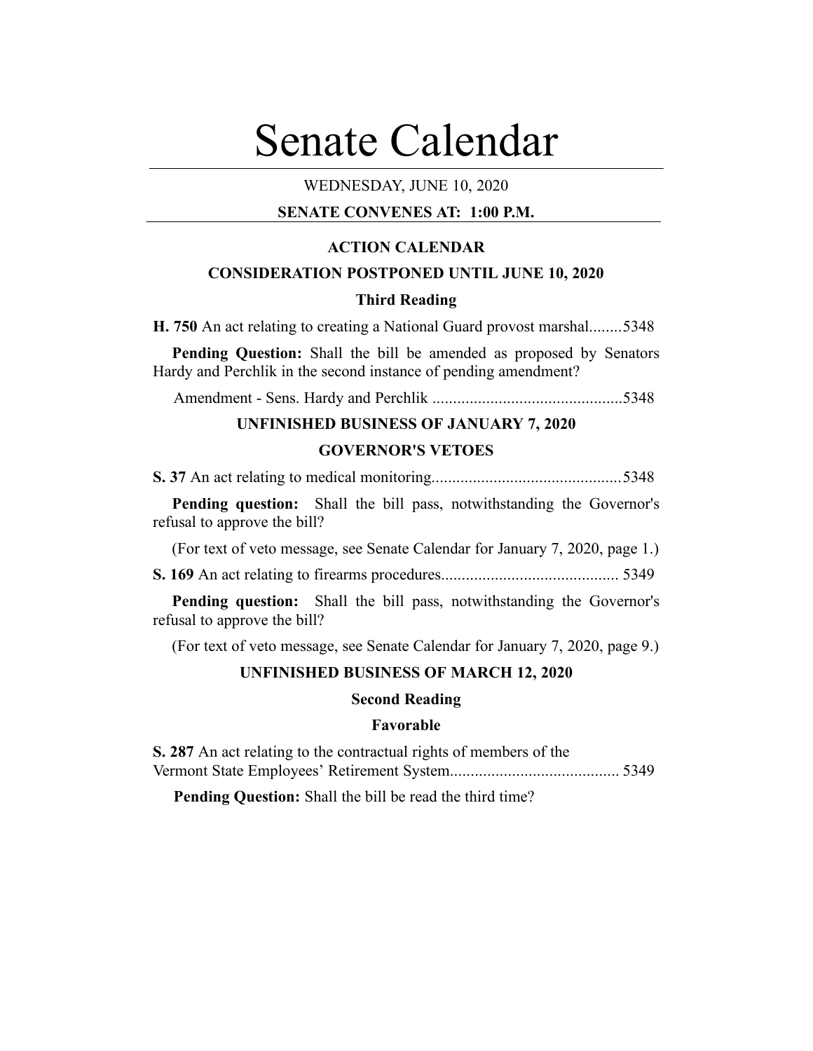# Senate Calendar

WEDNESDAY, JUNE 10, 2020

**SENATE CONVENES AT: 1:00 P.M.**

## ACTION CALENDAR

### CONSIDERATION POSTPONED UNTIL JUNE 10, 2020

#### Third Reading

**H. 750** An act relating to creating a National Guard provost marshal........5348

**Pending Question:** Shall the bill be amended as proposed by Senators Hardy and Perchlik in the second instance of pending amendment?

Amendment - Sens. Hardy and Perchlik ..............................................5348

### UNFINISHED BUSINESS OF JANUARY 7, 2020

#### GOVERNOR'S VETOES

**S. 37** An act relating to medical monitoring..............................................5348

**Pending question:** Shall the bill pass, notwithstanding the Governor's refusal to approve the bill?

(For text of veto message, see Senate Calendar for January 7, 2020, page 1.)

**S. 169** An act relating to firearms procedures........................................... 5349

**Pending question:** Shall the bill pass, notwithstanding the Governor's refusal to approve the bill?

(For text of veto message, see Senate Calendar for January 7, 2020, page 9.)

### UNFINISHED BUSINESS OF MARCH 12, 2020

#### Second Reading

#### Favorable

**S. 287** An act relating to the contractual rights of members of the Vermont State Employees' Retirement System......................................... 5349

**Pending Question:** Shall the bill be read the third time?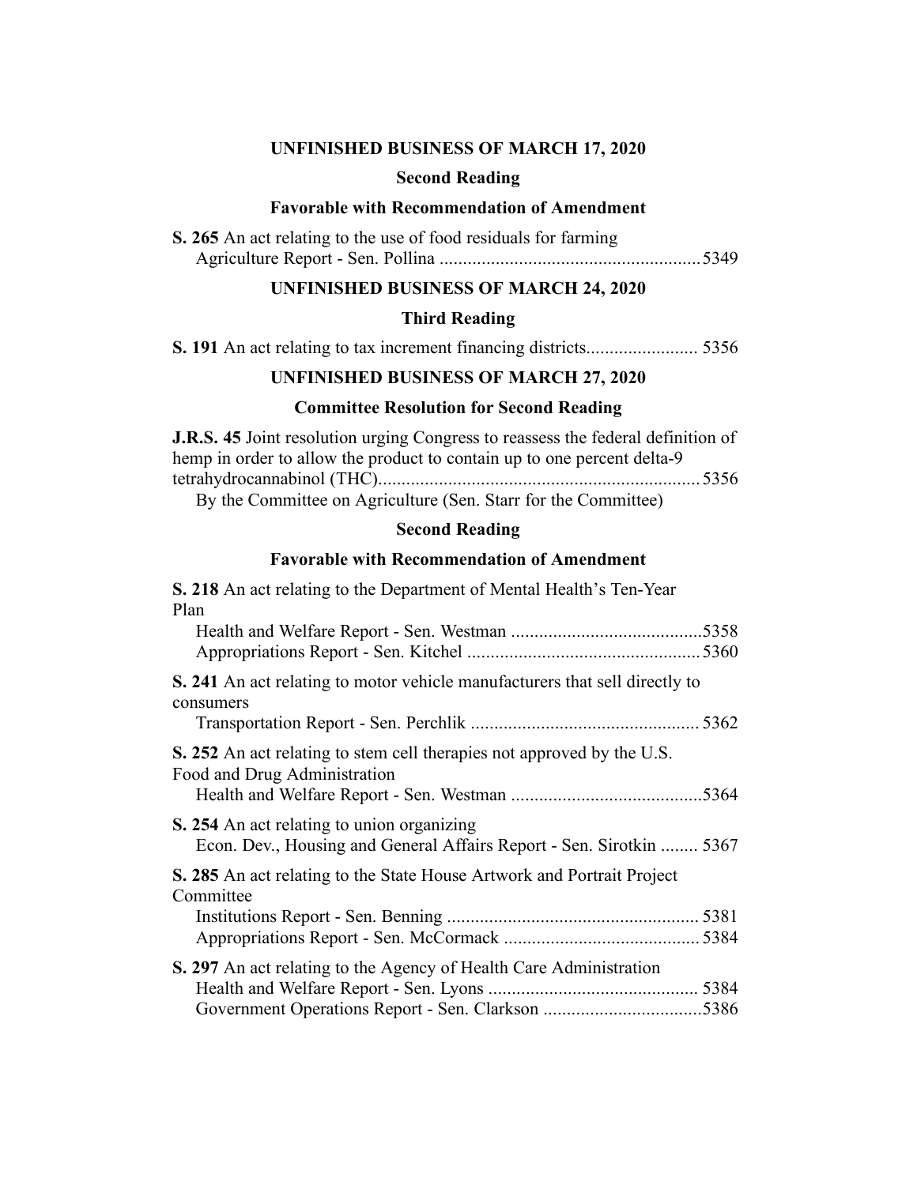## UNFINISHED BUSINESS OF MARCH 17, 2020

### Second Reading

### Favorable with Recommendation of Amendment

**S. 265** An act relating to the use of food residuals for farming
Agriculture Report - Sen. Pollina ........................................................5349

## UNFINISHED BUSINESS OF MARCH 24, 2020

### Third Reading

**S. 191** An act relating to tax increment financing districts........................ 5356

## UNFINISHED BUSINESS OF MARCH 27, 2020

### Committee Resolution for Second Reading

**J.R.S. 45** Joint resolution urging Congress to reassess the federal definition of hemp in order to allow the product to contain up to one percent delta-9 tetrahydrocannabinol (THC)....................................................................5356
By the Committee on Agriculture (Sen. Starr for the Committee)

### Second Reading

### Favorable with Recommendation of Amendment

**S. 218** An act relating to the Department of Mental Health's Ten-Year Plan
Health and Welfare Report - Sen. Westman .........................................5358
Appropriations Report - Sen. Kitchel .................................................5360

**S. 241** An act relating to motor vehicle manufacturers that sell directly to consumers
Transportation Report - Sen. Perchlik ................................................ 5362

**S. 252** An act relating to stem cell therapies not approved by the U.S. Food and Drug Administration
Health and Welfare Report - Sen. Westman .........................................5364

**S. 254** An act relating to union organizing
Econ. Dev., Housing and General Affairs Report - Sen. Sirotkin ........ 5367

**S. 285** An act relating to the State House Artwork and Portrait Project Committee
Institutions Report - Sen. Benning ...................................................... 5381
Appropriations Report - Sen. McCormack .......................................... 5384

**S. 297** An act relating to the Agency of Health Care Administration
Health and Welfare Report - Sen. Lyons ............................................ 5384
Government Operations Report - Sen. Clarkson ..................................5386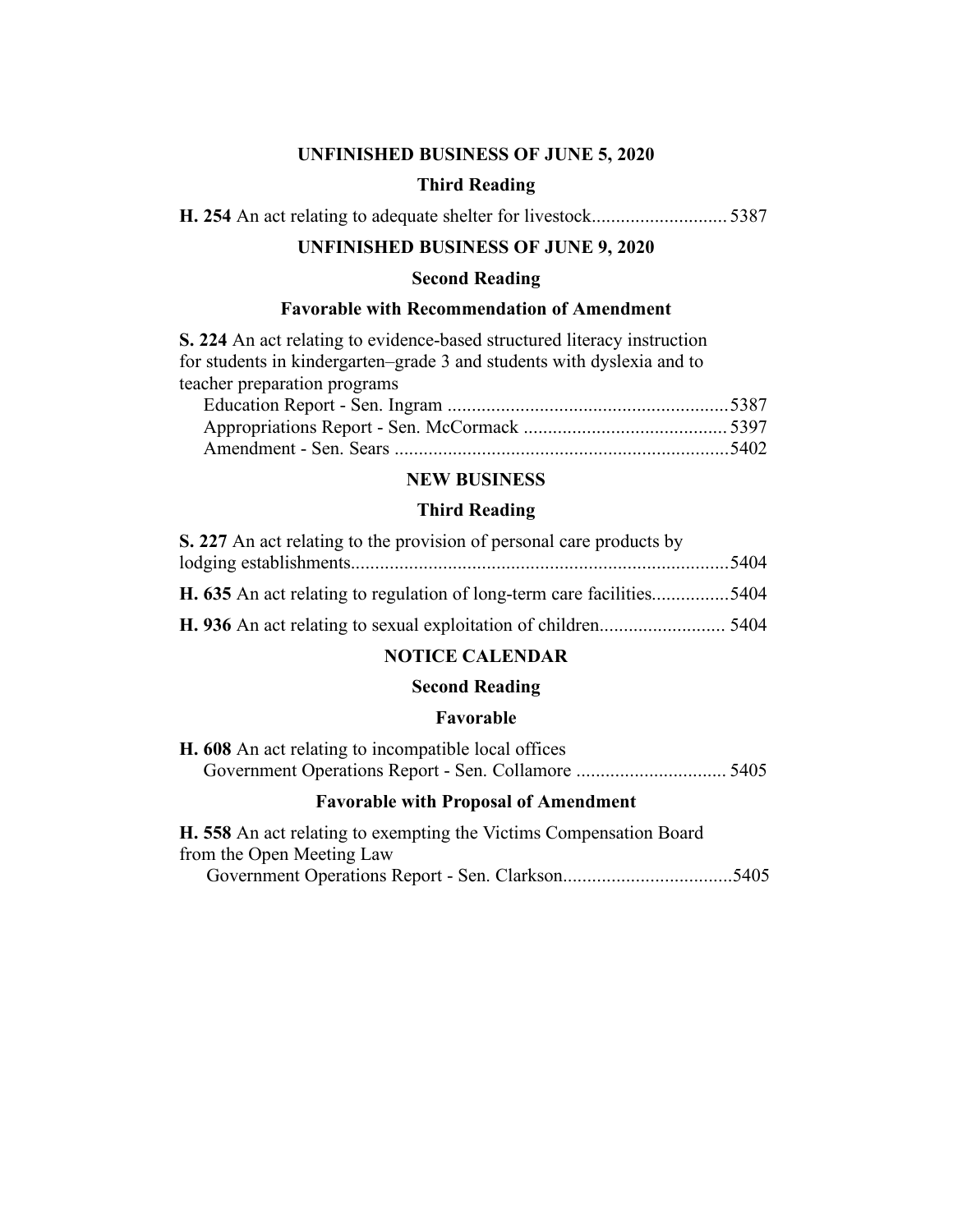## UNFINISHED BUSINESS OF JUNE 5, 2020

### Third Reading

**H. 254** An act relating to adequate shelter for livestock........................... 5387

## UNFINISHED BUSINESS OF JUNE 9, 2020

### Second Reading

### Favorable with Recommendation of Amendment

**S. 224** An act relating to evidence-based structured literacy instruction for students in kindergarten–grade 3 and students with dyslexia and to teacher preparation programs

Education Report - Sen. Ingram .........................................................5387

Appropriations Report - Sen. McCormack .......................................... 5397

Amendment - Sen. Sears ....................................................................5402

## NEW BUSINESS

### Third Reading

**S. 227** An act relating to the provision of personal care products by lodging establishments.............................................................................5404

**H. 635** An act relating to regulation of long-term care facilities................5404

**H. 936** An act relating to sexual exploitation of children......................... 5404

## NOTICE CALENDAR

### Second Reading

### Favorable

**H. 608** An act relating to incompatible local offices

Government Operations Report - Sen. Collamore ............................... 5405

### Favorable with Proposal of Amendment

**H. 558** An act relating to exempting the Victims Compensation Board from the Open Meeting Law

Government Operations Report - Sen. Clarkson..................................5405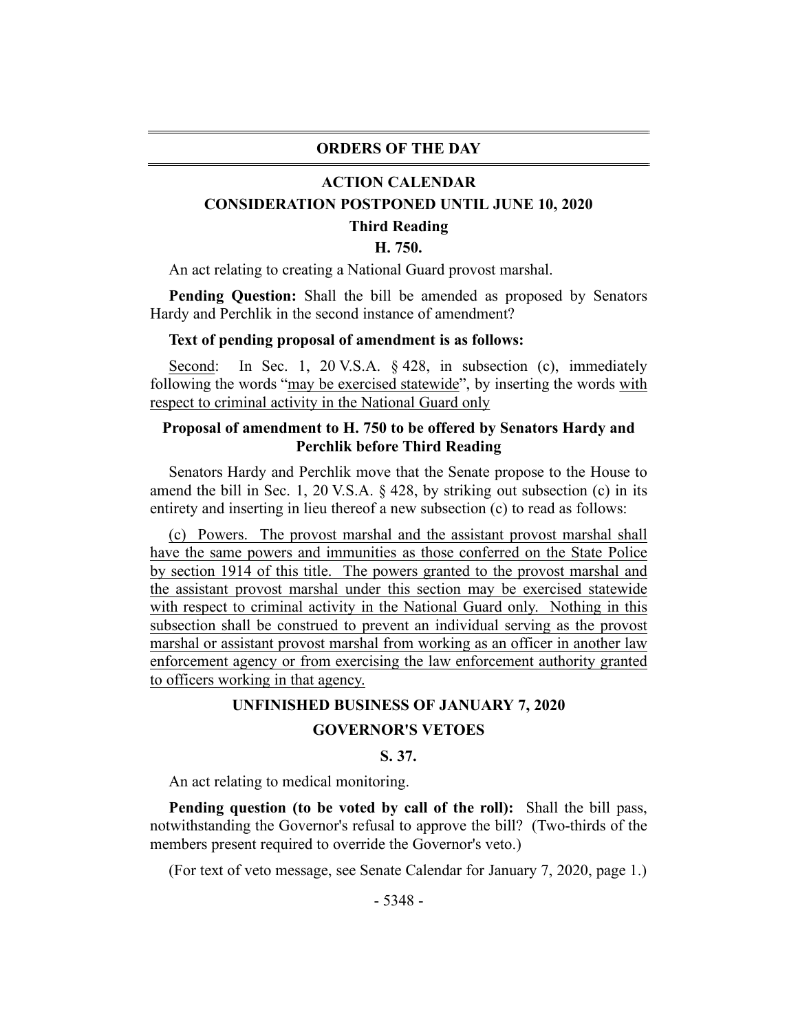## ORDERS OF THE DAY

### ACTION CALENDAR

### CONSIDERATION POSTPONED UNTIL JUNE 10, 2020

### Third Reading

### H. 750.

An act relating to creating a National Guard provost marshal.

**Pending Question:** Shall the bill be amended as proposed by Senators Hardy and Perchlik in the second instance of amendment?

**Text of pending proposal of amendment is as follows:**

Second: In Sec. 1, 20 V.S.A. § 428, in subsection (c), immediately following the words "may be exercised statewide", by inserting the words with respect to criminal activity in the National Guard only

### Proposal of amendment to H. 750 to be offered by Senators Hardy and Perchlik before Third Reading

Senators Hardy and Perchlik move that the Senate propose to the House to amend the bill in Sec. 1, 20 V.S.A. § 428, by striking out subsection (c) in its entirety and inserting in lieu thereof a new subsection (c) to read as follows:

(c) Powers. The provost marshal and the assistant provost marshal shall have the same powers and immunities as those conferred on the State Police by section 1914 of this title. The powers granted to the provost marshal and the assistant provost marshal under this section may be exercised statewide with respect to criminal activity in the National Guard only. Nothing in this subsection shall be construed to prevent an individual serving as the provost marshal or assistant provost marshal from working as an officer in another law enforcement agency or from exercising the law enforcement authority granted to officers working in that agency.

### UNFINISHED BUSINESS OF JANUARY 7, 2020

### GOVERNOR'S VETOES

### S. 37.

An act relating to medical monitoring.

**Pending question (to be voted by call of the roll):** Shall the bill pass, notwithstanding the Governor's refusal to approve the bill? (Two-thirds of the members present required to override the Governor's veto.)

(For text of veto message, see Senate Calendar for January 7, 2020, page 1.)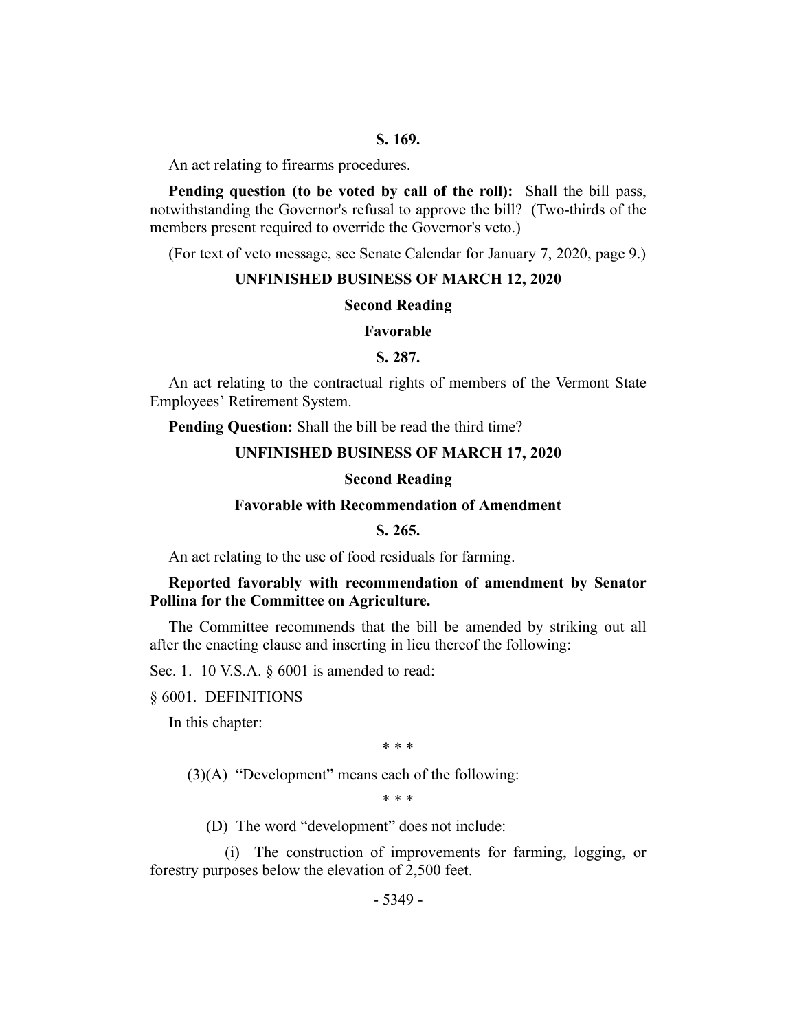**S. 169.**

An act relating to firearms procedures.

**Pending question (to be voted by call of the roll):** Shall the bill pass, notwithstanding the Governor's refusal to approve the bill? (Two-thirds of the members present required to override the Governor's veto.)

(For text of veto message, see Senate Calendar for January 7, 2020, page 9.)

## UNFINISHED BUSINESS OF MARCH 12, 2020

### Second Reading

### Favorable

**S. 287.**

An act relating to the contractual rights of members of the Vermont State Employees' Retirement System.

**Pending Question:** Shall the bill be read the third time?

## UNFINISHED BUSINESS OF MARCH 17, 2020

### Second Reading

### Favorable with Recommendation of Amendment

**S. 265.**

An act relating to the use of food residuals for farming.

**Reported favorably with recommendation of amendment by Senator Pollina for the Committee on Agriculture.**

The Committee recommends that the bill be amended by striking out all after the enacting clause and inserting in lieu thereof the following:

Sec. 1. 10 V.S.A. § 6001 is amended to read:

§ 6001. DEFINITIONS

In this chapter:

\* \* \*

(3)(A) "Development" means each of the following:

\* \* \*

(D) The word "development" does not include:

(i) The construction of improvements for farming, logging, or forestry purposes below the elevation of 2,500 feet.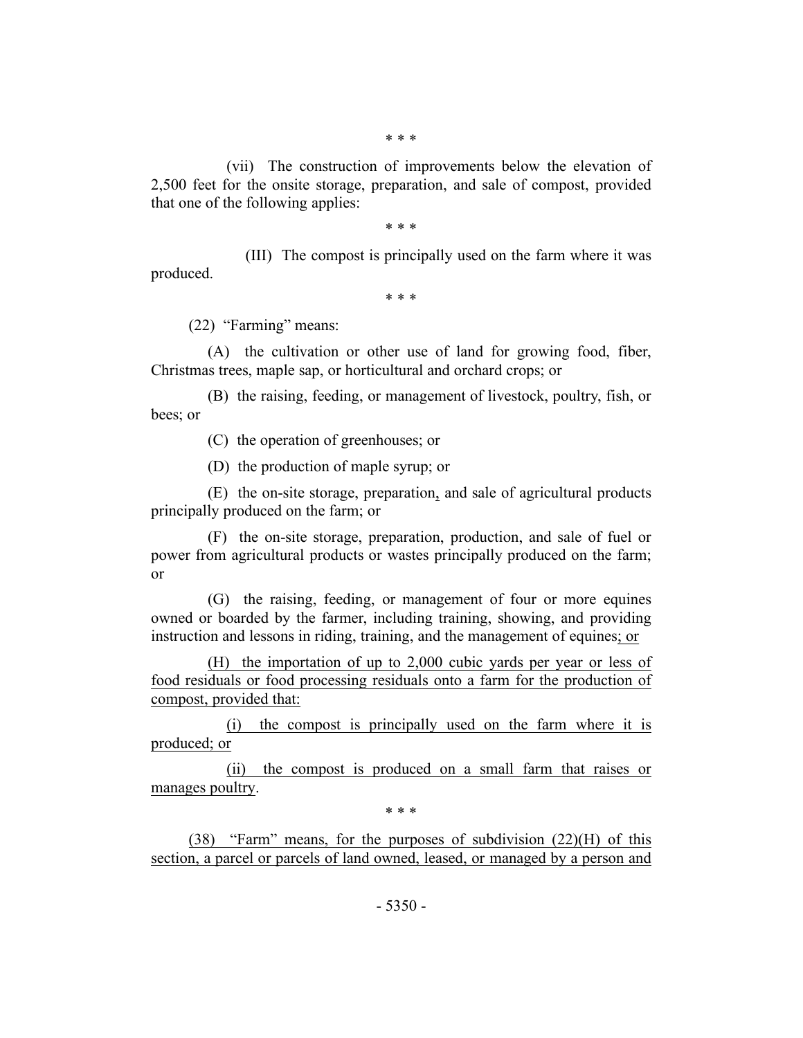\* \* \*

(vii) The construction of improvements below the elevation of 2,500 feet for the onsite storage, preparation, and sale of compost, provided that one of the following applies:

\* \* \*

(III) The compost is principally used on the farm where it was produced.

\* \* \*

(22) "Farming" means:

(A) the cultivation or other use of land for growing food, fiber, Christmas trees, maple sap, or horticultural and orchard crops; or

(B) the raising, feeding, or management of livestock, poultry, fish, or bees; or

(C) the operation of greenhouses; or

(D) the production of maple syrup; or

(E) the on-site storage, preparation, and sale of agricultural products principally produced on the farm; or

(F) the on-site storage, preparation, production, and sale of fuel or power from agricultural products or wastes principally produced on the farm; or

(G) the raising, feeding, or management of four or more equines owned or boarded by the farmer, including training, showing, and providing instruction and lessons in riding, training, and the management of equines; or

(H) the importation of up to 2,000 cubic yards per year or less of food residuals or food processing residuals onto a farm for the production of compost, provided that:

(i) the compost is principally used on the farm where it is produced; or

(ii) the compost is produced on a small farm that raises or manages poultry.

\* \* \*

(38) "Farm" means, for the purposes of subdivision (22)(H) of this section, a parcel or parcels of land owned, leased, or managed by a person and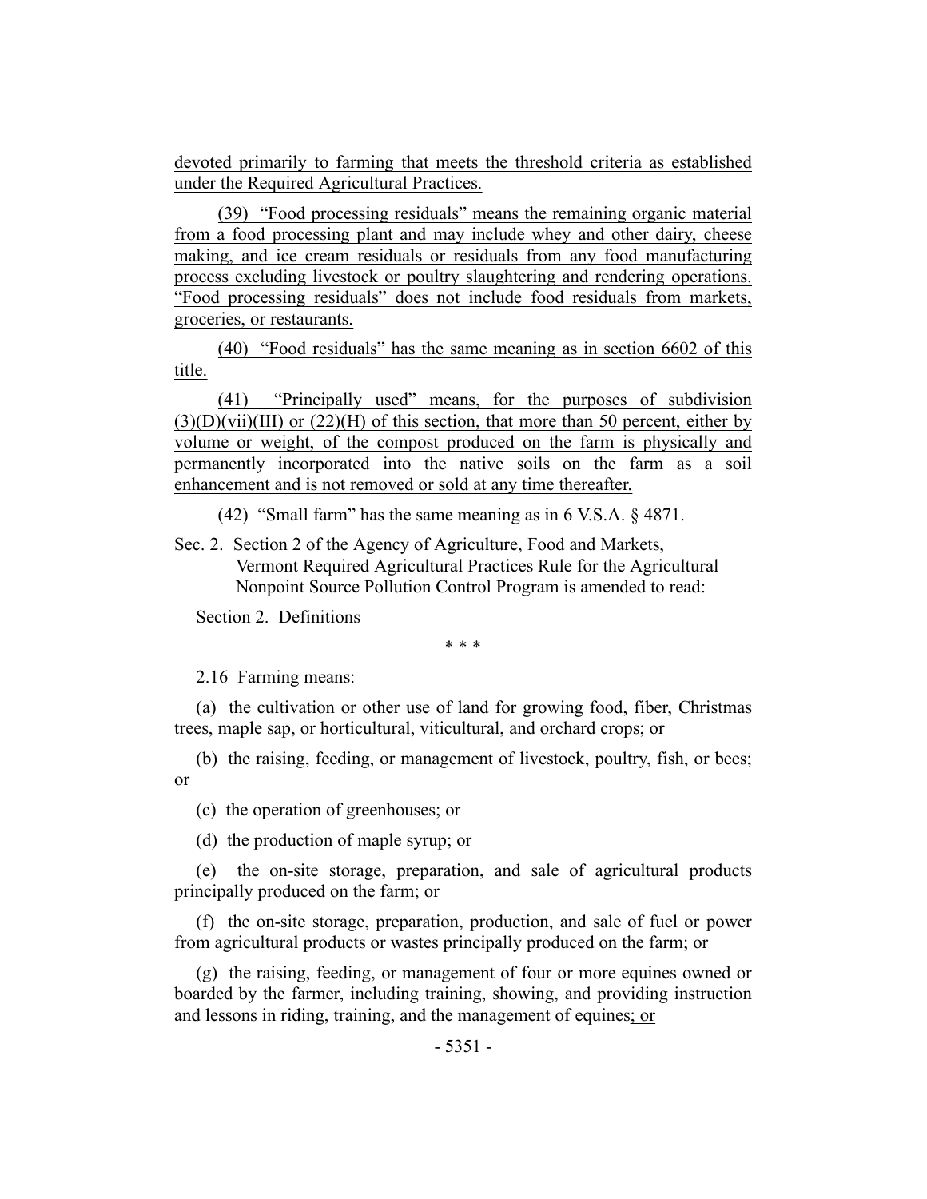devoted primarily to farming that meets the threshold criteria as established under the Required Agricultural Practices.

(39) "Food processing residuals" means the remaining organic material from a food processing plant and may include whey and other dairy, cheese making, and ice cream residuals or residuals from any food manufacturing process excluding livestock or poultry slaughtering and rendering operations. "Food processing residuals" does not include food residuals from markets, groceries, or restaurants.

(40) "Food residuals" has the same meaning as in section 6602 of this title.

(41) "Principally used" means, for the purposes of subdivision (3)(D)(vii)(III) or (22)(H) of this section, that more than 50 percent, either by volume or weight, of the compost produced on the farm is physically and permanently incorporated into the native soils on the farm as a soil enhancement and is not removed or sold at any time thereafter.

(42) "Small farm" has the same meaning as in 6 V.S.A. § 4871.

Sec. 2. Section 2 of the Agency of Agriculture, Food and Markets, Vermont Required Agricultural Practices Rule for the Agricultural Nonpoint Source Pollution Control Program is amended to read:

Section 2. Definitions

\* \* \*

2.16 Farming means:

(a) the cultivation or other use of land for growing food, fiber, Christmas trees, maple sap, or horticultural, viticultural, and orchard crops; or

(b) the raising, feeding, or management of livestock, poultry, fish, or bees; or

(c) the operation of greenhouses; or

(d) the production of maple syrup; or

(e) the on-site storage, preparation, and sale of agricultural products principally produced on the farm; or

(f) the on-site storage, preparation, production, and sale of fuel or power from agricultural products or wastes principally produced on the farm; or

(g) the raising, feeding, or management of four or more equines owned or boarded by the farmer, including training, showing, and providing instruction and lessons in riding, training, and the management of equines; or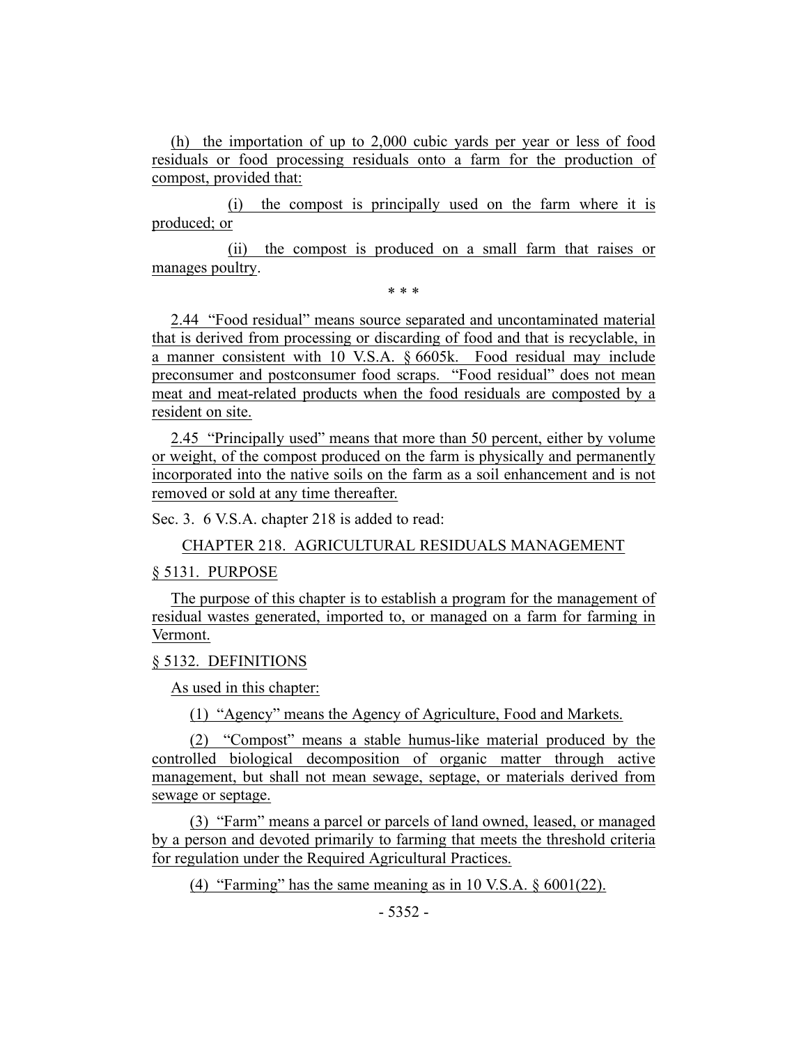(h) the importation of up to 2,000 cubic yards per year or less of food residuals or food processing residuals onto a farm for the production of compost, provided that:

(i) the compost is principally used on the farm where it is produced; or

(ii) the compost is produced on a small farm that raises or manages poultry.

\* \* \*

2.44 "Food residual" means source separated and uncontaminated material that is derived from processing or discarding of food and that is recyclable, in a manner consistent with 10 V.S.A. § 6605k. Food residual may include preconsumer and postconsumer food scraps. "Food residual" does not mean meat and meat-related products when the food residuals are composted by a resident on site.

2.45 "Principally used" means that more than 50 percent, either by volume or weight, of the compost produced on the farm is physically and permanently incorporated into the native soils on the farm as a soil enhancement and is not removed or sold at any time thereafter.

Sec. 3. 6 V.S.A. chapter 218 is added to read:

CHAPTER 218. AGRICULTURAL RESIDUALS MANAGEMENT

§ 5131. PURPOSE

The purpose of this chapter is to establish a program for the management of residual wastes generated, imported to, or managed on a farm for farming in Vermont.

§ 5132. DEFINITIONS

As used in this chapter:

(1) "Agency" means the Agency of Agriculture, Food and Markets.

(2) "Compost" means a stable humus-like material produced by the controlled biological decomposition of organic matter through active management, but shall not mean sewage, septage, or materials derived from sewage or septage.

(3) "Farm" means a parcel or parcels of land owned, leased, or managed by a person and devoted primarily to farming that meets the threshold criteria for regulation under the Required Agricultural Practices.

(4) "Farming" has the same meaning as in 10 V.S.A. § 6001(22).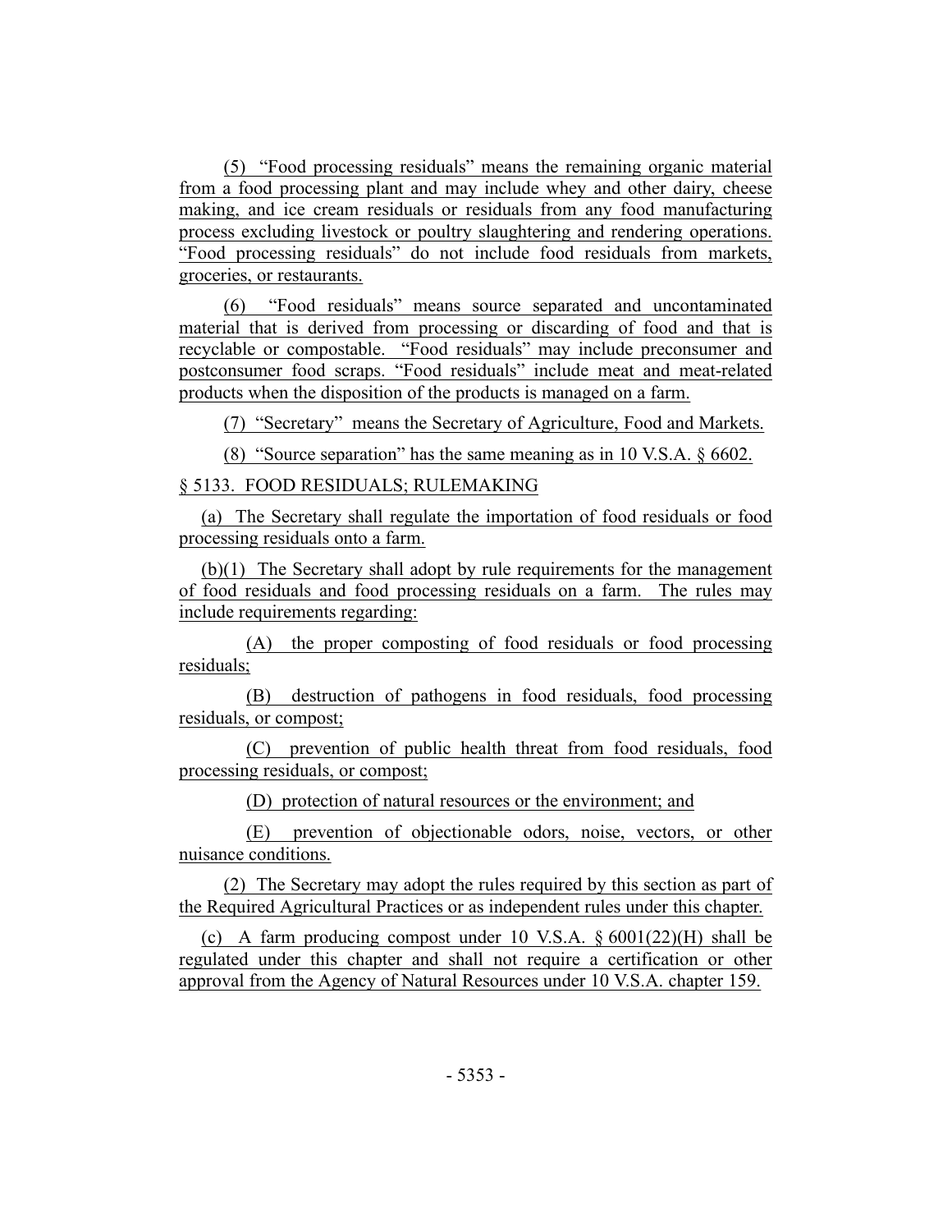(5) "Food processing residuals" means the remaining organic material from a food processing plant and may include whey and other dairy, cheese making, and ice cream residuals or residuals from any food manufacturing process excluding livestock or poultry slaughtering and rendering operations. "Food processing residuals" do not include food residuals from markets, groceries, or restaurants.

(6) "Food residuals" means source separated and uncontaminated material that is derived from processing or discarding of food and that is recyclable or compostable. "Food residuals" may include preconsumer and postconsumer food scraps. "Food residuals" include meat and meat-related products when the disposition of the products is managed on a farm.

(7) "Secretary" means the Secretary of Agriculture, Food and Markets.

(8) "Source separation" has the same meaning as in 10 V.S.A. § 6602.

§ 5133. FOOD RESIDUALS; RULEMAKING

(a) The Secretary shall regulate the importation of food residuals or food processing residuals onto a farm.

(b)(1) The Secretary shall adopt by rule requirements for the management of food residuals and food processing residuals on a farm. The rules may include requirements regarding:

(A) the proper composting of food residuals or food processing residuals;

(B) destruction of pathogens in food residuals, food processing residuals, or compost;

(C) prevention of public health threat from food residuals, food processing residuals, or compost;

(D) protection of natural resources or the environment; and

(E) prevention of objectionable odors, noise, vectors, or other nuisance conditions.

(2) The Secretary may adopt the rules required by this section as part of the Required Agricultural Practices or as independent rules under this chapter.

(c) A farm producing compost under 10 V.S.A. § 6001(22)(H) shall be regulated under this chapter and shall not require a certification or other approval from the Agency of Natural Resources under 10 V.S.A. chapter 159.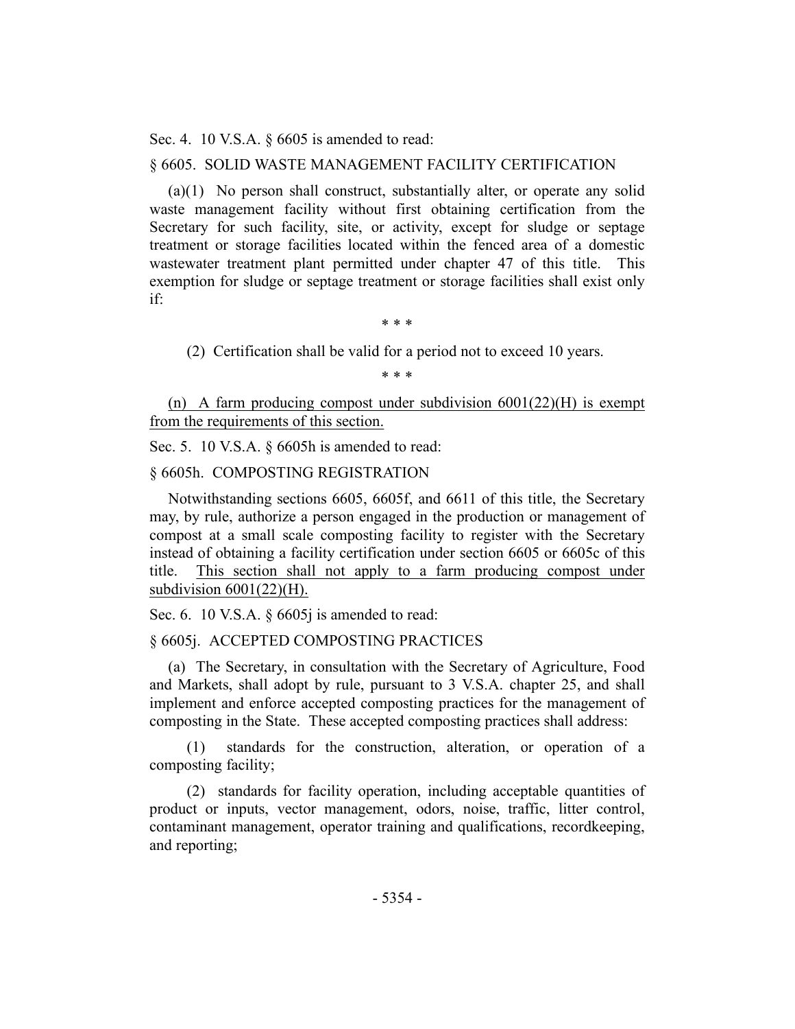Sec. 4. 10 V.S.A. § 6605 is amended to read:

§ 6605. SOLID WASTE MANAGEMENT FACILITY CERTIFICATION

(a)(1) No person shall construct, substantially alter, or operate any solid waste management facility without first obtaining certification from the Secretary for such facility, site, or activity, except for sludge or septage treatment or storage facilities located within the fenced area of a domestic wastewater treatment plant permitted under chapter 47 of this title. This exemption for sludge or septage treatment or storage facilities shall exist only if:

\* \* \*

(2) Certification shall be valid for a period not to exceed 10 years.

\* \* \*

<u>(n) A farm producing compost under subdivision 6001(22)(H) is exempt from the requirements of this section.</u>

Sec. 5. 10 V.S.A. § 6605h is amended to read:

§ 6605h. COMPOSTING REGISTRATION

Notwithstanding sections 6605, 6605f, and 6611 of this title, the Secretary may, by rule, authorize a person engaged in the production or management of compost at a small scale composting facility to register with the Secretary instead of obtaining a facility certification under section 6605 or 6605c of this title. <u>This section shall not apply to a farm producing compost under subdivision 6001(22)(H).</u>

Sec. 6. 10 V.S.A. § 6605j is amended to read:

§ 6605j. ACCEPTED COMPOSTING PRACTICES

(a) The Secretary, in consultation with the Secretary of Agriculture, Food and Markets, shall adopt by rule, pursuant to 3 V.S.A. chapter 25, and shall implement and enforce accepted composting practices for the management of composting in the State. These accepted composting practices shall address:

(1) standards for the construction, alteration, or operation of a composting facility;

(2) standards for facility operation, including acceptable quantities of product or inputs, vector management, odors, noise, traffic, litter control, contaminant management, operator training and qualifications, recordkeeping, and reporting;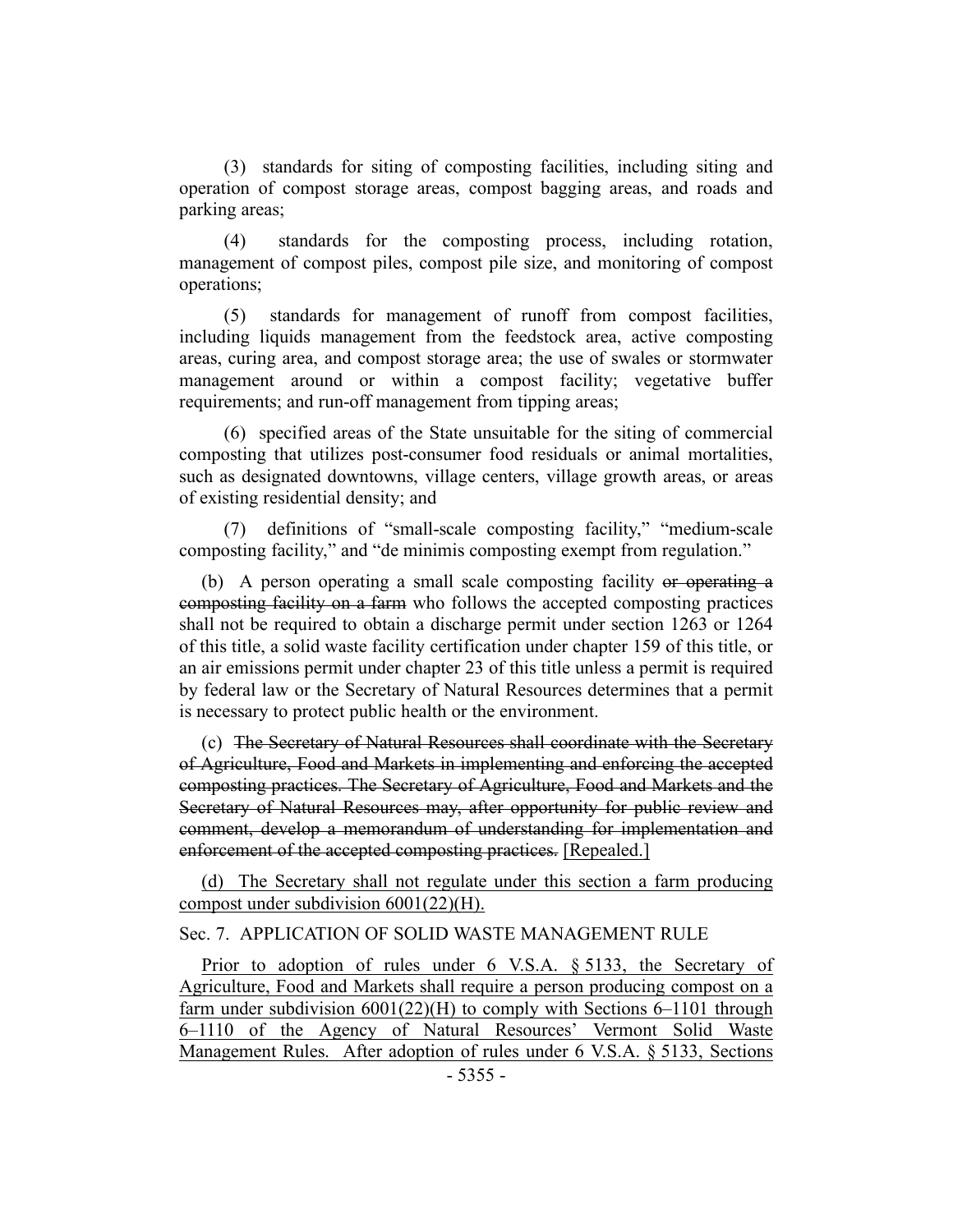(3) standards for siting of composting facilities, including siting and operation of compost storage areas, compost bagging areas, and roads and parking areas;

(4) standards for the composting process, including rotation, management of compost piles, compost pile size, and monitoring of compost operations;

(5) standards for management of runoff from compost facilities, including liquids management from the feedstock area, active composting areas, curing area, and compost storage area; the use of swales or stormwater management around or within a compost facility; vegetative buffer requirements; and run-off management from tipping areas;

(6) specified areas of the State unsuitable for the siting of commercial composting that utilizes post-consumer food residuals or animal mortalities, such as designated downtowns, village centers, village growth areas, or areas of existing residential density; and

(7) definitions of "small-scale composting facility," "medium-scale composting facility," and "de minimis composting exempt from regulation."

(b) A person operating a small scale composting facility ~~or operating a composting facility on a farm~~ who follows the accepted composting practices shall not be required to obtain a discharge permit under section 1263 or 1264 of this title, a solid waste facility certification under chapter 159 of this title, or an air emissions permit under chapter 23 of this title unless a permit is required by federal law or the Secretary of Natural Resources determines that a permit is necessary to protect public health or the environment.

(c) ~~The Secretary of Natural Resources shall coordinate with the Secretary of Agriculture, Food and Markets in implementing and enforcing the accepted composting practices. The Secretary of Agriculture, Food and Markets and the Secretary of Natural Resources may, after opportunity for public review and comment, develop a memorandum of understanding for implementation and enforcement of the accepted composting practices.~~ <u>[Repealed.]</u>

<u>(d) The Secretary shall not regulate under this section a farm producing compost under subdivision 6001(22)(H).</u>

<u>Sec. 7. APPLICATION OF SOLID WASTE MANAGEMENT RULE</u>

<u>Prior to adoption of rules under 6 V.S.A. § 5133, the Secretary of Agriculture, Food and Markets shall require a person producing compost on a farm under subdivision 6001(22)(H) to comply with Sections 6–1101 through 6–1110 of the Agency of Natural Resources' Vermont Solid Waste Management Rules. After adoption of rules under 6 V.S.A. § 5133, Sections</u>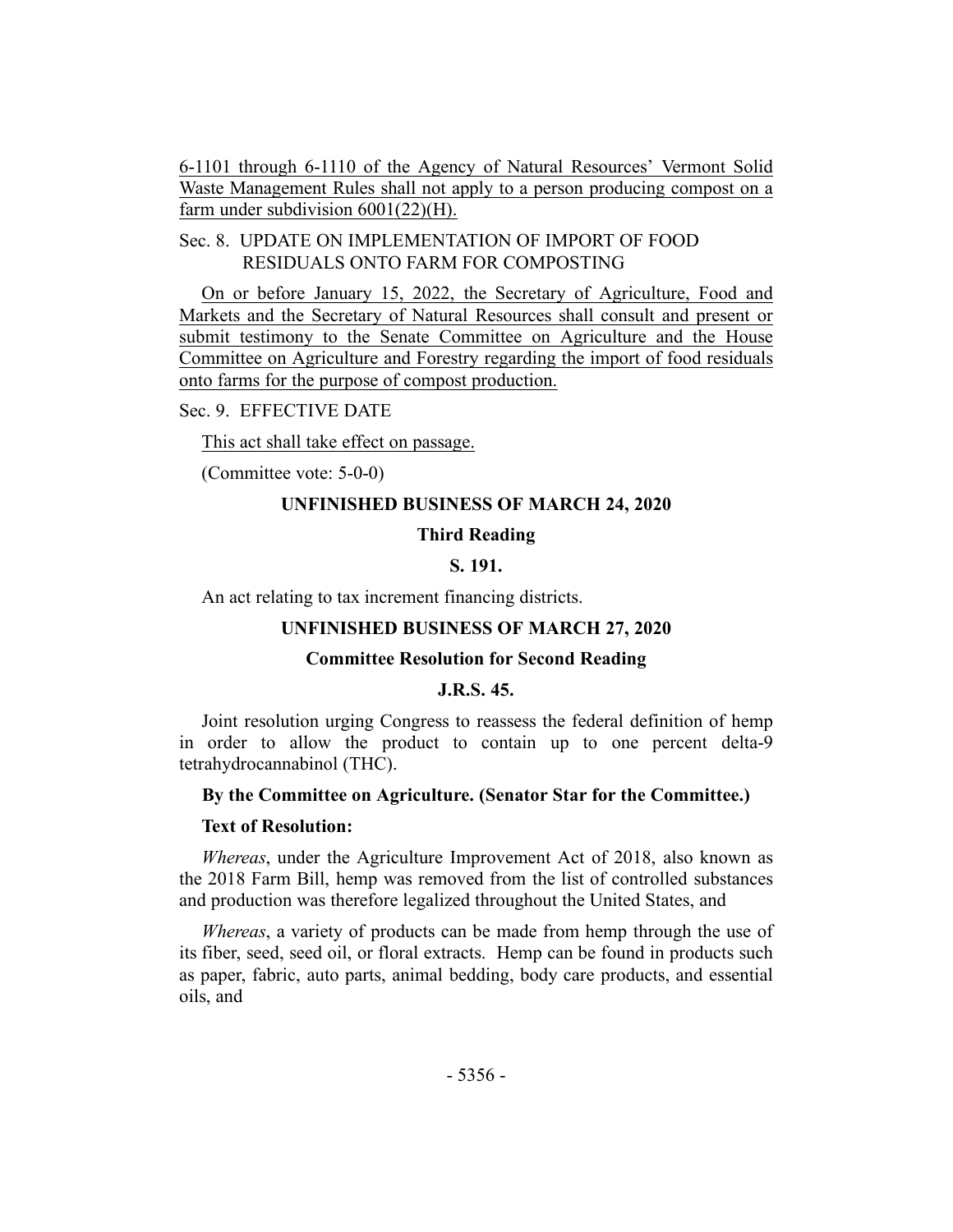6-1101 through 6-1110 of the Agency of Natural Resources' Vermont Solid Waste Management Rules shall not apply to a person producing compost on a farm under subdivision 6001(22)(H).

Sec. 8. UPDATE ON IMPLEMENTATION OF IMPORT OF FOOD RESIDUALS ONTO FARM FOR COMPOSTING

On or before January 15, 2022, the Secretary of Agriculture, Food and Markets and the Secretary of Natural Resources shall consult and present or submit testimony to the Senate Committee on Agriculture and the House Committee on Agriculture and Forestry regarding the import of food residuals onto farms for the purpose of compost production.

Sec. 9. EFFECTIVE DATE

This act shall take effect on passage.

(Committee vote: 5-0-0)

**UNFINISHED BUSINESS OF MARCH 24, 2020**

**Third Reading**

**S. 191.**

An act relating to tax increment financing districts.

**UNFINISHED BUSINESS OF MARCH 27, 2020**

**Committee Resolution for Second Reading**

**J.R.S. 45.**

Joint resolution urging Congress to reassess the federal definition of hemp in order to allow the product to contain up to one percent delta-9 tetrahydrocannabinol (THC).

**By the Committee on Agriculture. (Senator Star for the Committee.)**

**Text of Resolution:**

*Whereas*, under the Agriculture Improvement Act of 2018, also known as the 2018 Farm Bill, hemp was removed from the list of controlled substances and production was therefore legalized throughout the United States, and

*Whereas*, a variety of products can be made from hemp through the use of its fiber, seed, seed oil, or floral extracts. Hemp can be found in products such as paper, fabric, auto parts, animal bedding, body care products, and essential oils, and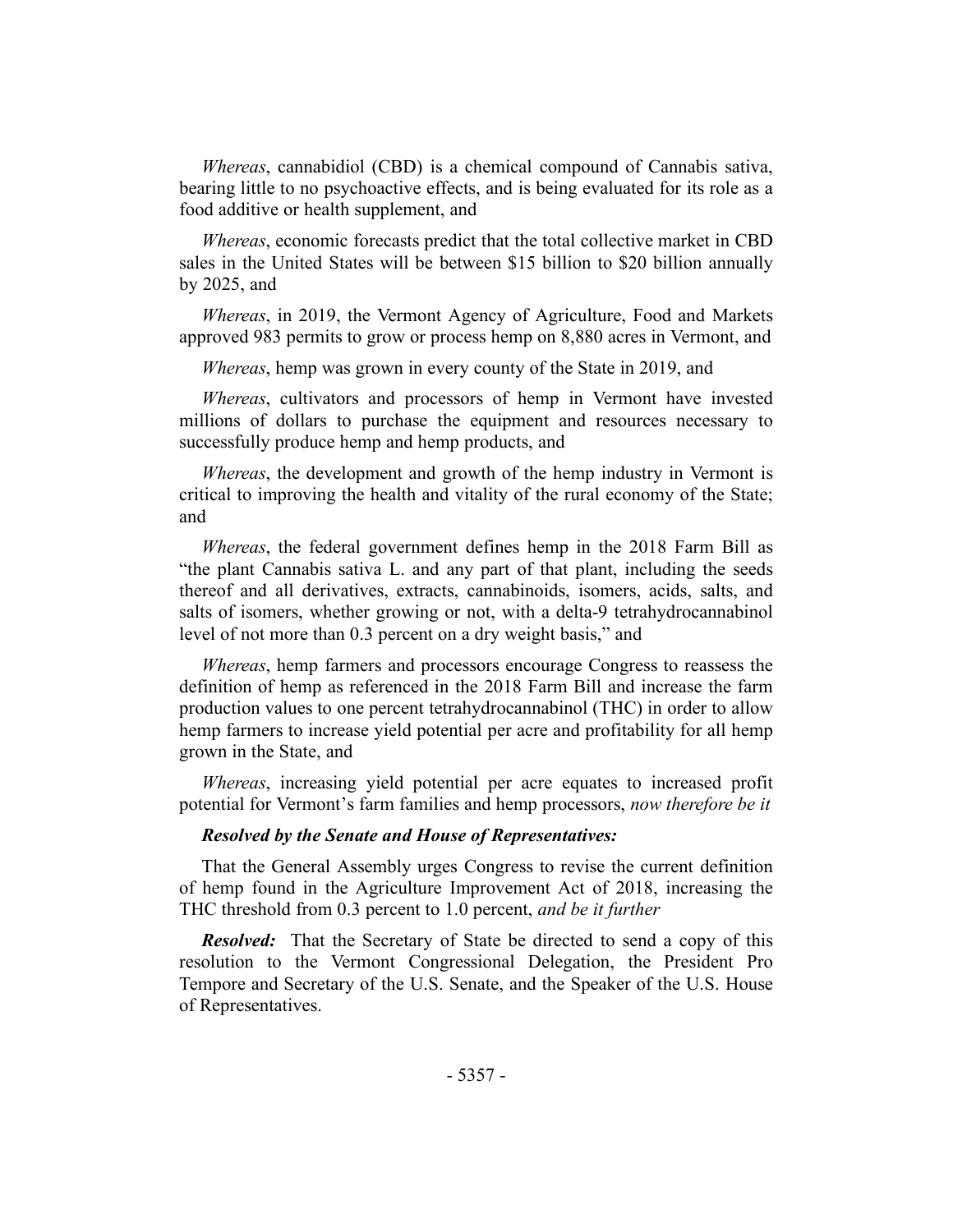*Whereas*, cannabidiol (CBD) is a chemical compound of Cannabis sativa, bearing little to no psychoactive effects, and is being evaluated for its role as a food additive or health supplement, and

*Whereas*, economic forecasts predict that the total collective market in CBD sales in the United States will be between $15 billion to $20 billion annually by 2025, and

*Whereas*, in 2019, the Vermont Agency of Agriculture, Food and Markets approved 983 permits to grow or process hemp on 8,880 acres in Vermont, and

*Whereas*, hemp was grown in every county of the State in 2019, and

*Whereas*, cultivators and processors of hemp in Vermont have invested millions of dollars to purchase the equipment and resources necessary to successfully produce hemp and hemp products, and

*Whereas*, the development and growth of the hemp industry in Vermont is critical to improving the health and vitality of the rural economy of the State; and

*Whereas*, the federal government defines hemp in the 2018 Farm Bill as "the plant Cannabis sativa L. and any part of that plant, including the seeds thereof and all derivatives, extracts, cannabinoids, isomers, acids, salts, and salts of isomers, whether growing or not, with a delta-9 tetrahydrocannabinol level of not more than 0.3 percent on a dry weight basis," and

*Whereas*, hemp farmers and processors encourage Congress to reassess the definition of hemp as referenced in the 2018 Farm Bill and increase the farm production values to one percent tetrahydrocannabinol (THC) in order to allow hemp farmers to increase yield potential per acre and profitability for all hemp grown in the State, and

*Whereas*, increasing yield potential per acre equates to increased profit potential for Vermont's farm families and hemp processors, *now therefore be it*

***Resolved by the Senate and House of Representatives:***

That the General Assembly urges Congress to revise the current definition of hemp found in the Agriculture Improvement Act of 2018, increasing the THC threshold from 0.3 percent to 1.0 percent, *and be it further*

***Resolved:*** That the Secretary of State be directed to send a copy of this resolution to the Vermont Congressional Delegation, the President Pro Tempore and Secretary of the U.S. Senate, and the Speaker of the U.S. House of Representatives.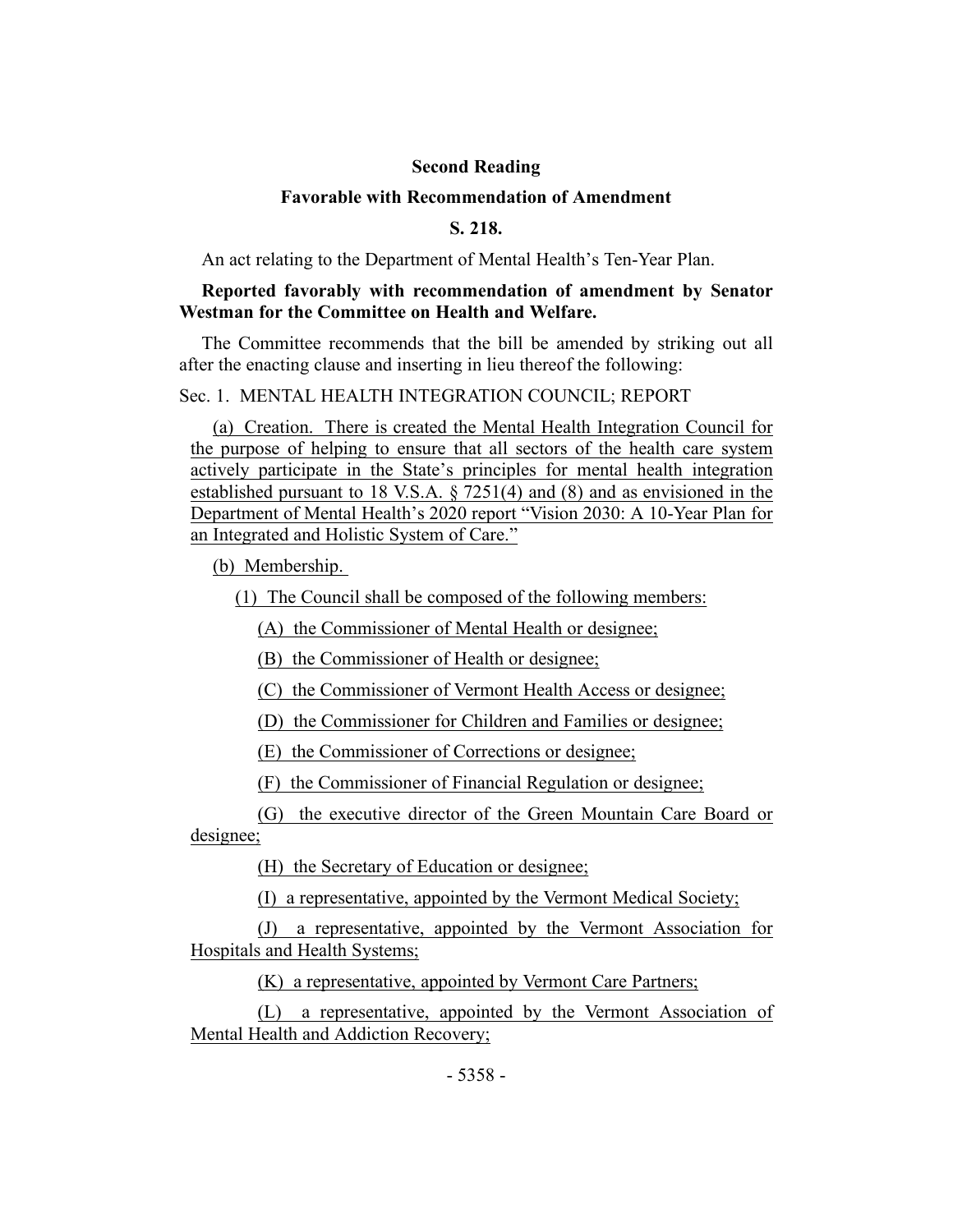**Second Reading**

**Favorable with Recommendation of Amendment**

**S. 218.**

An act relating to the Department of Mental Health's Ten-Year Plan.

**Reported favorably with recommendation of amendment by Senator Westman for the Committee on Health and Welfare.**

The Committee recommends that the bill be amended by striking out all after the enacting clause and inserting in lieu thereof the following:

Sec. 1. MENTAL HEALTH INTEGRATION COUNCIL; REPORT

(a) Creation. There is created the Mental Health Integration Council for the purpose of helping to ensure that all sectors of the health care system actively participate in the State's principles for mental health integration established pursuant to 18 V.S.A. § 7251(4) and (8) and as envisioned in the Department of Mental Health's 2020 report "Vision 2030: A 10-Year Plan for an Integrated and Holistic System of Care."

(b) Membership.

(1) The Council shall be composed of the following members:

(A) the Commissioner of Mental Health or designee;

(B) the Commissioner of Health or designee;

(C) the Commissioner of Vermont Health Access or designee;

(D) the Commissioner for Children and Families or designee;

(E) the Commissioner of Corrections or designee;

(F) the Commissioner of Financial Regulation or designee;

(G) the executive director of the Green Mountain Care Board or designee;

(H) the Secretary of Education or designee;

(I) a representative, appointed by the Vermont Medical Society;

(J) a representative, appointed by the Vermont Association for Hospitals and Health Systems;

(K) a representative, appointed by Vermont Care Partners;

(L) a representative, appointed by the Vermont Association of Mental Health and Addiction Recovery;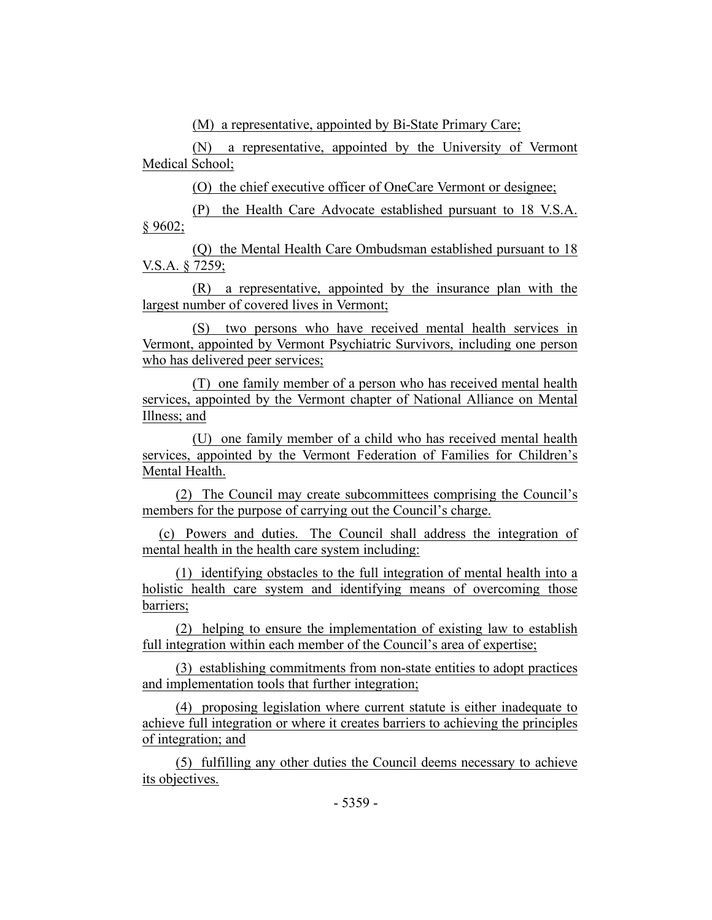(M) a representative, appointed by Bi-State Primary Care;

(N) a representative, appointed by the University of Vermont Medical School;

(O) the chief executive officer of OneCare Vermont or designee;

(P) the Health Care Advocate established pursuant to 18 V.S.A. § 9602;

(Q) the Mental Health Care Ombudsman established pursuant to 18 V.S.A. § 7259;

(R) a representative, appointed by the insurance plan with the largest number of covered lives in Vermont;

(S) two persons who have received mental health services in Vermont, appointed by Vermont Psychiatric Survivors, including one person who has delivered peer services;

(T) one family member of a person who has received mental health services, appointed by the Vermont chapter of National Alliance on Mental Illness; and

(U) one family member of a child who has received mental health services, appointed by the Vermont Federation of Families for Children's Mental Health.

(2) The Council may create subcommittees comprising the Council's members for the purpose of carrying out the Council's charge.

(c) Powers and duties. The Council shall address the integration of mental health in the health care system including:

(1) identifying obstacles to the full integration of mental health into a holistic health care system and identifying means of overcoming those barriers;

(2) helping to ensure the implementation of existing law to establish full integration within each member of the Council's area of expertise;

(3) establishing commitments from non-state entities to adopt practices and implementation tools that further integration;

(4) proposing legislation where current statute is either inadequate to achieve full integration or where it creates barriers to achieving the principles of integration; and

(5) fulfilling any other duties the Council deems necessary to achieve its objectives.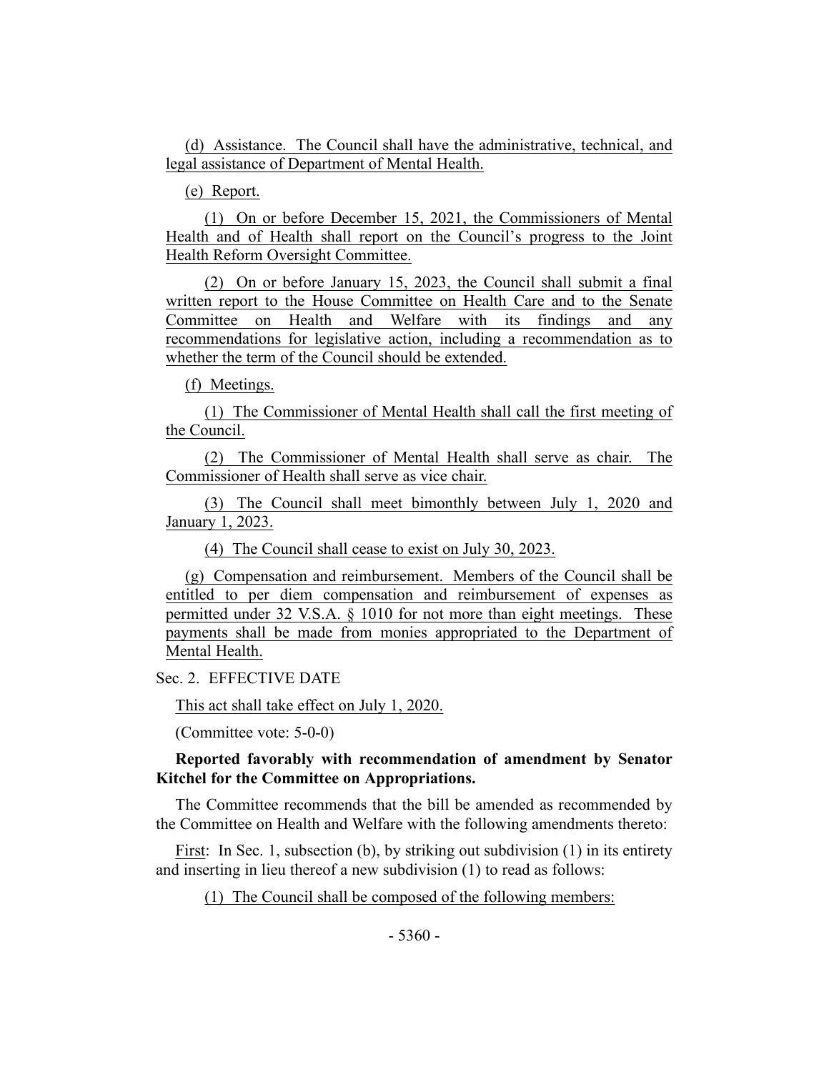(d) Assistance. The Council shall have the administrative, technical, and legal assistance of Department of Mental Health.

(e) Report.

(1) On or before December 15, 2021, the Commissioners of Mental Health and of Health shall report on the Council's progress to the Joint Health Reform Oversight Committee.

(2) On or before January 15, 2023, the Council shall submit a final written report to the House Committee on Health Care and to the Senate Committee on Health and Welfare with its findings and any recommendations for legislative action, including a recommendation as to whether the term of the Council should be extended.

(f) Meetings.

(1) The Commissioner of Mental Health shall call the first meeting of the Council.

(2) The Commissioner of Mental Health shall serve as chair. The Commissioner of Health shall serve as vice chair.

(3) The Council shall meet bimonthly between July 1, 2020 and January 1, 2023.

(4) The Council shall cease to exist on July 30, 2023.

(g) Compensation and reimbursement. Members of the Council shall be entitled to per diem compensation and reimbursement of expenses as permitted under 32 V.S.A. § 1010 for not more than eight meetings. These payments shall be made from monies appropriated to the Department of Mental Health.

Sec. 2. EFFECTIVE DATE

This act shall take effect on July 1, 2020.

(Committee vote: 5-0-0)

**Reported favorably with recommendation of amendment by Senator Kitchel for the Committee on Appropriations.**

The Committee recommends that the bill be amended as recommended by the Committee on Health and Welfare with the following amendments thereto:

First: In Sec. 1, subsection (b), by striking out subdivision (1) in its entirety and inserting in lieu thereof a new subdivision (1) to read as follows:

(1) The Council shall be composed of the following members: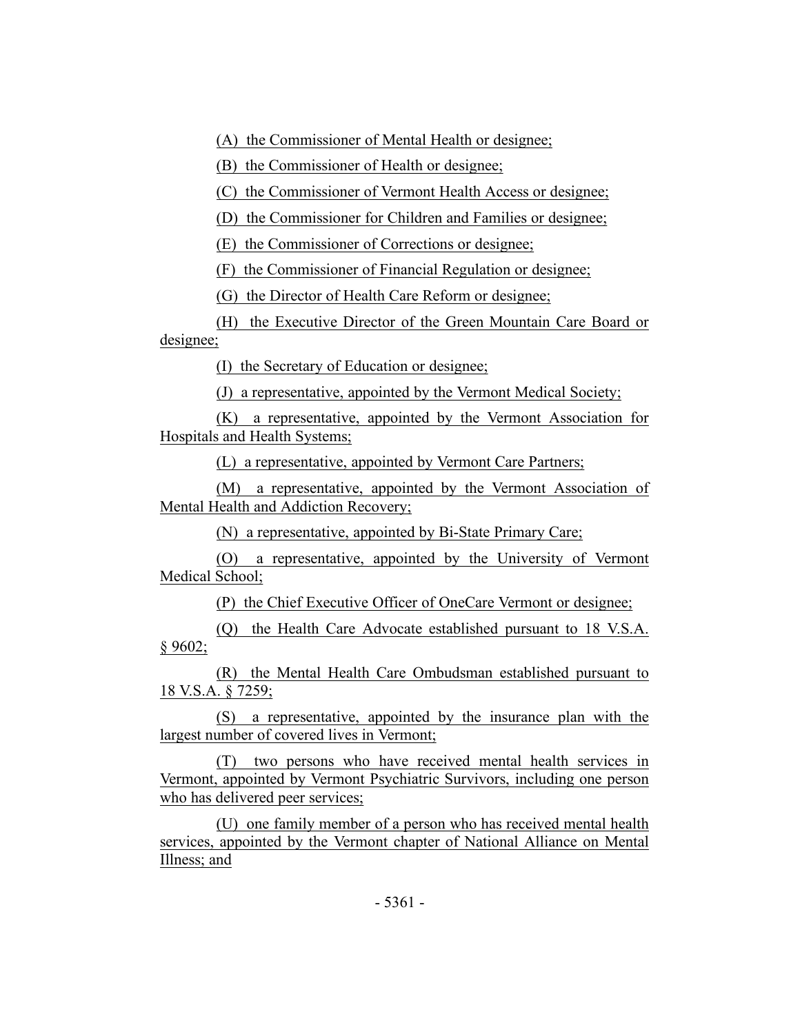(A) the Commissioner of Mental Health or designee;

(B) the Commissioner of Health or designee;

(C) the Commissioner of Vermont Health Access or designee;

(D) the Commissioner for Children and Families or designee;

(E) the Commissioner of Corrections or designee;

(F) the Commissioner of Financial Regulation or designee;

(G) the Director of Health Care Reform or designee;

(H) the Executive Director of the Green Mountain Care Board or designee;

(I) the Secretary of Education or designee;

(J) a representative, appointed by the Vermont Medical Society;

(K) a representative, appointed by the Vermont Association for Hospitals and Health Systems;

(L) a representative, appointed by Vermont Care Partners;

(M) a representative, appointed by the Vermont Association of Mental Health and Addiction Recovery;

(N) a representative, appointed by Bi-State Primary Care;

(O) a representative, appointed by the University of Vermont Medical School;

(P) the Chief Executive Officer of OneCare Vermont or designee;

(Q) the Health Care Advocate established pursuant to 18 V.S.A. § 9602;

(R) the Mental Health Care Ombudsman established pursuant to 18 V.S.A. § 7259;

(S) a representative, appointed by the insurance plan with the largest number of covered lives in Vermont;

(T) two persons who have received mental health services in Vermont, appointed by Vermont Psychiatric Survivors, including one person who has delivered peer services;

(U) one family member of a person who has received mental health services, appointed by the Vermont chapter of National Alliance on Mental Illness; and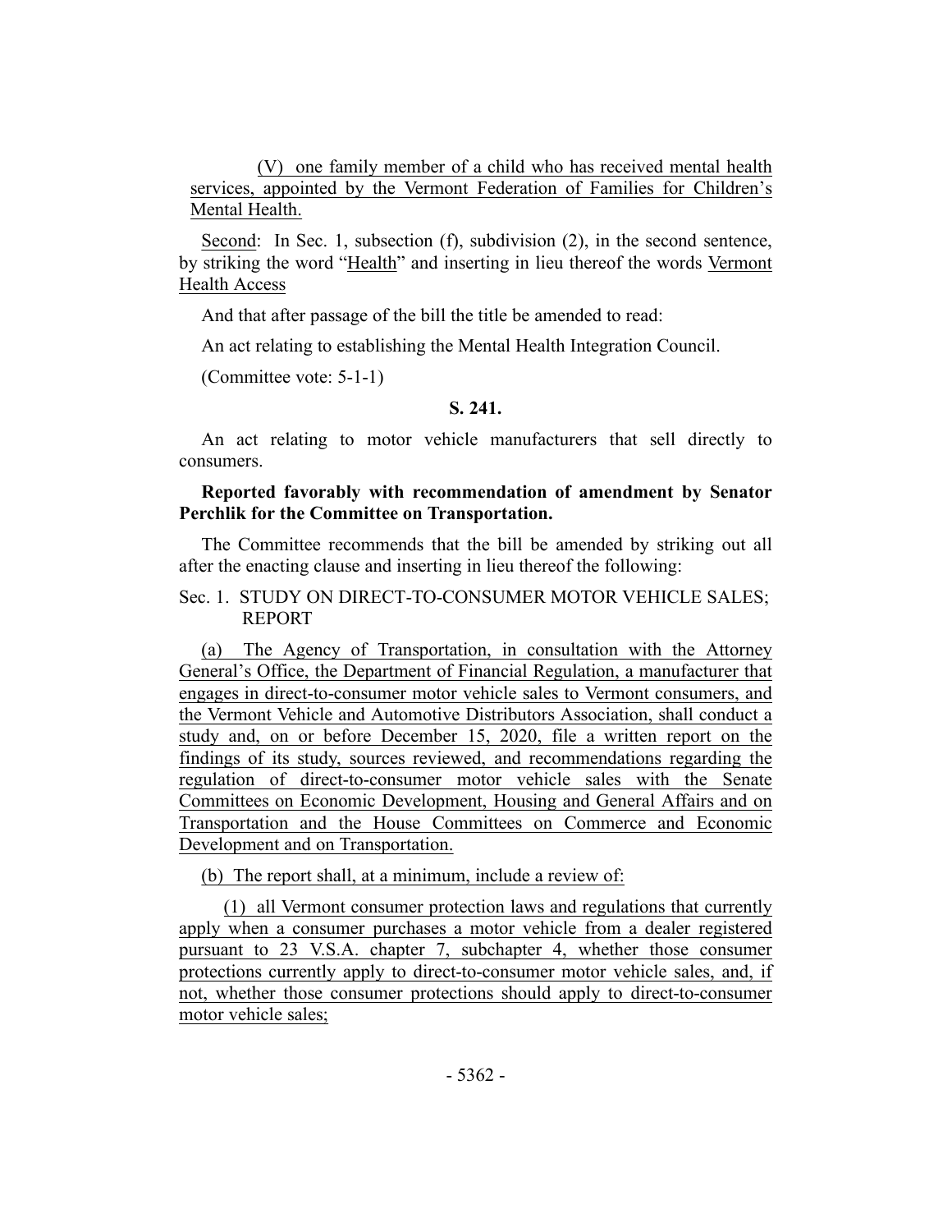(V) one family member of a child who has received mental health services, appointed by the Vermont Federation of Families for Children's Mental Health.

Second: In Sec. 1, subsection (f), subdivision (2), in the second sentence, by striking the word "Health" and inserting in lieu thereof the words Vermont Health Access

And that after passage of the bill the title be amended to read:

An act relating to establishing the Mental Health Integration Council.

(Committee vote: 5-1-1)

**S. 241.**

An act relating to motor vehicle manufacturers that sell directly to consumers.

**Reported favorably with recommendation of amendment by Senator Perchlik for the Committee on Transportation.**

The Committee recommends that the bill be amended by striking out all after the enacting clause and inserting in lieu thereof the following:

Sec. 1. STUDY ON DIRECT-TO-CONSUMER MOTOR VEHICLE SALES; REPORT

(a) The Agency of Transportation, in consultation with the Attorney General's Office, the Department of Financial Regulation, a manufacturer that engages in direct-to-consumer motor vehicle sales to Vermont consumers, and the Vermont Vehicle and Automotive Distributors Association, shall conduct a study and, on or before December 15, 2020, file a written report on the findings of its study, sources reviewed, and recommendations regarding the regulation of direct-to-consumer motor vehicle sales with the Senate Committees on Economic Development, Housing and General Affairs and on Transportation and the House Committees on Commerce and Economic Development and on Transportation.

(b) The report shall, at a minimum, include a review of:

(1) all Vermont consumer protection laws and regulations that currently apply when a consumer purchases a motor vehicle from a dealer registered pursuant to 23 V.S.A. chapter 7, subchapter 4, whether those consumer protections currently apply to direct-to-consumer motor vehicle sales, and, if not, whether those consumer protections should apply to direct-to-consumer motor vehicle sales;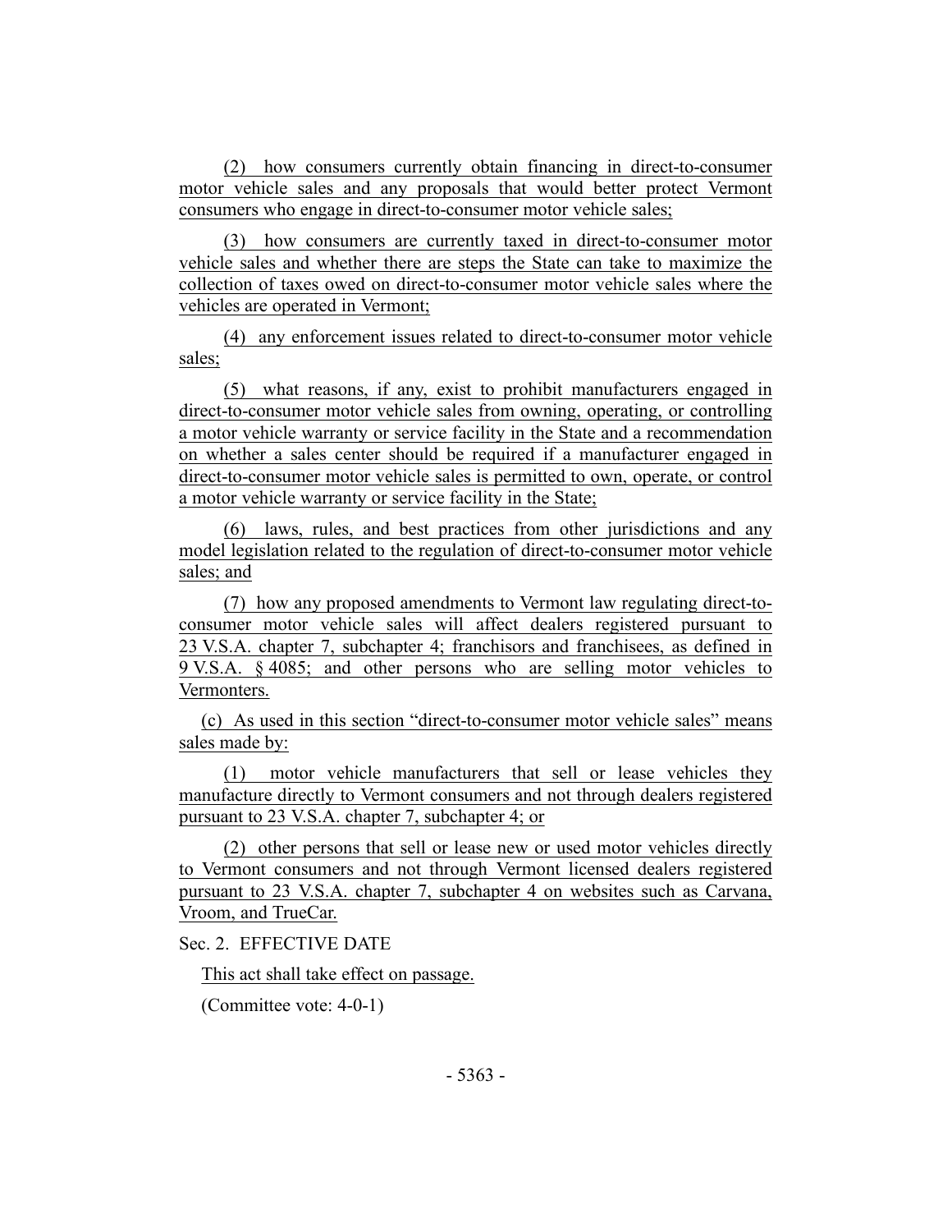(2) how consumers currently obtain financing in direct-to-consumer motor vehicle sales and any proposals that would better protect Vermont consumers who engage in direct-to-consumer motor vehicle sales;

(3) how consumers are currently taxed in direct-to-consumer motor vehicle sales and whether there are steps the State can take to maximize the collection of taxes owed on direct-to-consumer motor vehicle sales where the vehicles are operated in Vermont;

(4) any enforcement issues related to direct-to-consumer motor vehicle sales;

(5) what reasons, if any, exist to prohibit manufacturers engaged in direct-to-consumer motor vehicle sales from owning, operating, or controlling a motor vehicle warranty or service facility in the State and a recommendation on whether a sales center should be required if a manufacturer engaged in direct-to-consumer motor vehicle sales is permitted to own, operate, or control a motor vehicle warranty or service facility in the State;

(6) laws, rules, and best practices from other jurisdictions and any model legislation related to the regulation of direct-to-consumer motor vehicle sales; and

(7) how any proposed amendments to Vermont law regulating direct-to-consumer motor vehicle sales will affect dealers registered pursuant to 23 V.S.A. chapter 7, subchapter 4; franchisors and franchisees, as defined in 9 V.S.A. § 4085; and other persons who are selling motor vehicles to Vermonters.

(c) As used in this section "direct-to-consumer motor vehicle sales" means sales made by:

(1) motor vehicle manufacturers that sell or lease vehicles they manufacture directly to Vermont consumers and not through dealers registered pursuant to 23 V.S.A. chapter 7, subchapter 4; or

(2) other persons that sell or lease new or used motor vehicles directly to Vermont consumers and not through Vermont licensed dealers registered pursuant to 23 V.S.A. chapter 7, subchapter 4 on websites such as Carvana, Vroom, and TrueCar.

Sec. 2. EFFECTIVE DATE

This act shall take effect on passage.

(Committee vote: 4-0-1)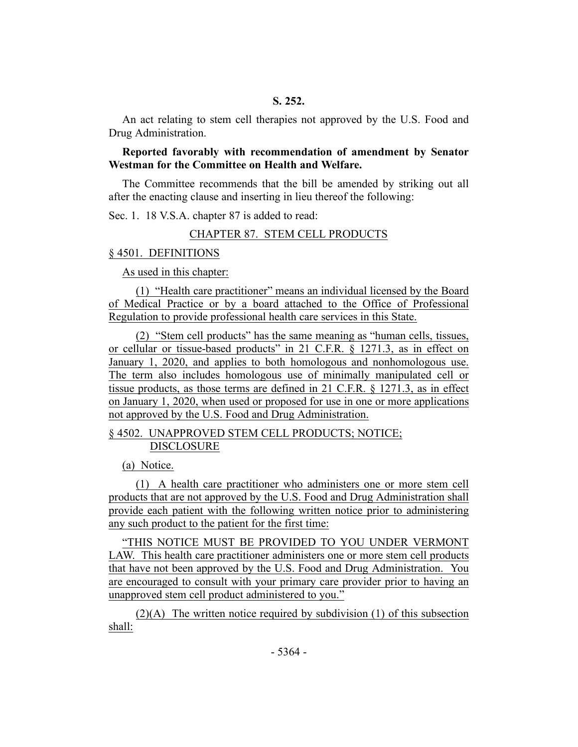**S. 252.**

An act relating to stem cell therapies not approved by the U.S. Food and Drug Administration.

**Reported favorably with recommendation of amendment by Senator Westman for the Committee on Health and Welfare.**

The Committee recommends that the bill be amended by striking out all after the enacting clause and inserting in lieu thereof the following:

Sec. 1. 18 V.S.A. chapter 87 is added to read:

CHAPTER 87. STEM CELL PRODUCTS

§ 4501. DEFINITIONS

As used in this chapter:

(1) "Health care practitioner" means an individual licensed by the Board of Medical Practice or by a board attached to the Office of Professional Regulation to provide professional health care services in this State.

(2) "Stem cell products" has the same meaning as "human cells, tissues, or cellular or tissue-based products" in 21 C.F.R. § 1271.3, as in effect on January 1, 2020, and applies to both homologous and nonhomologous use. The term also includes homologous use of minimally manipulated cell or tissue products, as those terms are defined in 21 C.F.R. § 1271.3, as in effect on January 1, 2020, when used or proposed for use in one or more applications not approved by the U.S. Food and Drug Administration.

§ 4502. UNAPPROVED STEM CELL PRODUCTS; NOTICE; DISCLOSURE

(a) Notice.

(1) A health care practitioner who administers one or more stem cell products that are not approved by the U.S. Food and Drug Administration shall provide each patient with the following written notice prior to administering any such product to the patient for the first time:

"THIS NOTICE MUST BE PROVIDED TO YOU UNDER VERMONT LAW. This health care practitioner administers one or more stem cell products that have not been approved by the U.S. Food and Drug Administration. You are encouraged to consult with your primary care provider prior to having an unapproved stem cell product administered to you."

(2)(A) The written notice required by subdivision (1) of this subsection shall: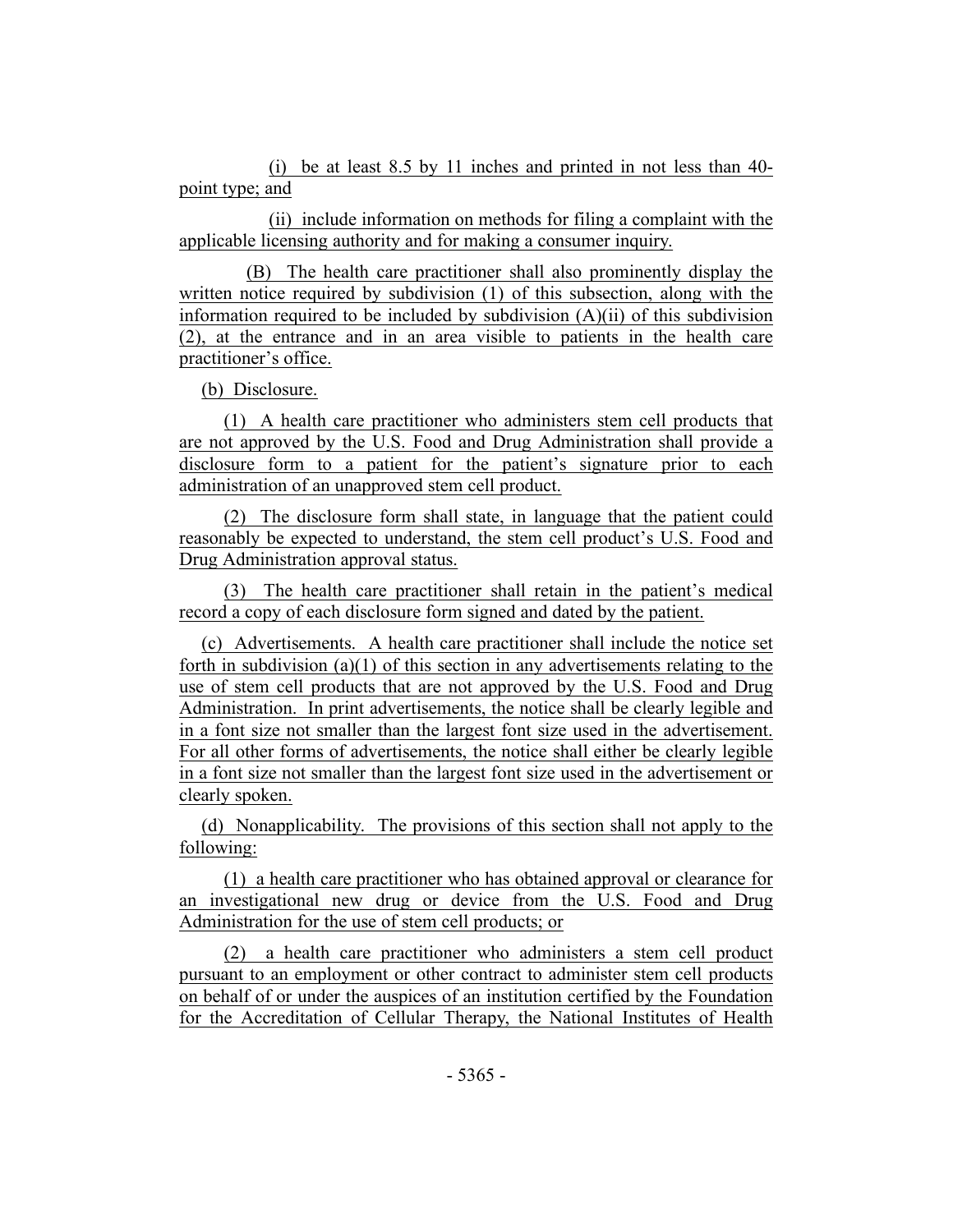(i) be at least 8.5 by 11 inches and printed in not less than 40-point type; and

(ii) include information on methods for filing a complaint with the applicable licensing authority and for making a consumer inquiry.

(B) The health care practitioner shall also prominently display the written notice required by subdivision (1) of this subsection, along with the information required to be included by subdivision (A)(ii) of this subdivision (2), at the entrance and in an area visible to patients in the health care practitioner's office.

(b) Disclosure.

(1) A health care practitioner who administers stem cell products that are not approved by the U.S. Food and Drug Administration shall provide a disclosure form to a patient for the patient's signature prior to each administration of an unapproved stem cell product.

(2) The disclosure form shall state, in language that the patient could reasonably be expected to understand, the stem cell product's U.S. Food and Drug Administration approval status.

(3) The health care practitioner shall retain in the patient's medical record a copy of each disclosure form signed and dated by the patient.

(c) Advertisements. A health care practitioner shall include the notice set forth in subdivision (a)(1) of this section in any advertisements relating to the use of stem cell products that are not approved by the U.S. Food and Drug Administration. In print advertisements, the notice shall be clearly legible and in a font size not smaller than the largest font size used in the advertisement. For all other forms of advertisements, the notice shall either be clearly legible in a font size not smaller than the largest font size used in the advertisement or clearly spoken.

(d) Nonapplicability. The provisions of this section shall not apply to the following:

(1) a health care practitioner who has obtained approval or clearance for an investigational new drug or device from the U.S. Food and Drug Administration for the use of stem cell products; or

(2) a health care practitioner who administers a stem cell product pursuant to an employment or other contract to administer stem cell products on behalf of or under the auspices of an institution certified by the Foundation for the Accreditation of Cellular Therapy, the National Institutes of Health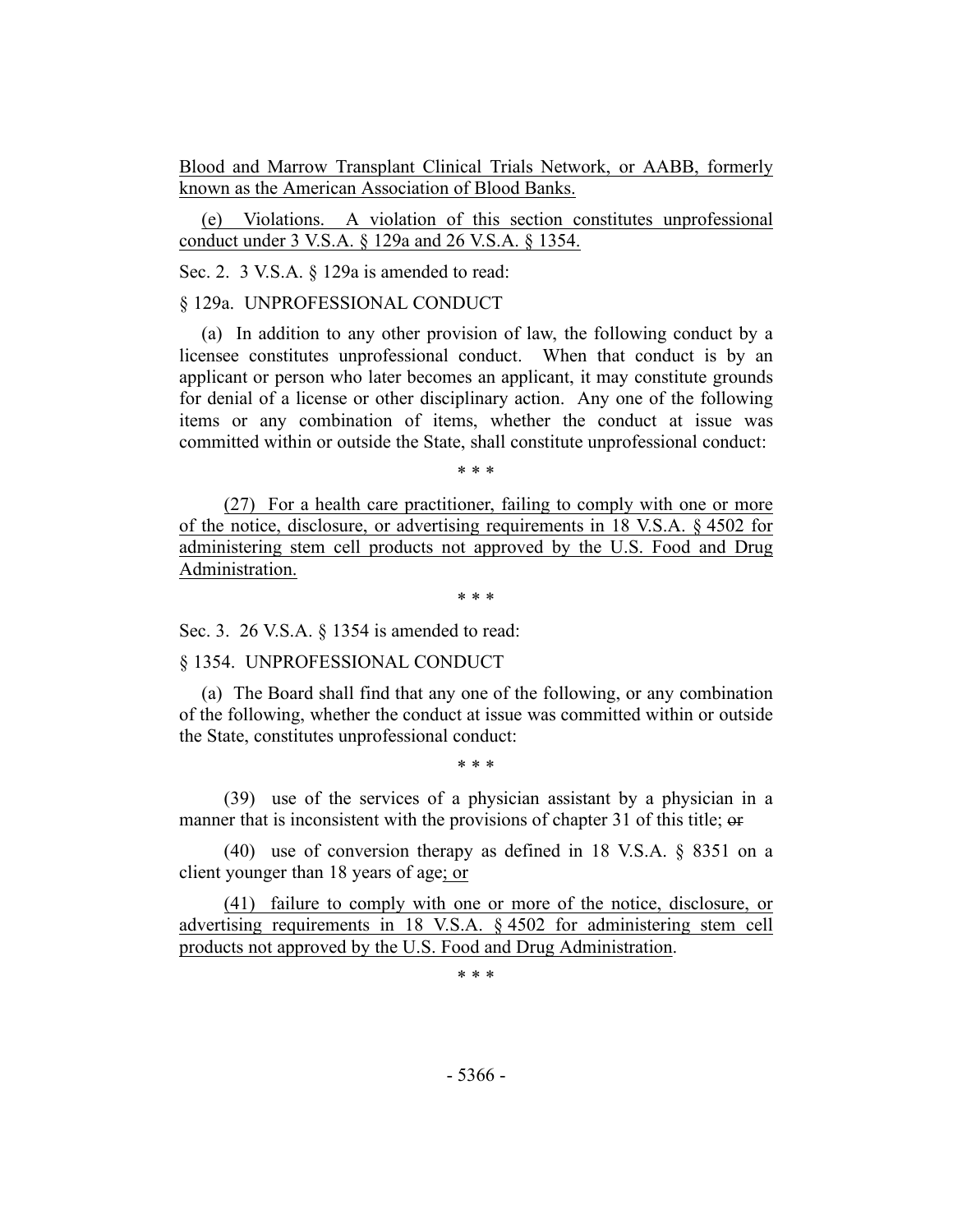Blood and Marrow Transplant Clinical Trials Network, or AABB, formerly known as the American Association of Blood Banks.

(e) Violations. A violation of this section constitutes unprofessional conduct under 3 V.S.A. § 129a and 26 V.S.A. § 1354.

Sec. 2. 3 V.S.A. § 129a is amended to read:

§ 129a. UNPROFESSIONAL CONDUCT

(a) In addition to any other provision of law, the following conduct by a licensee constitutes unprofessional conduct. When that conduct is by an applicant or person who later becomes an applicant, it may constitute grounds for denial of a license or other disciplinary action. Any one of the following items or any combination of items, whether the conduct at issue was committed within or outside the State, shall constitute unprofessional conduct:

\* \* \*

(27) For a health care practitioner, failing to comply with one or more of the notice, disclosure, or advertising requirements in 18 V.S.A. § 4502 for administering stem cell products not approved by the U.S. Food and Drug Administration.

\* \* \*

Sec. 3. 26 V.S.A. § 1354 is amended to read:

§ 1354. UNPROFESSIONAL CONDUCT

(a) The Board shall find that any one of the following, or any combination of the following, whether the conduct at issue was committed within or outside the State, constitutes unprofessional conduct:

\* \* \*

(39) use of the services of a physician assistant by a physician in a manner that is inconsistent with the provisions of chapter 31 of this title; ~~or~~

(40) use of conversion therapy as defined in 18 V.S.A. § 8351 on a client younger than 18 years of age; or

(41) failure to comply with one or more of the notice, disclosure, or advertising requirements in 18 V.S.A. § 4502 for administering stem cell products not approved by the U.S. Food and Drug Administration.

\* \* \*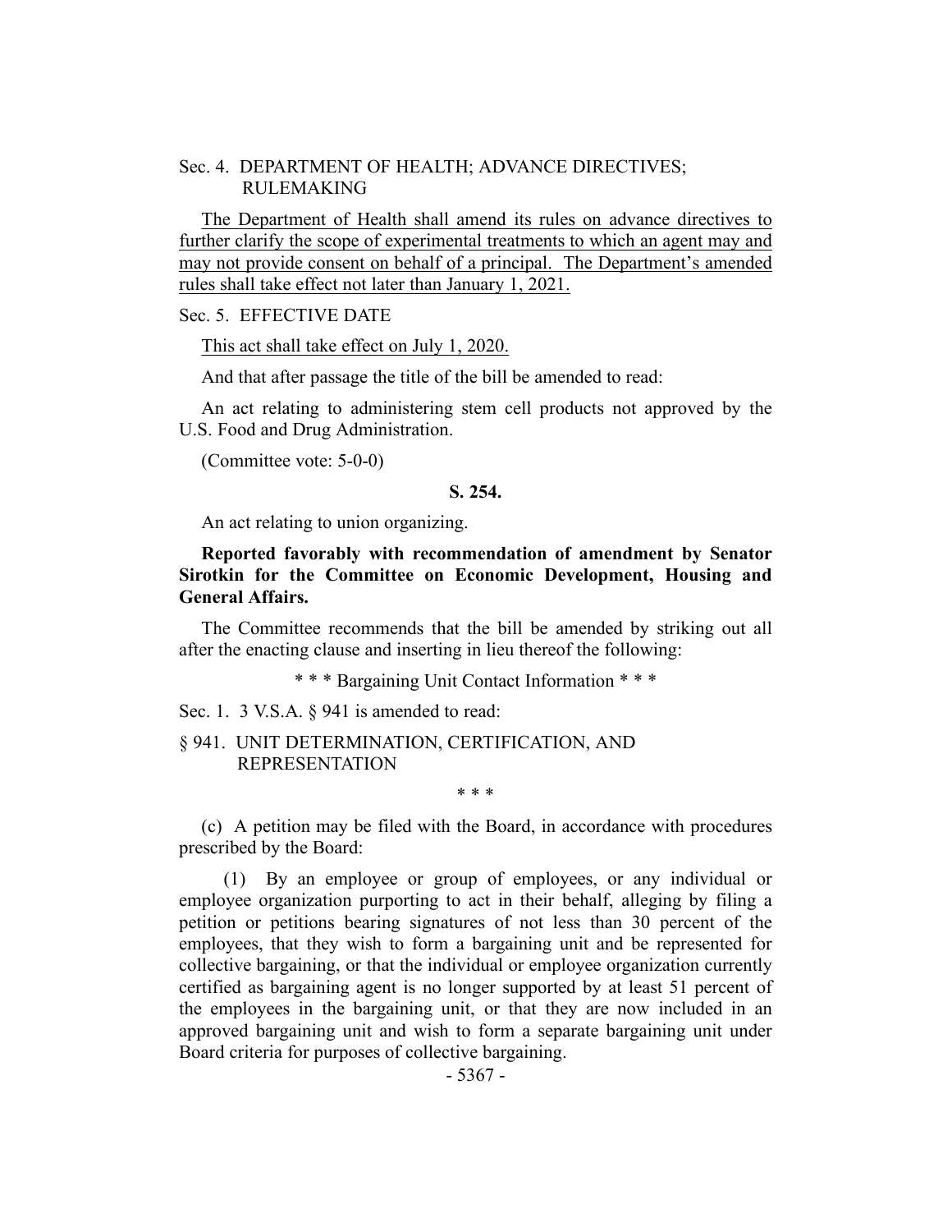Sec. 4. DEPARTMENT OF HEALTH; ADVANCE DIRECTIVES; RULEMAKING

The Department of Health shall amend its rules on advance directives to further clarify the scope of experimental treatments to which an agent may and may not provide consent on behalf of a principal. The Department's amended rules shall take effect not later than January 1, 2021.

Sec. 5. EFFECTIVE DATE

This act shall take effect on July 1, 2020.

And that after passage the title of the bill be amended to read:

An act relating to administering stem cell products not approved by the U.S. Food and Drug Administration.

(Committee vote: 5-0-0)

**S. 254.**

An act relating to union organizing.

**Reported favorably with recommendation of amendment by Senator Sirotkin for the Committee on Economic Development, Housing and General Affairs.**

The Committee recommends that the bill be amended by striking out all after the enacting clause and inserting in lieu thereof the following:

\* \* \* Bargaining Unit Contact Information \* \* \*

Sec. 1. 3 V.S.A. § 941 is amended to read:

§ 941. UNIT DETERMINATION, CERTIFICATION, AND REPRESENTATION

\* \* \*

(c) A petition may be filed with the Board, in accordance with procedures prescribed by the Board:

(1) By an employee or group of employees, or any individual or employee organization purporting to act in their behalf, alleging by filing a petition or petitions bearing signatures of not less than 30 percent of the employees, that they wish to form a bargaining unit and be represented for collective bargaining, or that the individual or employee organization currently certified as bargaining agent is no longer supported by at least 51 percent of the employees in the bargaining unit, or that they are now included in an approved bargaining unit and wish to form a separate bargaining unit under Board criteria for purposes of collective bargaining.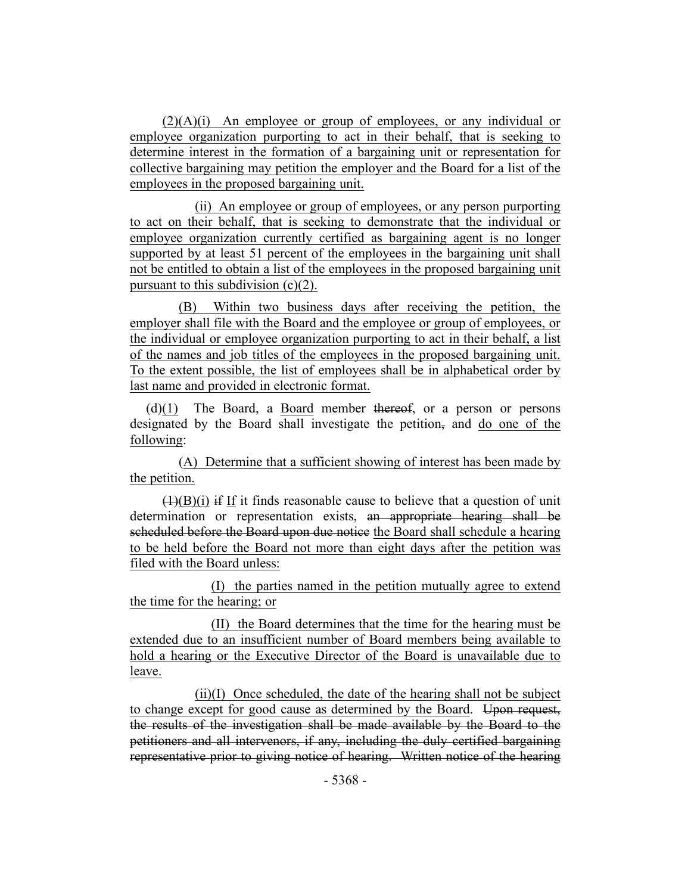(2)(A)(i) An employee or group of employees, or any individual or employee organization purporting to act in their behalf, that is seeking to determine interest in the formation of a bargaining unit or representation for collective bargaining may petition the employer and the Board for a list of the employees in the proposed bargaining unit.

(ii) An employee or group of employees, or any person purporting to act on their behalf, that is seeking to demonstrate that the individual or employee organization currently certified as bargaining agent is no longer supported by at least 51 percent of the employees in the bargaining unit shall not be entitled to obtain a list of the employees in the proposed bargaining unit pursuant to this subdivision (c)(2).

(B) Within two business days after receiving the petition, the employer shall file with the Board and the employee or group of employees, or the individual or employee organization purporting to act in their behalf, a list of the names and job titles of the employees in the proposed bargaining unit. To the extent possible, the list of employees shall be in alphabetical order by last name and provided in electronic format.

(d)(1) The Board, a Board member ~~thereof~~, or a person or persons designated by the Board shall investigate the petition~~,~~ and do one of the following:

(A) Determine that a sufficient showing of interest has been made by the petition.

~~(1)~~(B)(i) ~~if~~ If it finds reasonable cause to believe that a question of unit determination or representation exists, ~~an appropriate hearing shall be scheduled before the Board upon due notice~~ the Board shall schedule a hearing to be held before the Board not more than eight days after the petition was filed with the Board unless:

(I) the parties named in the petition mutually agree to extend the time for the hearing; or

(II) the Board determines that the time for the hearing must be extended due to an insufficient number of Board members being available to hold a hearing or the Executive Director of the Board is unavailable due to leave.

(ii)(I) Once scheduled, the date of the hearing shall not be subject to change except for good cause as determined by the Board. ~~Upon request, the results of the investigation shall be made available by the Board to the petitioners and all intervenors, if any, including the duly certified bargaining representative prior to giving notice of hearing. Written notice of the hearing~~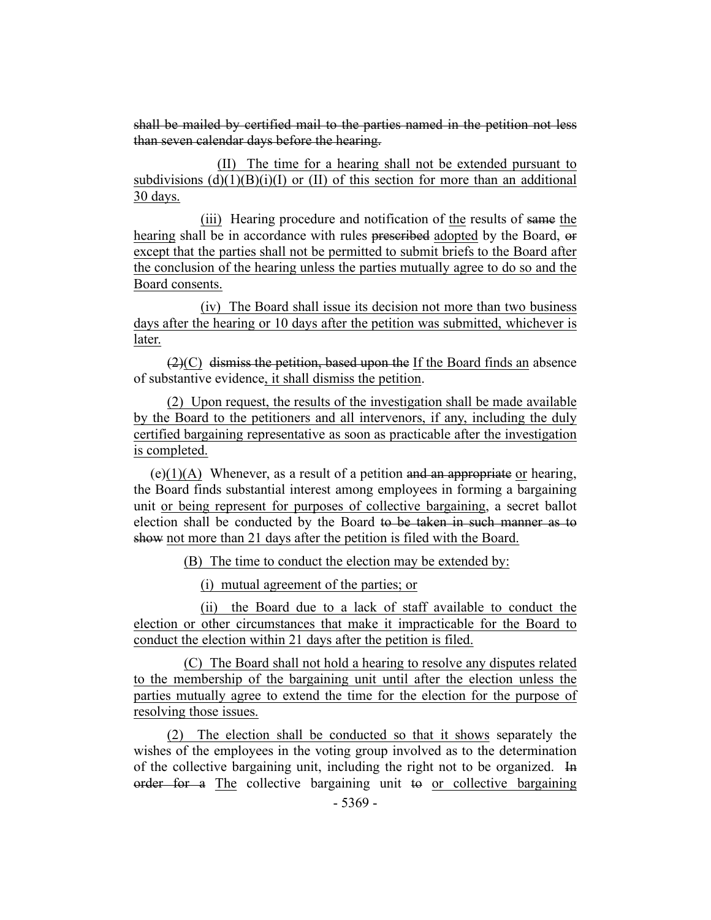shall be mailed by certified mail to the parties named in the petition not less than seven calendar days before the hearing.

(II) The time for a hearing shall not be extended pursuant to subdivisions (d)(1)(B)(i)(I) or (II) of this section for more than an additional 30 days.

(iii) Hearing procedure and notification of the results of same the hearing shall be in accordance with rules prescribed adopted by the Board, or except that the parties shall not be permitted to submit briefs to the Board after the conclusion of the hearing unless the parties mutually agree to do so and the Board consents.

(iv) The Board shall issue its decision not more than two business days after the hearing or 10 days after the petition was submitted, whichever is later.

(2)(C) dismiss the petition, based upon the If the Board finds an absence of substantive evidence, it shall dismiss the petition.

(2) Upon request, the results of the investigation shall be made available by the Board to the petitioners and all intervenors, if any, including the duly certified bargaining representative as soon as practicable after the investigation is completed.

(e)(1)(A) Whenever, as a result of a petition and an appropriate or hearing, the Board finds substantial interest among employees in forming a bargaining unit or being represent for purposes of collective bargaining, a secret ballot election shall be conducted by the Board to be taken in such manner as to show not more than 21 days after the petition is filed with the Board.

(B) The time to conduct the election may be extended by:

(i) mutual agreement of the parties; or

(ii) the Board due to a lack of staff available to conduct the election or other circumstances that make it impracticable for the Board to conduct the election within 21 days after the petition is filed.

(C) The Board shall not hold a hearing to resolve any disputes related to the membership of the bargaining unit until after the election unless the parties mutually agree to extend the time for the election for the purpose of resolving those issues.

(2) The election shall be conducted so that it shows separately the wishes of the employees in the voting group involved as to the determination of the collective bargaining unit, including the right not to be organized. In order for a The collective bargaining unit to or collective bargaining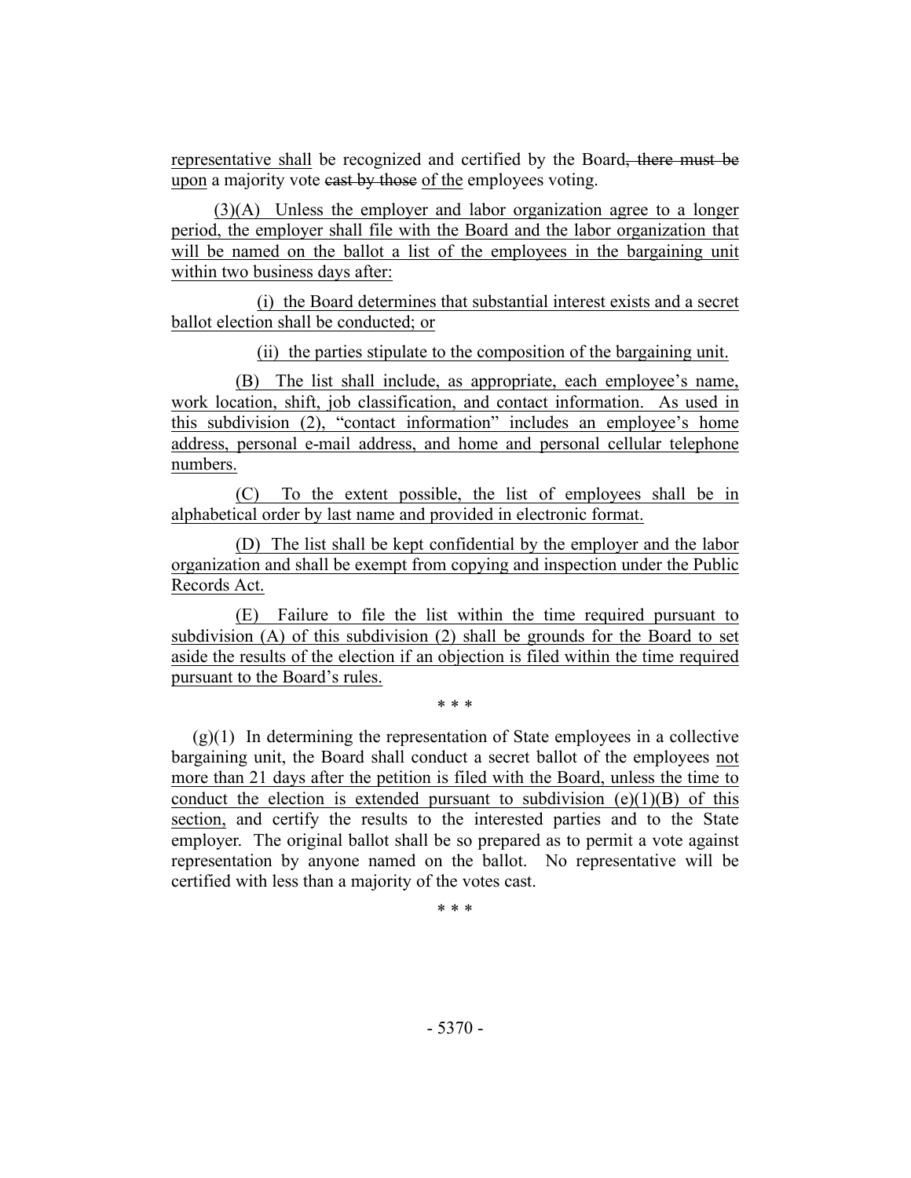representative shall be recognized and certified by the Board, there must be upon a majority vote cast by those of the employees voting.

(3)(A) Unless the employer and labor organization agree to a longer period, the employer shall file with the Board and the labor organization that will be named on the ballot a list of the employees in the bargaining unit within two business days after:

(i) the Board determines that substantial interest exists and a secret ballot election shall be conducted; or

(ii) the parties stipulate to the composition of the bargaining unit.

(B) The list shall include, as appropriate, each employee's name, work location, shift, job classification, and contact information. As used in this subdivision (2), "contact information" includes an employee's home address, personal e-mail address, and home and personal cellular telephone numbers.

(C) To the extent possible, the list of employees shall be in alphabetical order by last name and provided in electronic format.

(D) The list shall be kept confidential by the employer and the labor organization and shall be exempt from copying and inspection under the Public Records Act.

(E) Failure to file the list within the time required pursuant to subdivision (A) of this subdivision (2) shall be grounds for the Board to set aside the results of the election if an objection is filed within the time required pursuant to the Board's rules.

\* \* \*

(g)(1) In determining the representation of State employees in a collective bargaining unit, the Board shall conduct a secret ballot of the employees not more than 21 days after the petition is filed with the Board, unless the time to conduct the election is extended pursuant to subdivision (e)(1)(B) of this section, and certify the results to the interested parties and to the State employer. The original ballot shall be so prepared as to permit a vote against representation by anyone named on the ballot. No representative will be certified with less than a majority of the votes cast.

\* \* \*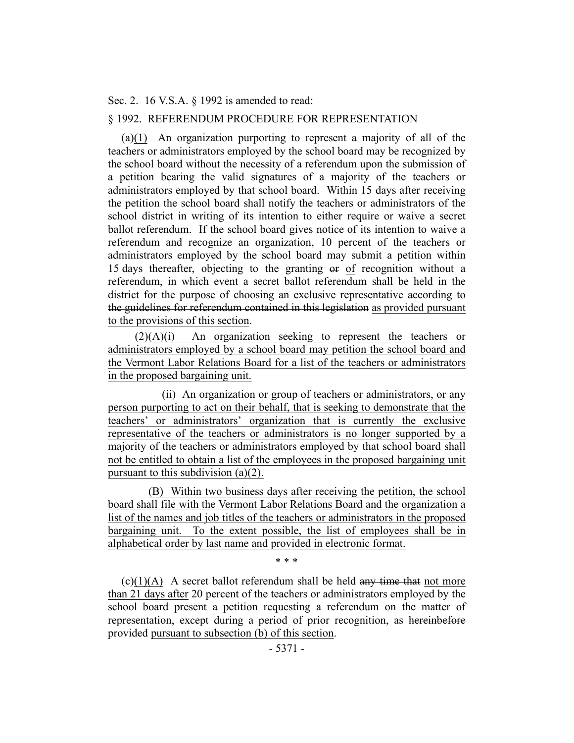Sec. 2. 16 V.S.A. § 1992 is amended to read:

§ 1992. REFERENDUM PROCEDURE FOR REPRESENTATION

(a)(1) An organization purporting to represent a majority of all of the teachers or administrators employed by the school board may be recognized by the school board without the necessity of a referendum upon the submission of a petition bearing the valid signatures of a majority of the teachers or administrators employed by that school board. Within 15 days after receiving the petition the school board shall notify the teachers or administrators of the school district in writing of its intention to either require or waive a secret ballot referendum. If the school board gives notice of its intention to waive a referendum and recognize an organization, 10 percent of the teachers or administrators employed by the school board may submit a petition within 15 days thereafter, objecting to the granting ~~or~~ of recognition without a referendum, in which event a secret ballot referendum shall be held in the district for the purpose of choosing an exclusive representative ~~according to the guidelines for referendum contained in this legislation~~ as provided pursuant to the provisions of this section.

(2)(A)(i) An organization seeking to represent the teachers or administrators employed by a school board may petition the school board and the Vermont Labor Relations Board for a list of the teachers or administrators in the proposed bargaining unit.

(ii) An organization or group of teachers or administrators, or any person purporting to act on their behalf, that is seeking to demonstrate that the teachers' or administrators' organization that is currently the exclusive representative of the teachers or administrators is no longer supported by a majority of the teachers or administrators employed by that school board shall not be entitled to obtain a list of the employees in the proposed bargaining unit pursuant to this subdivision (a)(2).

(B) Within two business days after receiving the petition, the school board shall file with the Vermont Labor Relations Board and the organization a list of the names and job titles of the teachers or administrators in the proposed bargaining unit. To the extent possible, the list of employees shall be in alphabetical order by last name and provided in electronic format.

\* \* \*

(c)(1)(A) A secret ballot referendum shall be held ~~any time that~~ not more than 21 days after 20 percent of the teachers or administrators employed by the school board present a petition requesting a referendum on the matter of representation, except during a period of prior recognition, as ~~hereinbefore~~ provided pursuant to subsection (b) of this section.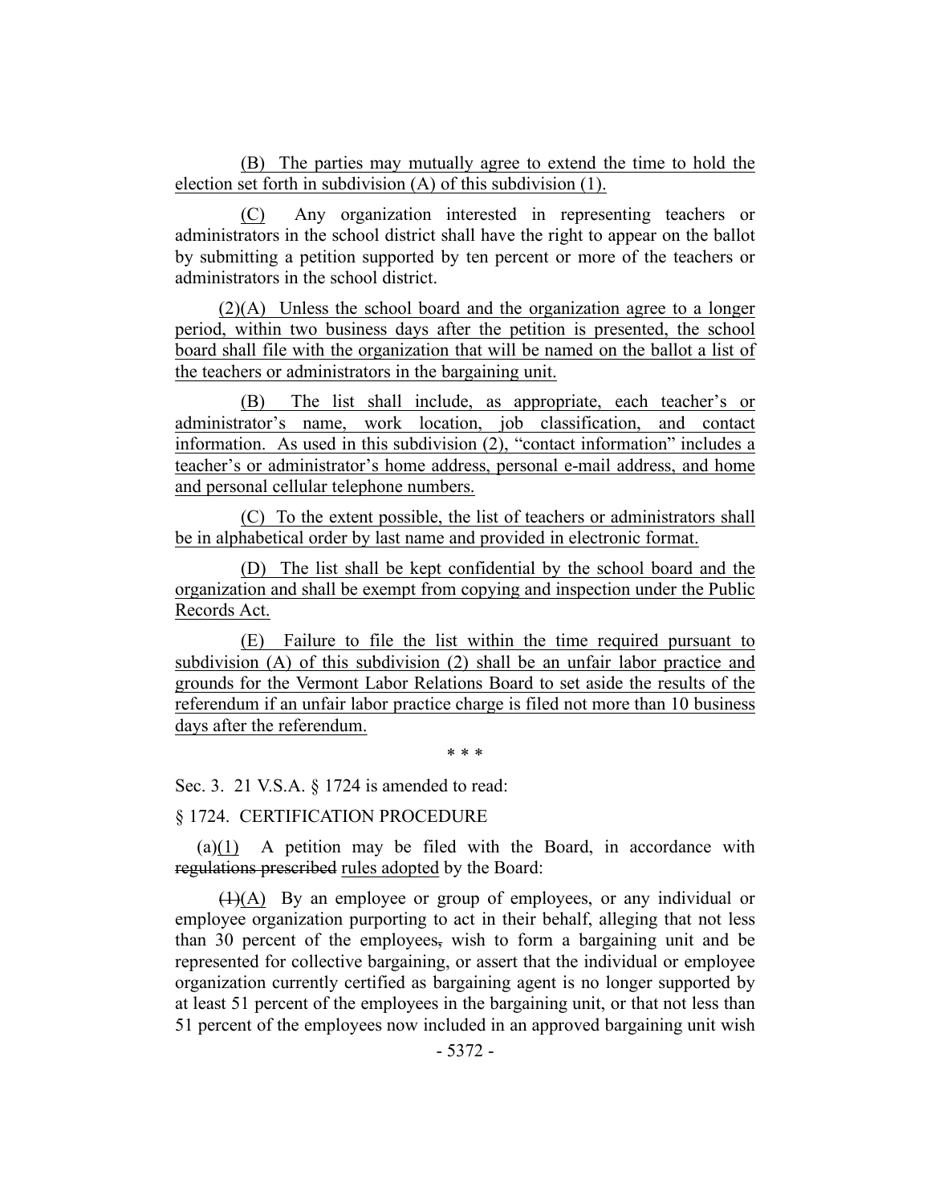(B) The parties may mutually agree to extend the time to hold the election set forth in subdivision (A) of this subdivision (1).

(C) Any organization interested in representing teachers or administrators in the school district shall have the right to appear on the ballot by submitting a petition supported by ten percent or more of the teachers or administrators in the school district.

(2)(A) Unless the school board and the organization agree to a longer period, within two business days after the petition is presented, the school board shall file with the organization that will be named on the ballot a list of the teachers or administrators in the bargaining unit.

(B) The list shall include, as appropriate, each teacher's or administrator's name, work location, job classification, and contact information. As used in this subdivision (2), "contact information" includes a teacher's or administrator's home address, personal e-mail address, and home and personal cellular telephone numbers.

(C) To the extent possible, the list of teachers or administrators shall be in alphabetical order by last name and provided in electronic format.

(D) The list shall be kept confidential by the school board and the organization and shall be exempt from copying and inspection under the Public Records Act.

(E) Failure to file the list within the time required pursuant to subdivision (A) of this subdivision (2) shall be an unfair labor practice and grounds for the Vermont Labor Relations Board to set aside the results of the referendum if an unfair labor practice charge is filed not more than 10 business days after the referendum.

\* \* \*

Sec. 3. 21 V.S.A. § 1724 is amended to read:

§ 1724. CERTIFICATION PROCEDURE

(a)(1) A petition may be filed with the Board, in accordance with ~~regulations prescribed~~ rules adopted by the Board:

~~(1)~~(A) By an employee or group of employees, or any individual or employee organization purporting to act in their behalf, alleging that not less than 30 percent of the employees~~,~~ wish to form a bargaining unit and be represented for collective bargaining, or assert that the individual or employee organization currently certified as bargaining agent is no longer supported by at least 51 percent of the employees in the bargaining unit, or that not less than 51 percent of the employees now included in an approved bargaining unit wish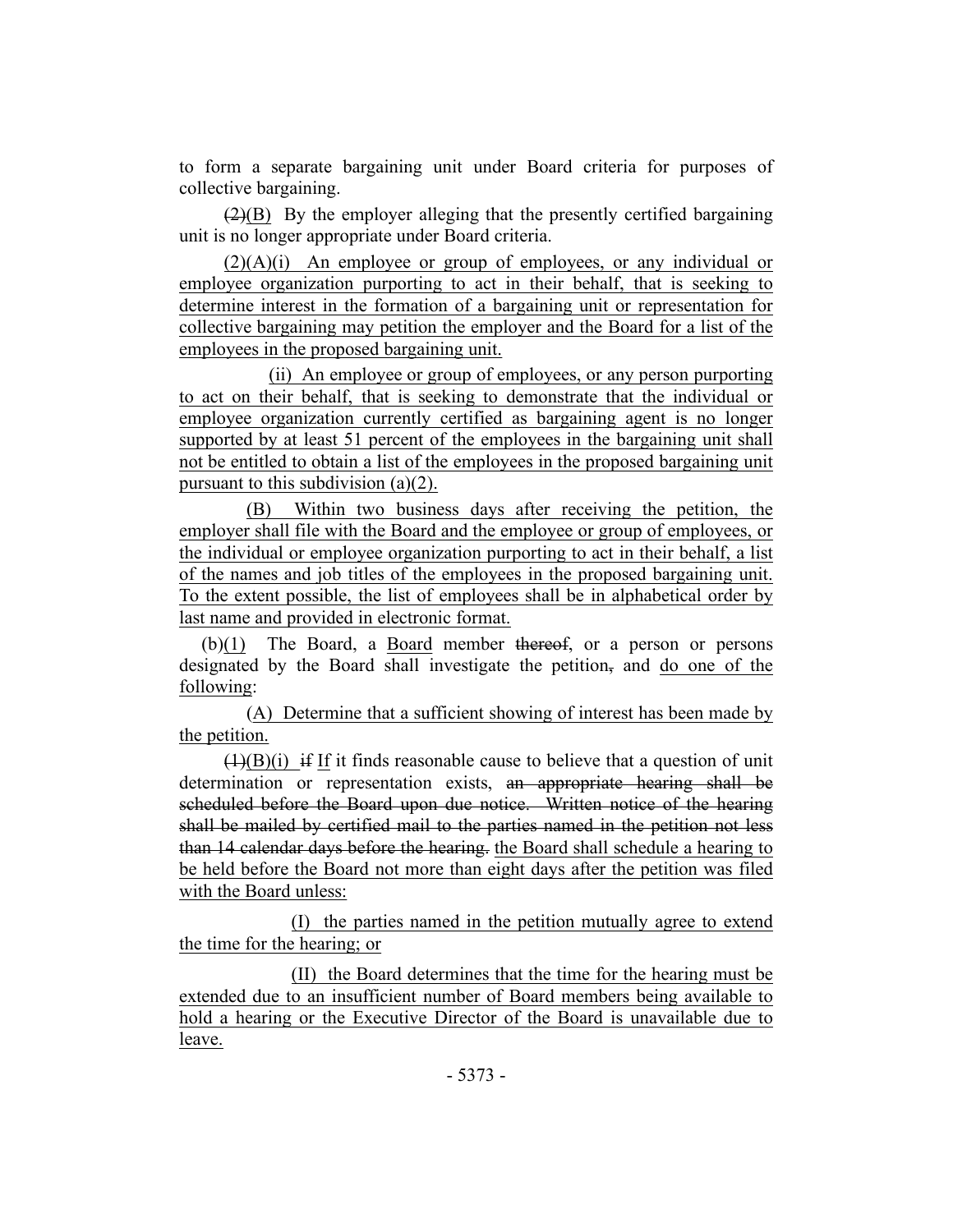to form a separate bargaining unit under Board criteria for purposes of collective bargaining.

~~(2)~~(B) By the employer alleging that the presently certified bargaining unit is no longer appropriate under Board criteria.

(2)(A)(i) An employee or group of employees, or any individual or employee organization purporting to act in their behalf, that is seeking to determine interest in the formation of a bargaining unit or representation for collective bargaining may petition the employer and the Board for a list of the employees in the proposed bargaining unit.

(ii) An employee or group of employees, or any person purporting to act on their behalf, that is seeking to demonstrate that the individual or employee organization currently certified as bargaining agent is no longer supported by at least 51 percent of the employees in the bargaining unit shall not be entitled to obtain a list of the employees in the proposed bargaining unit pursuant to this subdivision (a)(2).

(B) Within two business days after receiving the petition, the employer shall file with the Board and the employee or group of employees, or the individual or employee organization purporting to act in their behalf, a list of the names and job titles of the employees in the proposed bargaining unit. To the extent possible, the list of employees shall be in alphabetical order by last name and provided in electronic format.

(b)(1) The Board, a Board member ~~thereof~~, or a person or persons designated by the Board shall investigate the petition~~,~~ and do one of the following:

(A) Determine that a sufficient showing of interest has been made by the petition.

~~(1)~~(B)(i) ~~if~~ If it finds reasonable cause to believe that a question of unit determination or representation exists, ~~an appropriate hearing shall be scheduled before the Board upon due notice. Written notice of the hearing shall be mailed by certified mail to the parties named in the petition not less than 14 calendar days before the hearing.~~ the Board shall schedule a hearing to be held before the Board not more than eight days after the petition was filed with the Board unless:

(I) the parties named in the petition mutually agree to extend the time for the hearing; or

(II) the Board determines that the time for the hearing must be extended due to an insufficient number of Board members being available to hold a hearing or the Executive Director of the Board is unavailable due to leave.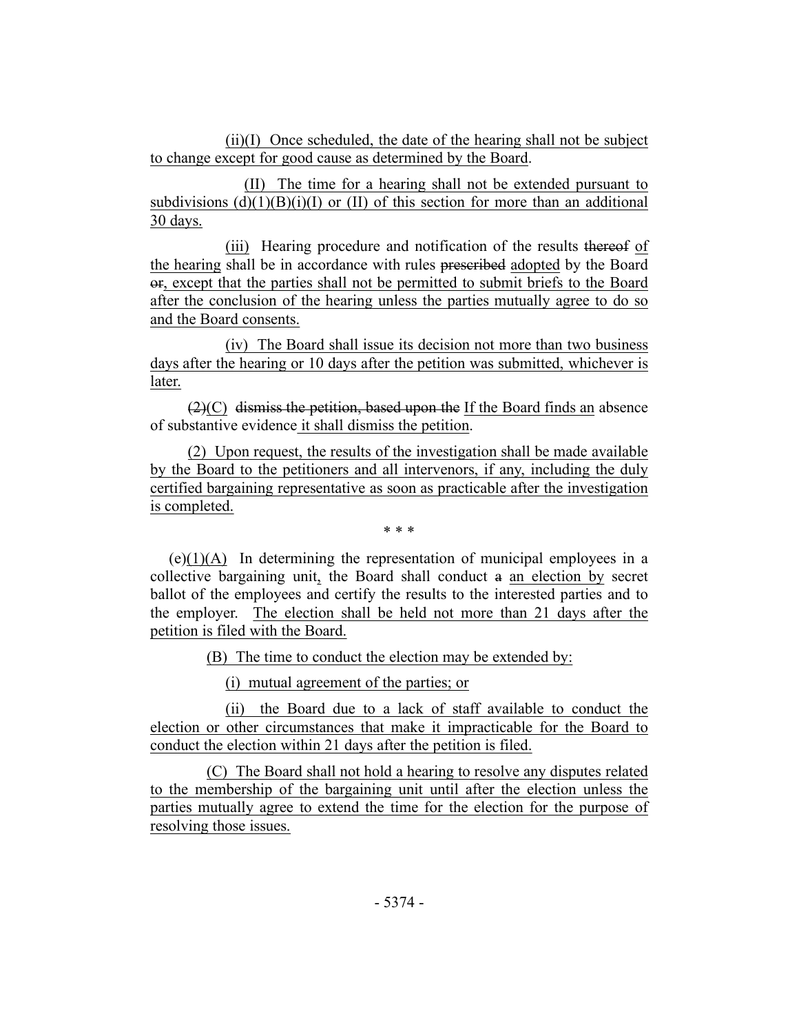(ii)(I) Once scheduled, the date of the hearing shall not be subject to change except for good cause as determined by the Board.

(II) The time for a hearing shall not be extended pursuant to subdivisions (d)(1)(B)(i)(I) or (II) of this section for more than an additional 30 days.

(iii) Hearing procedure and notification of the results ~~thereof~~ of the hearing shall be in accordance with rules ~~prescribed~~ adopted by the Board ~~or~~, except that the parties shall not be permitted to submit briefs to the Board after the conclusion of the hearing unless the parties mutually agree to do so and the Board consents.

(iv) The Board shall issue its decision not more than two business days after the hearing or 10 days after the petition was submitted, whichever is later.

~~(2)~~(C) ~~dismiss the petition, based upon the~~ If the Board finds an absence of substantive evidence it shall dismiss the petition.

(2) Upon request, the results of the investigation shall be made available by the Board to the petitioners and all intervenors, if any, including the duly certified bargaining representative as soon as practicable after the investigation is completed.

\* \* \*

(e)(1)(A) In determining the representation of municipal employees in a collective bargaining unit, the Board shall conduct ~~a~~ an election by secret ballot of the employees and certify the results to the interested parties and to the employer. The election shall be held not more than 21 days after the petition is filed with the Board.

(B) The time to conduct the election may be extended by:

(i) mutual agreement of the parties; or

(ii) the Board due to a lack of staff available to conduct the election or other circumstances that make it impracticable for the Board to conduct the election within 21 days after the petition is filed.

(C) The Board shall not hold a hearing to resolve any disputes related to the membership of the bargaining unit until after the election unless the parties mutually agree to extend the time for the election for the purpose of resolving those issues.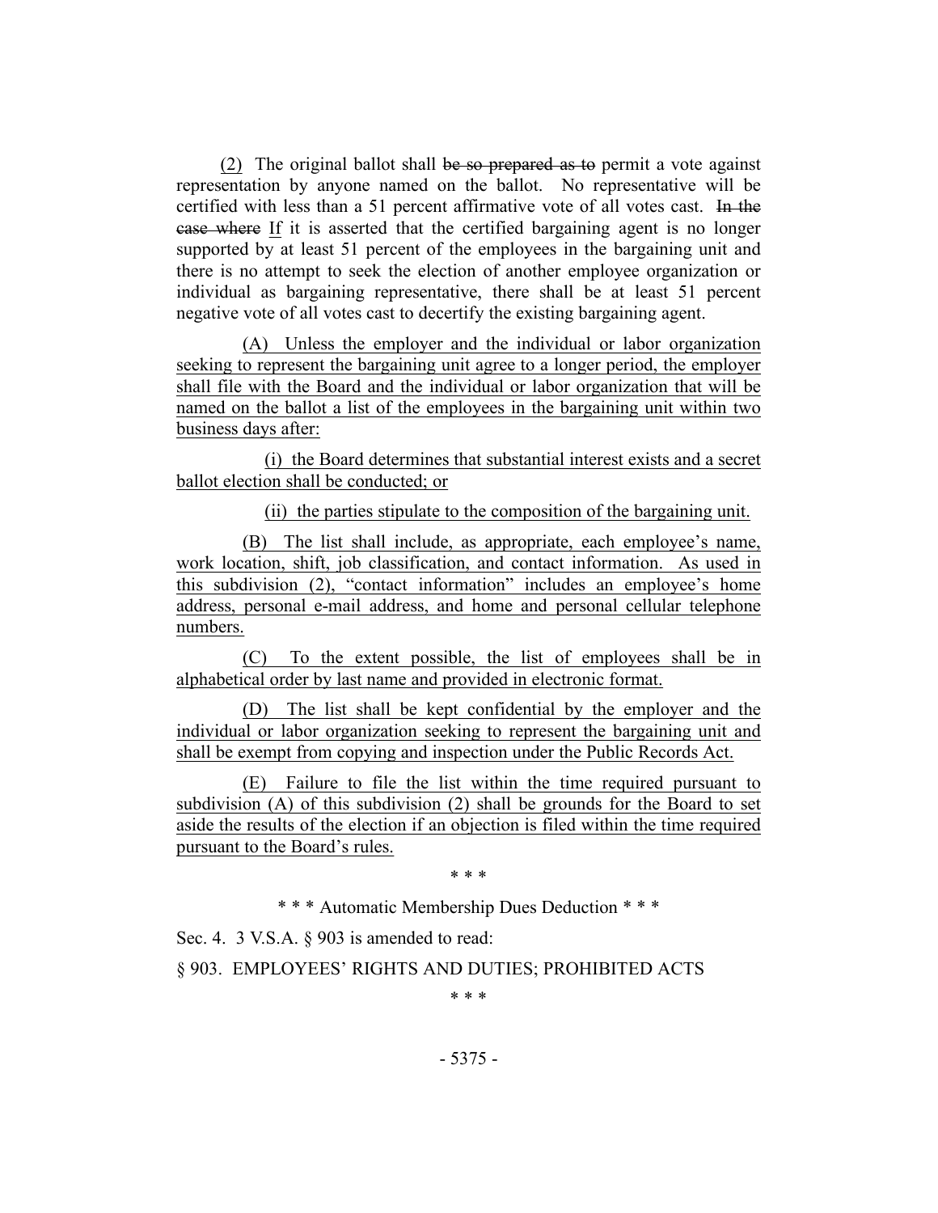(2) The original ballot shall ~~be so prepared as to~~ permit a vote against representation by anyone named on the ballot. No representative will be certified with less than a 51 percent affirmative vote of all votes cast. ~~In the case where~~ If it is asserted that the certified bargaining agent is no longer supported by at least 51 percent of the employees in the bargaining unit and there is no attempt to seek the election of another employee organization or individual as bargaining representative, there shall be at least 51 percent negative vote of all votes cast to decertify the existing bargaining agent.

(A) Unless the employer and the individual or labor organization seeking to represent the bargaining unit agree to a longer period, the employer shall file with the Board and the individual or labor organization that will be named on the ballot a list of the employees in the bargaining unit within two business days after:

(i) the Board determines that substantial interest exists and a secret ballot election shall be conducted; or

(ii) the parties stipulate to the composition of the bargaining unit.

(B) The list shall include, as appropriate, each employee's name, work location, shift, job classification, and contact information. As used in this subdivision (2), "contact information" includes an employee's home address, personal e-mail address, and home and personal cellular telephone numbers.

(C) To the extent possible, the list of employees shall be in alphabetical order by last name and provided in electronic format.

(D) The list shall be kept confidential by the employer and the individual or labor organization seeking to represent the bargaining unit and shall be exempt from copying and inspection under the Public Records Act.

(E) Failure to file the list within the time required pursuant to subdivision (A) of this subdivision (2) shall be grounds for the Board to set aside the results of the election if an objection is filed within the time required pursuant to the Board's rules.

\* \* \*

\* \* \* Automatic Membership Dues Deduction \* \* \*

Sec. 4. 3 V.S.A. § 903 is amended to read:

§ 903. EMPLOYEES' RIGHTS AND DUTIES; PROHIBITED ACTS

\* \* \*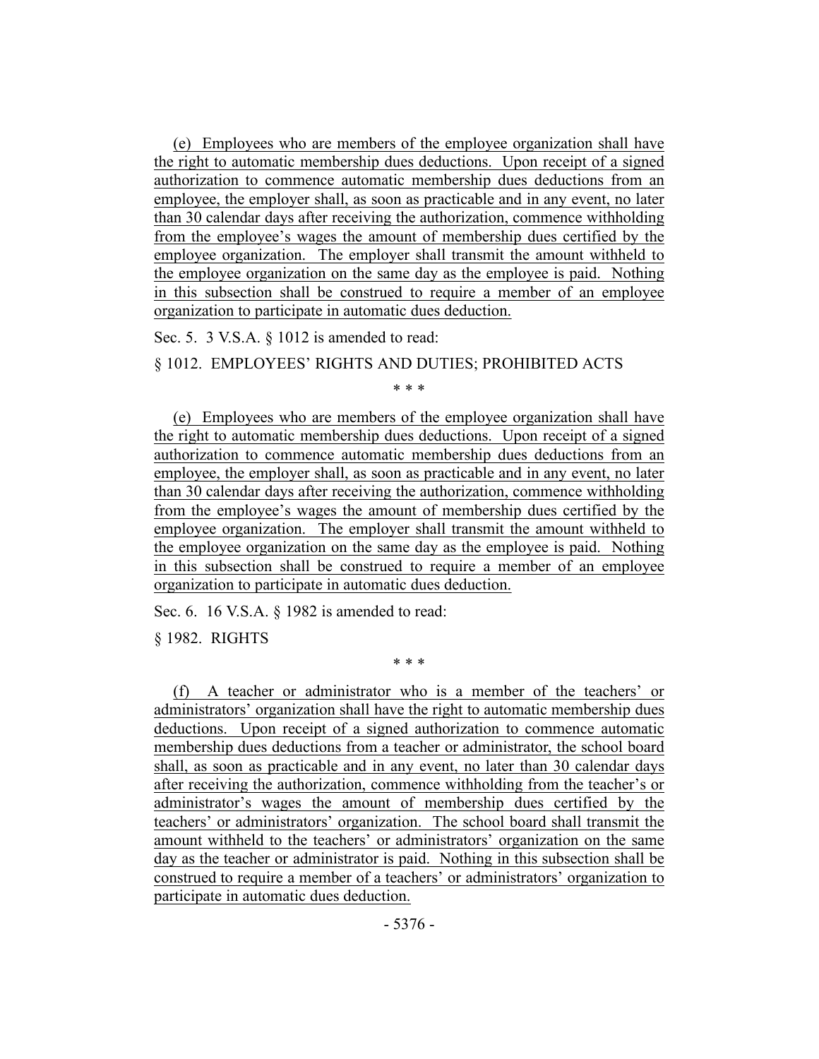(e) Employees who are members of the employee organization shall have the right to automatic membership dues deductions. Upon receipt of a signed authorization to commence automatic membership dues deductions from an employee, the employer shall, as soon as practicable and in any event, no later than 30 calendar days after receiving the authorization, commence withholding from the employee's wages the amount of membership dues certified by the employee organization. The employer shall transmit the amount withheld to the employee organization on the same day as the employee is paid. Nothing in this subsection shall be construed to require a member of an employee organization to participate in automatic dues deduction.

Sec. 5. 3 V.S.A. § 1012 is amended to read:

§ 1012. EMPLOYEES' RIGHTS AND DUTIES; PROHIBITED ACTS

\* \* \*

(e) Employees who are members of the employee organization shall have the right to automatic membership dues deductions. Upon receipt of a signed authorization to commence automatic membership dues deductions from an employee, the employer shall, as soon as practicable and in any event, no later than 30 calendar days after receiving the authorization, commence withholding from the employee's wages the amount of membership dues certified by the employee organization. The employer shall transmit the amount withheld to the employee organization on the same day as the employee is paid. Nothing in this subsection shall be construed to require a member of an employee organization to participate in automatic dues deduction.

Sec. 6. 16 V.S.A. § 1982 is amended to read:

§ 1982. RIGHTS

\* \* \*

(f) A teacher or administrator who is a member of the teachers' or administrators' organization shall have the right to automatic membership dues deductions. Upon receipt of a signed authorization to commence automatic membership dues deductions from a teacher or administrator, the school board shall, as soon as practicable and in any event, no later than 30 calendar days after receiving the authorization, commence withholding from the teacher's or administrator's wages the amount of membership dues certified by the teachers' or administrators' organization. The school board shall transmit the amount withheld to the teachers' or administrators' organization on the same day as the teacher or administrator is paid. Nothing in this subsection shall be construed to require a member of a teachers' or administrators' organization to participate in automatic dues deduction.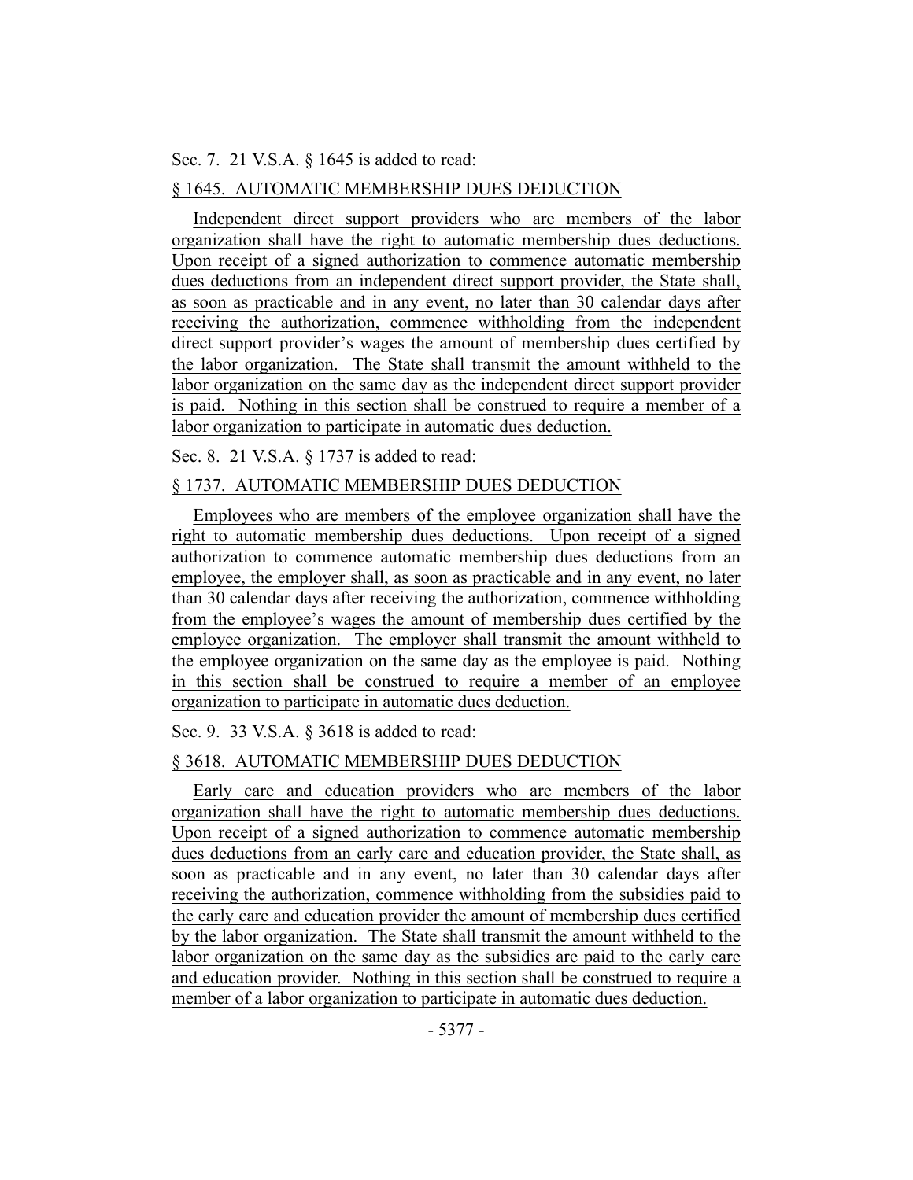Sec. 7. 21 V.S.A. § 1645 is added to read:

§ 1645. AUTOMATIC MEMBERSHIP DUES DEDUCTION

Independent direct support providers who are members of the labor organization shall have the right to automatic membership dues deductions. Upon receipt of a signed authorization to commence automatic membership dues deductions from an independent direct support provider, the State shall, as soon as practicable and in any event, no later than 30 calendar days after receiving the authorization, commence withholding from the independent direct support provider's wages the amount of membership dues certified by the labor organization. The State shall transmit the amount withheld to the labor organization on the same day as the independent direct support provider is paid. Nothing in this section shall be construed to require a member of a labor organization to participate in automatic dues deduction.

Sec. 8. 21 V.S.A. § 1737 is added to read:

§ 1737. AUTOMATIC MEMBERSHIP DUES DEDUCTION

Employees who are members of the employee organization shall have the right to automatic membership dues deductions. Upon receipt of a signed authorization to commence automatic membership dues deductions from an employee, the employer shall, as soon as practicable and in any event, no later than 30 calendar days after receiving the authorization, commence withholding from the employee's wages the amount of membership dues certified by the employee organization. The employer shall transmit the amount withheld to the employee organization on the same day as the employee is paid. Nothing in this section shall be construed to require a member of an employee organization to participate in automatic dues deduction.

Sec. 9. 33 V.S.A. § 3618 is added to read:

§ 3618. AUTOMATIC MEMBERSHIP DUES DEDUCTION

Early care and education providers who are members of the labor organization shall have the right to automatic membership dues deductions. Upon receipt of a signed authorization to commence automatic membership dues deductions from an early care and education provider, the State shall, as soon as practicable and in any event, no later than 30 calendar days after receiving the authorization, commence withholding from the subsidies paid to the early care and education provider the amount of membership dues certified by the labor organization. The State shall transmit the amount withheld to the labor organization on the same day as the subsidies are paid to the early care and education provider. Nothing in this section shall be construed to require a member of a labor organization to participate in automatic dues deduction.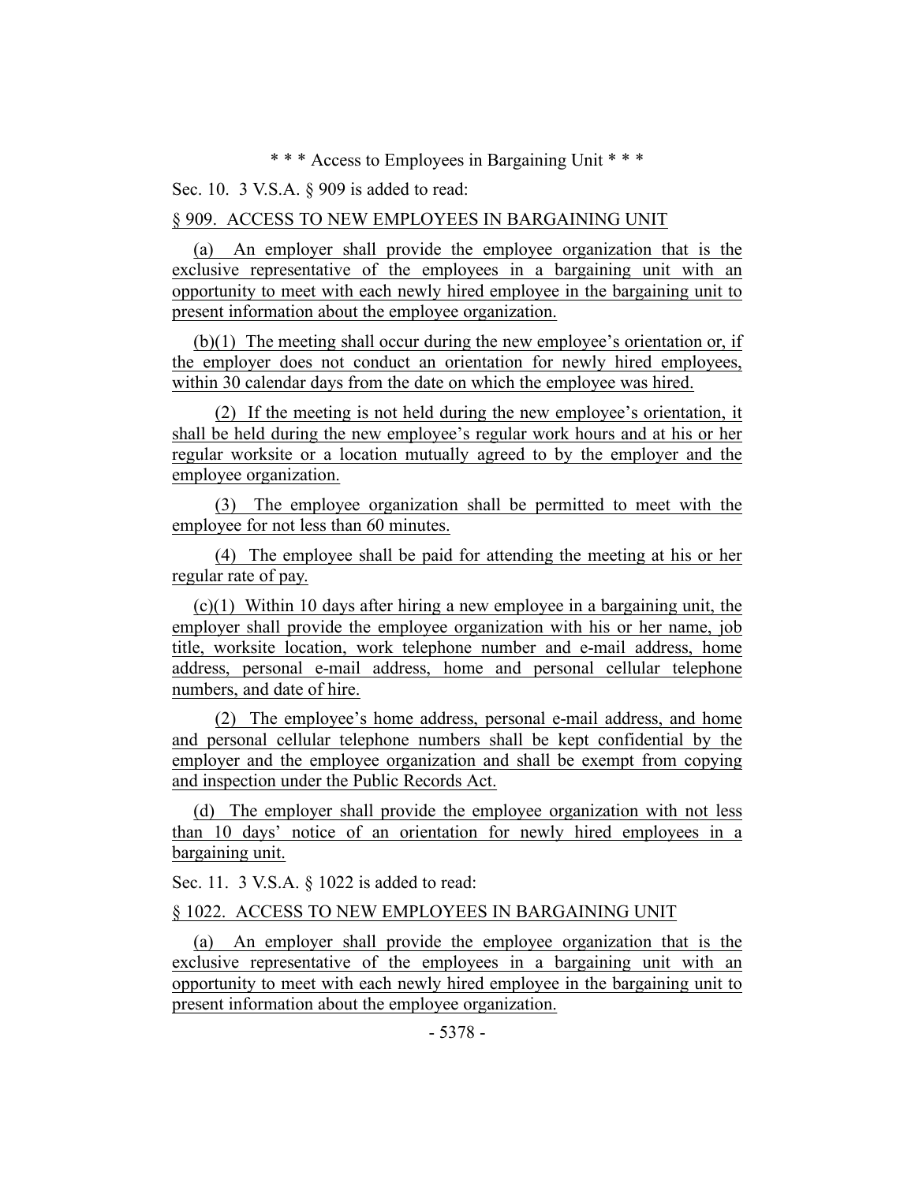\* \* \* Access to Employees in Bargaining Unit \* \* \*

Sec. 10. 3 V.S.A. § 909 is added to read:

§ 909. ACCESS TO NEW EMPLOYEES IN BARGAINING UNIT

(a) An employer shall provide the employee organization that is the exclusive representative of the employees in a bargaining unit with an opportunity to meet with each newly hired employee in the bargaining unit to present information about the employee organization.

(b)(1) The meeting shall occur during the new employee's orientation or, if the employer does not conduct an orientation for newly hired employees, within 30 calendar days from the date on which the employee was hired.

(2) If the meeting is not held during the new employee's orientation, it shall be held during the new employee's regular work hours and at his or her regular worksite or a location mutually agreed to by the employer and the employee organization.

(3) The employee organization shall be permitted to meet with the employee for not less than 60 minutes.

(4) The employee shall be paid for attending the meeting at his or her regular rate of pay.

(c)(1) Within 10 days after hiring a new employee in a bargaining unit, the employer shall provide the employee organization with his or her name, job title, worksite location, work telephone number and e-mail address, home address, personal e-mail address, home and personal cellular telephone numbers, and date of hire.

(2) The employee's home address, personal e-mail address, and home and personal cellular telephone numbers shall be kept confidential by the employer and the employee organization and shall be exempt from copying and inspection under the Public Records Act.

(d) The employer shall provide the employee organization with not less than 10 days' notice of an orientation for newly hired employees in a bargaining unit.

Sec. 11. 3 V.S.A. § 1022 is added to read:

§ 1022. ACCESS TO NEW EMPLOYEES IN BARGAINING UNIT

(a) An employer shall provide the employee organization that is the exclusive representative of the employees in a bargaining unit with an opportunity to meet with each newly hired employee in the bargaining unit to present information about the employee organization.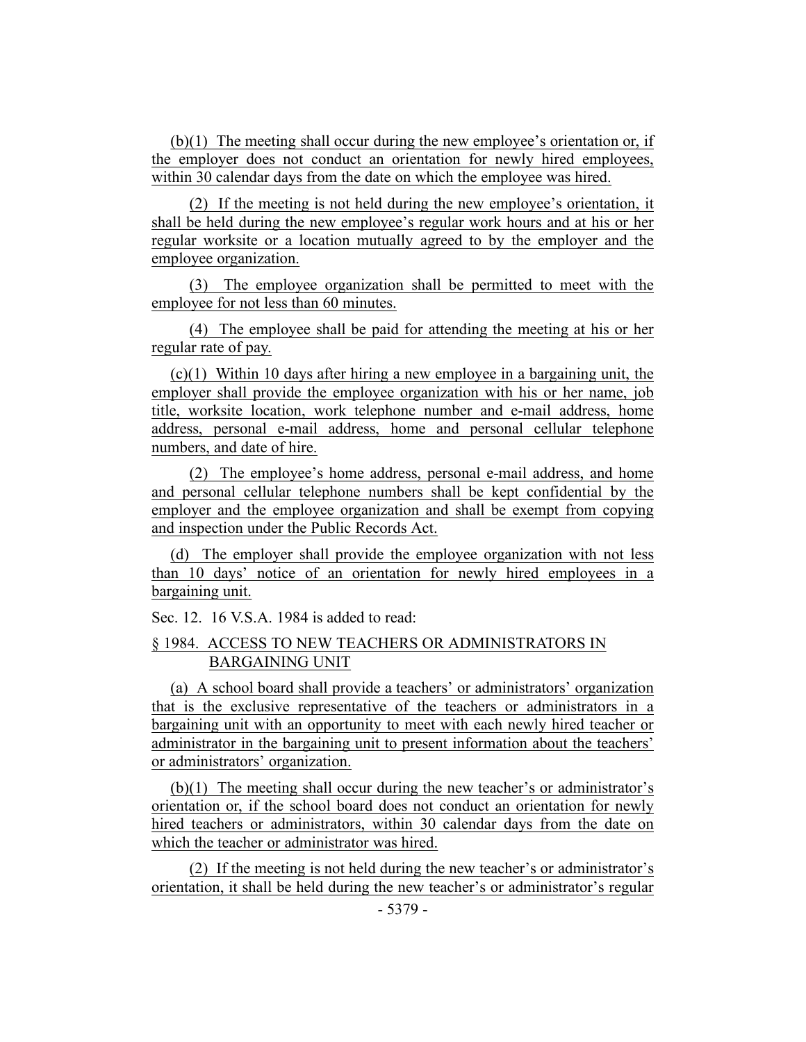(b)(1) The meeting shall occur during the new employee's orientation or, if the employer does not conduct an orientation for newly hired employees, within 30 calendar days from the date on which the employee was hired.

(2) If the meeting is not held during the new employee's orientation, it shall be held during the new employee's regular work hours and at his or her regular worksite or a location mutually agreed to by the employer and the employee organization.

(3) The employee organization shall be permitted to meet with the employee for not less than 60 minutes.

(4) The employee shall be paid for attending the meeting at his or her regular rate of pay.

(c)(1) Within 10 days after hiring a new employee in a bargaining unit, the employer shall provide the employee organization with his or her name, job title, worksite location, work telephone number and e-mail address, home address, personal e-mail address, home and personal cellular telephone numbers, and date of hire.

(2) The employee's home address, personal e-mail address, and home and personal cellular telephone numbers shall be kept confidential by the employer and the employee organization and shall be exempt from copying and inspection under the Public Records Act.

(d) The employer shall provide the employee organization with not less than 10 days' notice of an orientation for newly hired employees in a bargaining unit.

Sec. 12. 16 V.S.A. 1984 is added to read:

§ 1984. ACCESS TO NEW TEACHERS OR ADMINISTRATORS IN BARGAINING UNIT

(a) A school board shall provide a teachers' or administrators' organization that is the exclusive representative of the teachers or administrators in a bargaining unit with an opportunity to meet with each newly hired teacher or administrator in the bargaining unit to present information about the teachers' or administrators' organization.

(b)(1) The meeting shall occur during the new teacher's or administrator's orientation or, if the school board does not conduct an orientation for newly hired teachers or administrators, within 30 calendar days from the date on which the teacher or administrator was hired.

(2) If the meeting is not held during the new teacher's or administrator's orientation, it shall be held during the new teacher's or administrator's regular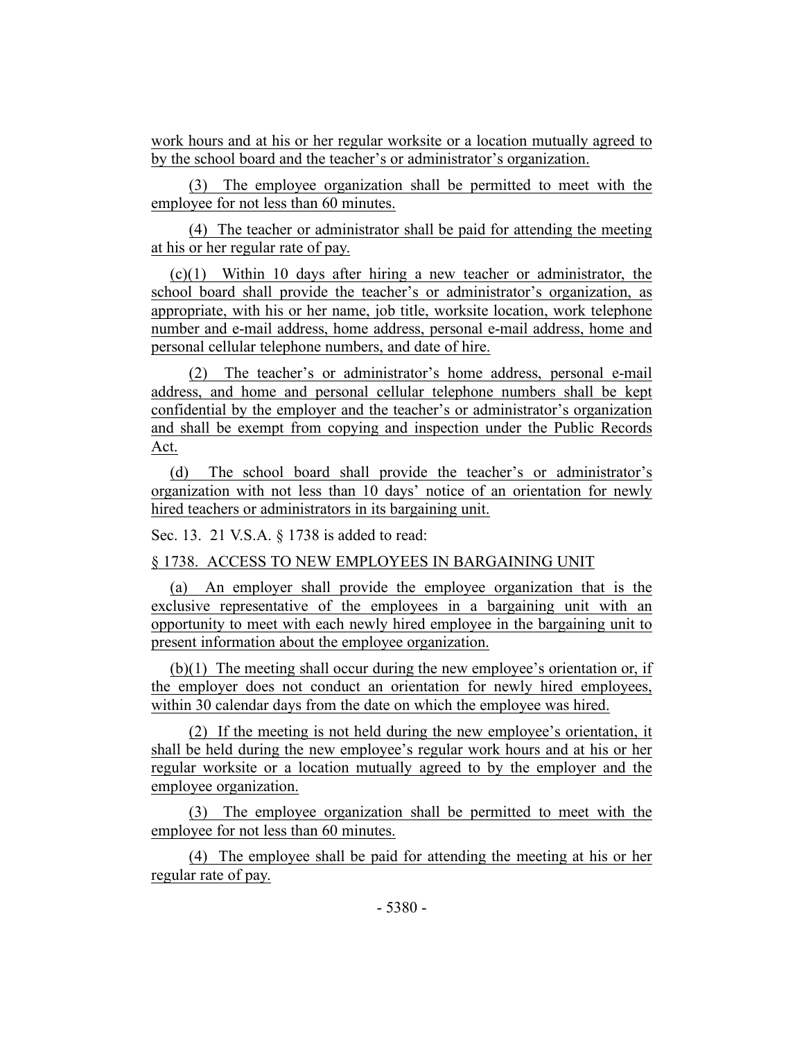work hours and at his or her regular worksite or a location mutually agreed to by the school board and the teacher's or administrator's organization.

(3) The employee organization shall be permitted to meet with the employee for not less than 60 minutes.

(4) The teacher or administrator shall be paid for attending the meeting at his or her regular rate of pay.

(c)(1) Within 10 days after hiring a new teacher or administrator, the school board shall provide the teacher's or administrator's organization, as appropriate, with his or her name, job title, worksite location, work telephone number and e-mail address, home address, personal e-mail address, home and personal cellular telephone numbers, and date of hire.

(2) The teacher's or administrator's home address, personal e-mail address, and home and personal cellular telephone numbers shall be kept confidential by the employer and the teacher's or administrator's organization and shall be exempt from copying and inspection under the Public Records Act.

(d) The school board shall provide the teacher's or administrator's organization with not less than 10 days' notice of an orientation for newly hired teachers or administrators in its bargaining unit.

Sec. 13. 21 V.S.A. § 1738 is added to read:

§ 1738. ACCESS TO NEW EMPLOYEES IN BARGAINING UNIT

(a) An employer shall provide the employee organization that is the exclusive representative of the employees in a bargaining unit with an opportunity to meet with each newly hired employee in the bargaining unit to present information about the employee organization.

(b)(1) The meeting shall occur during the new employee's orientation or, if the employer does not conduct an orientation for newly hired employees, within 30 calendar days from the date on which the employee was hired.

(2) If the meeting is not held during the new employee's orientation, it shall be held during the new employee's regular work hours and at his or her regular worksite or a location mutually agreed to by the employer and the employee organization.

(3) The employee organization shall be permitted to meet with the employee for not less than 60 minutes.

(4) The employee shall be paid for attending the meeting at his or her regular rate of pay.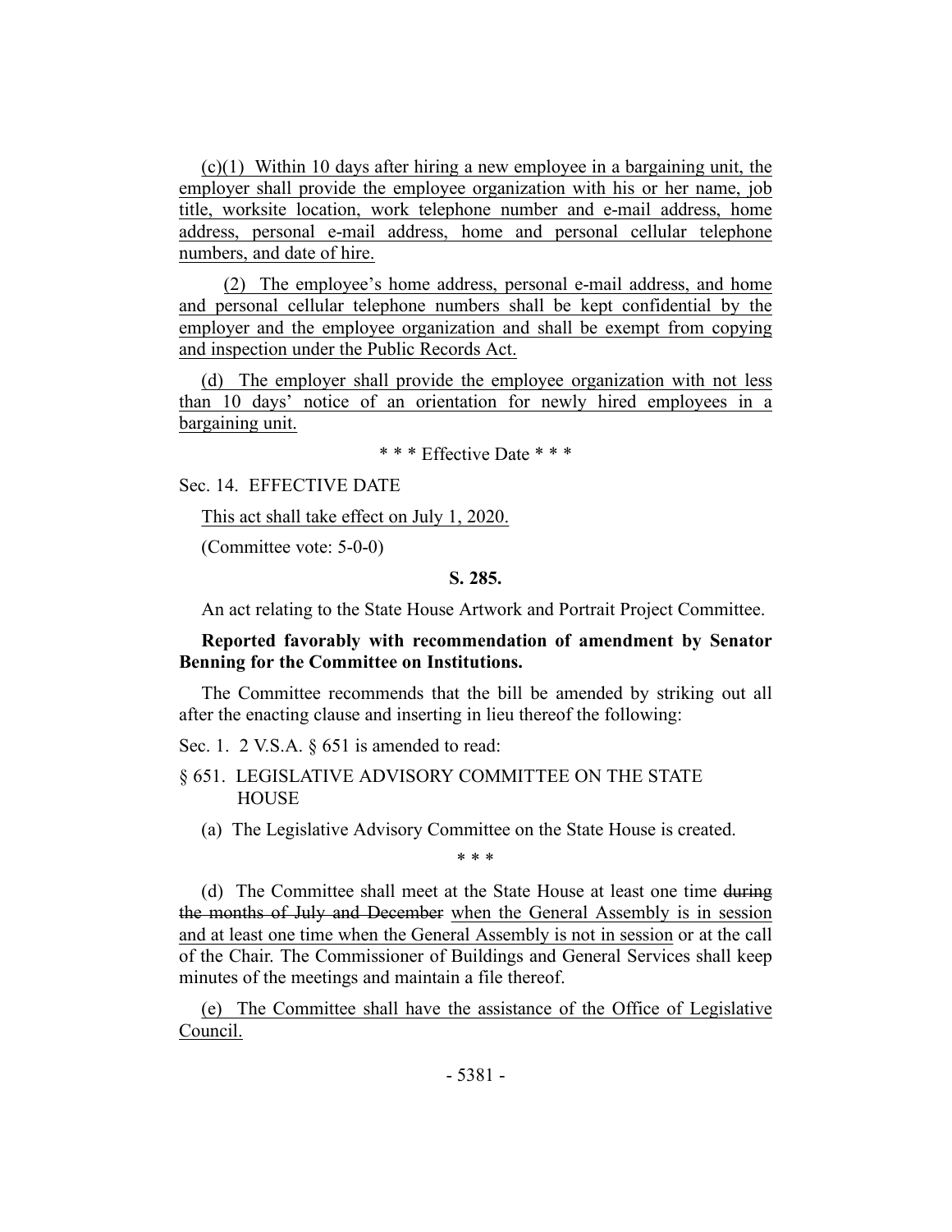(c)(1) Within 10 days after hiring a new employee in a bargaining unit, the employer shall provide the employee organization with his or her name, job title, worksite location, work telephone number and e-mail address, home address, personal e-mail address, home and personal cellular telephone numbers, and date of hire.

(2) The employee's home address, personal e-mail address, and home and personal cellular telephone numbers shall be kept confidential by the employer and the employee organization and shall be exempt from copying and inspection under the Public Records Act.

(d) The employer shall provide the employee organization with not less than 10 days' notice of an orientation for newly hired employees in a bargaining unit.

\* \* \* Effective Date \* \* \*

Sec. 14. EFFECTIVE DATE

This act shall take effect on July 1, 2020.

(Committee vote: 5-0-0)

**S. 285.**

An act relating to the State House Artwork and Portrait Project Committee.

**Reported favorably with recommendation of amendment by Senator Benning for the Committee on Institutions.**

The Committee recommends that the bill be amended by striking out all after the enacting clause and inserting in lieu thereof the following:

Sec. 1. 2 V.S.A. § 651 is amended to read:

§ 651. LEGISLATIVE ADVISORY COMMITTEE ON THE STATE HOUSE

(a) The Legislative Advisory Committee on the State House is created.

\* \* \*

(d) The Committee shall meet at the State House at least one time ~~during the months of July and December~~ when the General Assembly is in session and at least one time when the General Assembly is not in session or at the call of the Chair. The Commissioner of Buildings and General Services shall keep minutes of the meetings and maintain a file thereof.

(e) The Committee shall have the assistance of the Office of Legislative Council.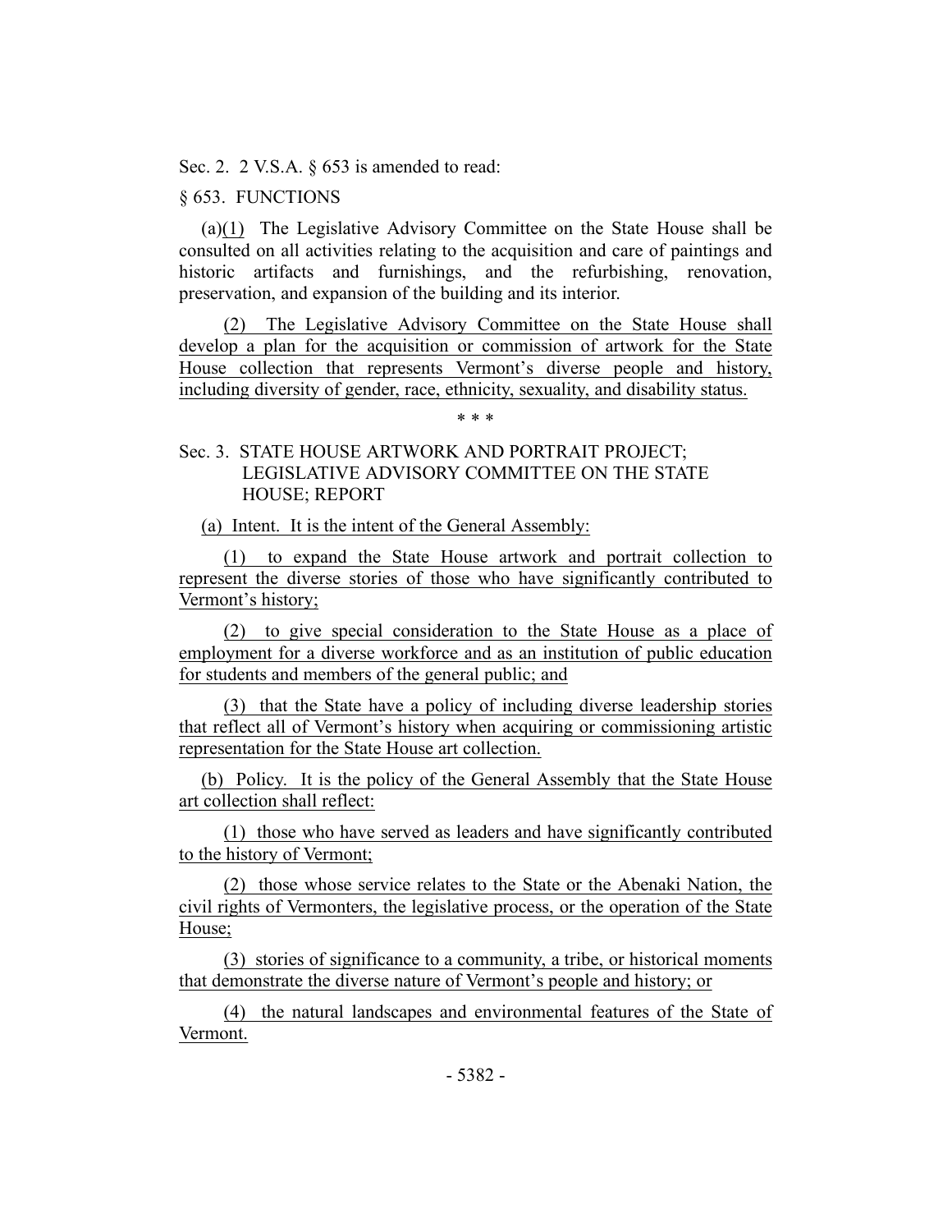Sec. 2. 2 V.S.A. § 653 is amended to read:

§ 653. FUNCTIONS

(a)(1) The Legislative Advisory Committee on the State House shall be consulted on all activities relating to the acquisition and care of paintings and historic artifacts and furnishings, and the refurbishing, renovation, preservation, and expansion of the building and its interior.

(2) The Legislative Advisory Committee on the State House shall develop a plan for the acquisition or commission of artwork for the State House collection that represents Vermont's diverse people and history, including diversity of gender, race, ethnicity, sexuality, and disability status.

\* \* \*

Sec. 3. STATE HOUSE ARTWORK AND PORTRAIT PROJECT; LEGISLATIVE ADVISORY COMMITTEE ON THE STATE HOUSE; REPORT

(a) Intent. It is the intent of the General Assembly:

(1) to expand the State House artwork and portrait collection to represent the diverse stories of those who have significantly contributed to Vermont's history;

(2) to give special consideration to the State House as a place of employment for a diverse workforce and as an institution of public education for students and members of the general public; and

(3) that the State have a policy of including diverse leadership stories that reflect all of Vermont's history when acquiring or commissioning artistic representation for the State House art collection.

(b) Policy. It is the policy of the General Assembly that the State House art collection shall reflect:

(1) those who have served as leaders and have significantly contributed to the history of Vermont;

(2) those whose service relates to the State or the Abenaki Nation, the civil rights of Vermonters, the legislative process, or the operation of the State House;

(3) stories of significance to a community, a tribe, or historical moments that demonstrate the diverse nature of Vermont's people and history; or

(4) the natural landscapes and environmental features of the State of Vermont.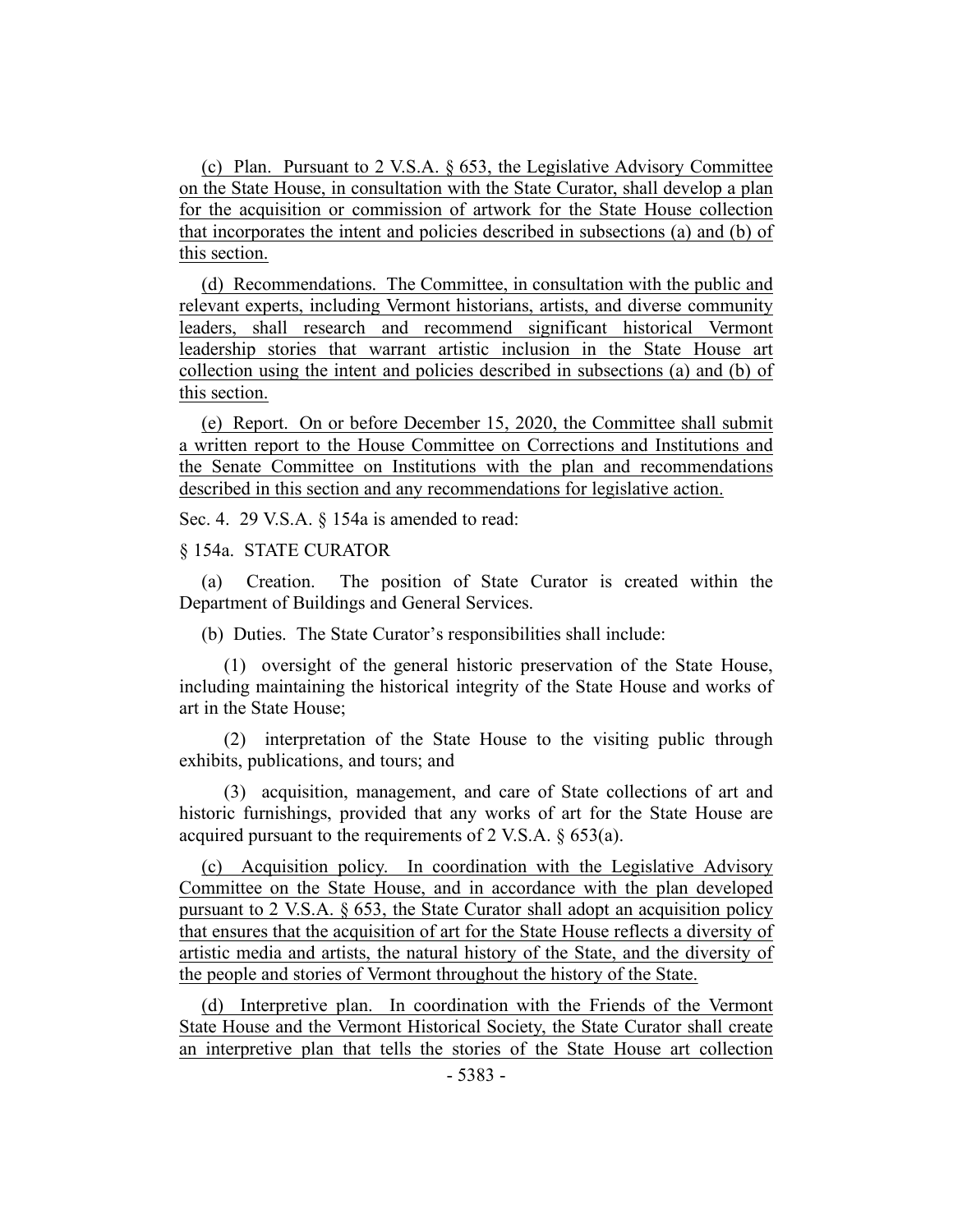(c) Plan. Pursuant to 2 V.S.A. § 653, the Legislative Advisory Committee on the State House, in consultation with the State Curator, shall develop a plan for the acquisition or commission of artwork for the State House collection that incorporates the intent and policies described in subsections (a) and (b) of this section.

(d) Recommendations. The Committee, in consultation with the public and relevant experts, including Vermont historians, artists, and diverse community leaders, shall research and recommend significant historical Vermont leadership stories that warrant artistic inclusion in the State House art collection using the intent and policies described in subsections (a) and (b) of this section.

(e) Report. On or before December 15, 2020, the Committee shall submit a written report to the House Committee on Corrections and Institutions and the Senate Committee on Institutions with the plan and recommendations described in this section and any recommendations for legislative action.

Sec. 4. 29 V.S.A. § 154a is amended to read:

§ 154a. STATE CURATOR

(a) Creation. The position of State Curator is created within the Department of Buildings and General Services.

(b) Duties. The State Curator's responsibilities shall include:

(1) oversight of the general historic preservation of the State House, including maintaining the historical integrity of the State House and works of art in the State House;

(2) interpretation of the State House to the visiting public through exhibits, publications, and tours; and

(3) acquisition, management, and care of State collections of art and historic furnishings, provided that any works of art for the State House are acquired pursuant to the requirements of 2 V.S.A. § 653(a).

(c) Acquisition policy. In coordination with the Legislative Advisory Committee on the State House, and in accordance with the plan developed pursuant to 2 V.S.A. § 653, the State Curator shall adopt an acquisition policy that ensures that the acquisition of art for the State House reflects a diversity of artistic media and artists, the natural history of the State, and the diversity of the people and stories of Vermont throughout the history of the State.

(d) Interpretive plan. In coordination with the Friends of the Vermont State House and the Vermont Historical Society, the State Curator shall create an interpretive plan that tells the stories of the State House art collection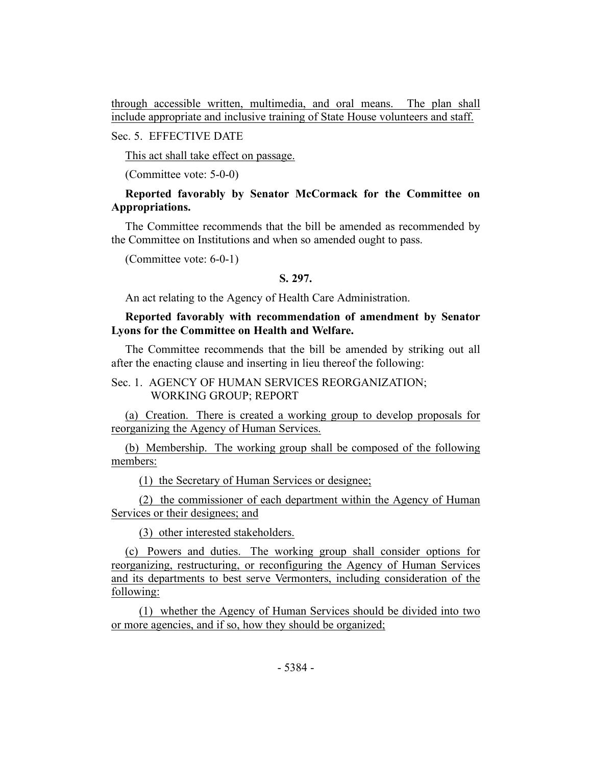through accessible written, multimedia, and oral means. The plan shall include appropriate and inclusive training of State House volunteers and staff.

Sec. 5. EFFECTIVE DATE

This act shall take effect on passage.

(Committee vote: 5-0-0)

**Reported favorably by Senator McCormack for the Committee on Appropriations.**

The Committee recommends that the bill be amended as recommended by the Committee on Institutions and when so amended ought to pass.

(Committee vote: 6-0-1)

**S. 297.**

An act relating to the Agency of Health Care Administration.

**Reported favorably with recommendation of amendment by Senator Lyons for the Committee on Health and Welfare.**

The Committee recommends that the bill be amended by striking out all after the enacting clause and inserting in lieu thereof the following:

Sec. 1. AGENCY OF HUMAN SERVICES REORGANIZATION; WORKING GROUP; REPORT

(a) Creation. There is created a working group to develop proposals for reorganizing the Agency of Human Services.

(b) Membership. The working group shall be composed of the following members:

(1) the Secretary of Human Services or designee;

(2) the commissioner of each department within the Agency of Human Services or their designees; and

(3) other interested stakeholders.

(c) Powers and duties. The working group shall consider options for reorganizing, restructuring, or reconfiguring the Agency of Human Services and its departments to best serve Vermonters, including consideration of the following:

(1) whether the Agency of Human Services should be divided into two or more agencies, and if so, how they should be organized;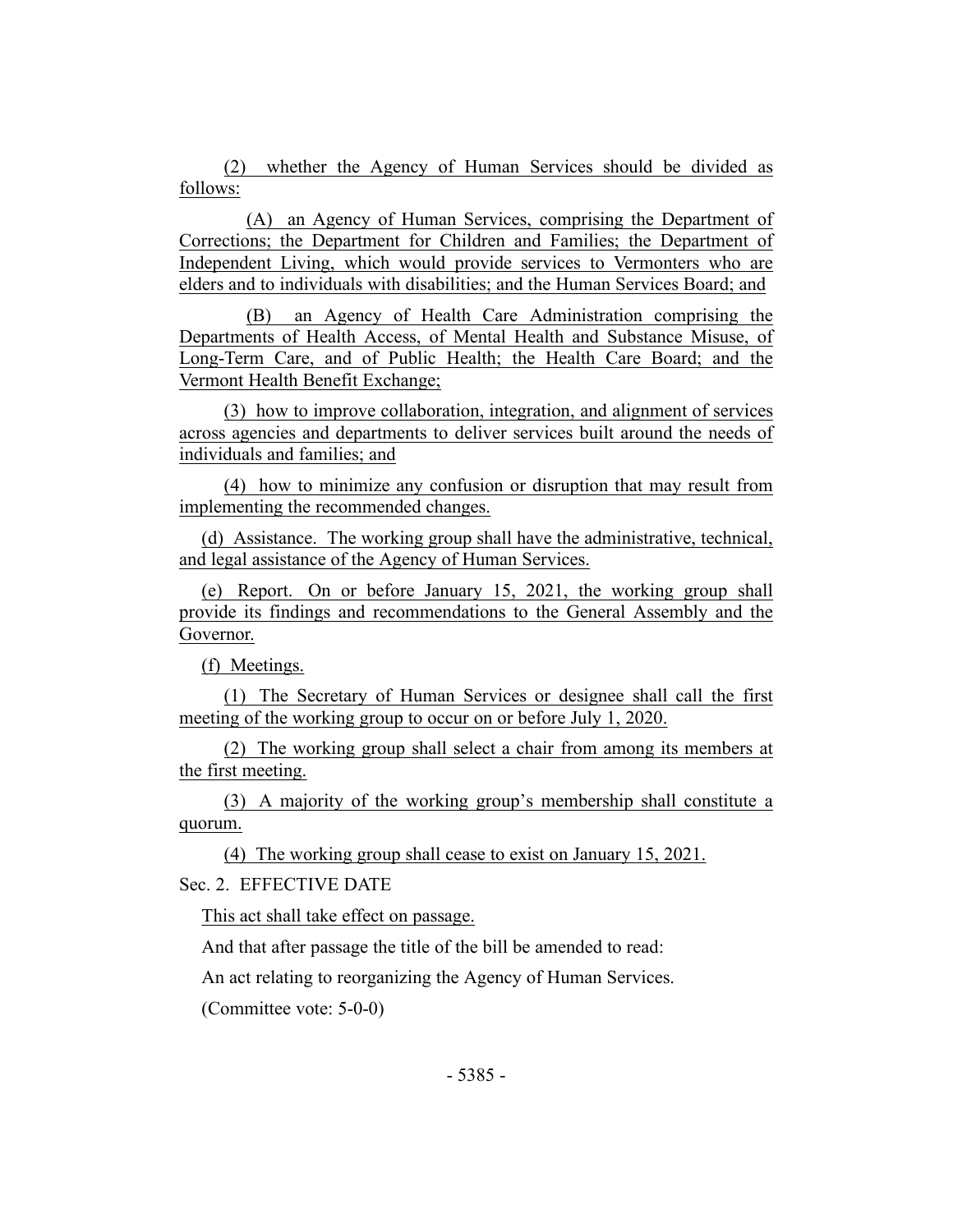(2) whether the Agency of Human Services should be divided as follows:

(A) an Agency of Human Services, comprising the Department of Corrections; the Department for Children and Families; the Department of Independent Living, which would provide services to Vermonters who are elders and to individuals with disabilities; and the Human Services Board; and

(B) an Agency of Health Care Administration comprising the Departments of Health Access, of Mental Health and Substance Misuse, of Long-Term Care, and of Public Health; the Health Care Board; and the Vermont Health Benefit Exchange;

(3) how to improve collaboration, integration, and alignment of services across agencies and departments to deliver services built around the needs of individuals and families; and

(4) how to minimize any confusion or disruption that may result from implementing the recommended changes.

(d) Assistance. The working group shall have the administrative, technical, and legal assistance of the Agency of Human Services.

(e) Report. On or before January 15, 2021, the working group shall provide its findings and recommendations to the General Assembly and the Governor.

(f) Meetings.

(1) The Secretary of Human Services or designee shall call the first meeting of the working group to occur on or before July 1, 2020.

(2) The working group shall select a chair from among its members at the first meeting.

(3) A majority of the working group's membership shall constitute a quorum.

(4) The working group shall cease to exist on January 15, 2021.

Sec. 2. EFFECTIVE DATE

This act shall take effect on passage.

And that after passage the title of the bill be amended to read:

An act relating to reorganizing the Agency of Human Services.

(Committee vote: 5-0-0)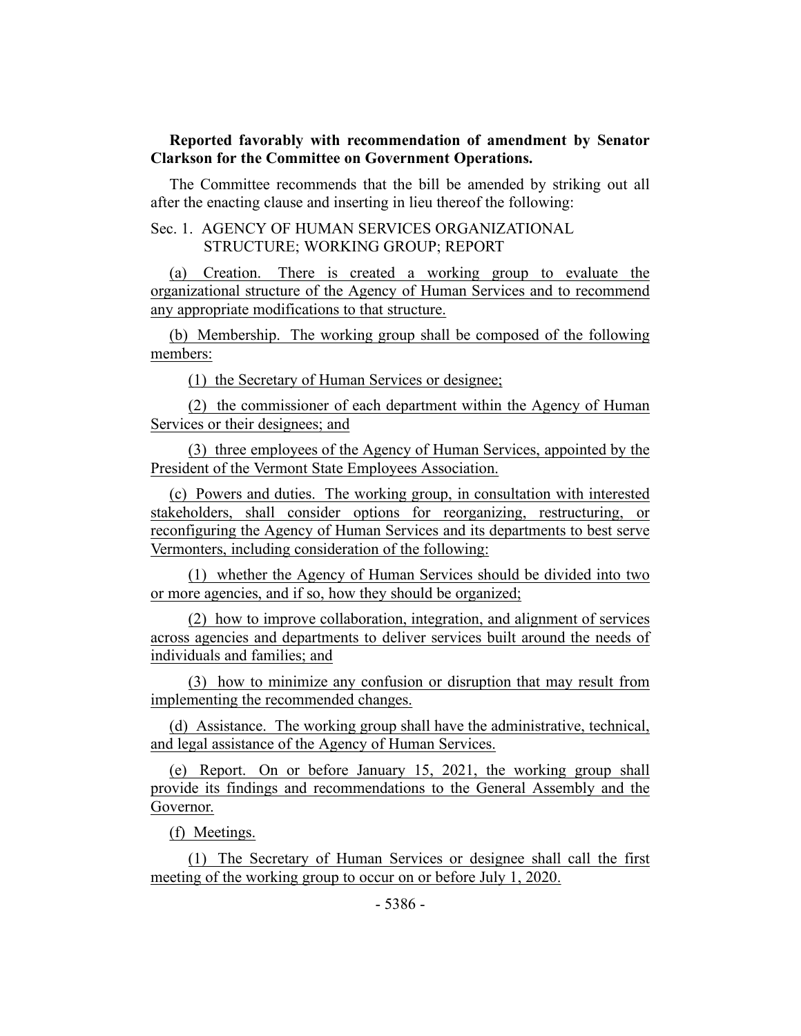**Reported favorably with recommendation of amendment by Senator Clarkson for the Committee on Government Operations.**

The Committee recommends that the bill be amended by striking out all after the enacting clause and inserting in lieu thereof the following:

Sec. 1. AGENCY OF HUMAN SERVICES ORGANIZATIONAL STRUCTURE; WORKING GROUP; REPORT

(a) Creation. There is created a working group to evaluate the organizational structure of the Agency of Human Services and to recommend any appropriate modifications to that structure.

(b) Membership. The working group shall be composed of the following members:

(1) the Secretary of Human Services or designee;

(2) the commissioner of each department within the Agency of Human Services or their designees; and

(3) three employees of the Agency of Human Services, appointed by the President of the Vermont State Employees Association.

(c) Powers and duties. The working group, in consultation with interested stakeholders, shall consider options for reorganizing, restructuring, or reconfiguring the Agency of Human Services and its departments to best serve Vermonters, including consideration of the following:

(1) whether the Agency of Human Services should be divided into two or more agencies, and if so, how they should be organized;

(2) how to improve collaboration, integration, and alignment of services across agencies and departments to deliver services built around the needs of individuals and families; and

(3) how to minimize any confusion or disruption that may result from implementing the recommended changes.

(d) Assistance. The working group shall have the administrative, technical, and legal assistance of the Agency of Human Services.

(e) Report. On or before January 15, 2021, the working group shall provide its findings and recommendations to the General Assembly and the Governor.

(f) Meetings.

(1) The Secretary of Human Services or designee shall call the first meeting of the working group to occur on or before July 1, 2020.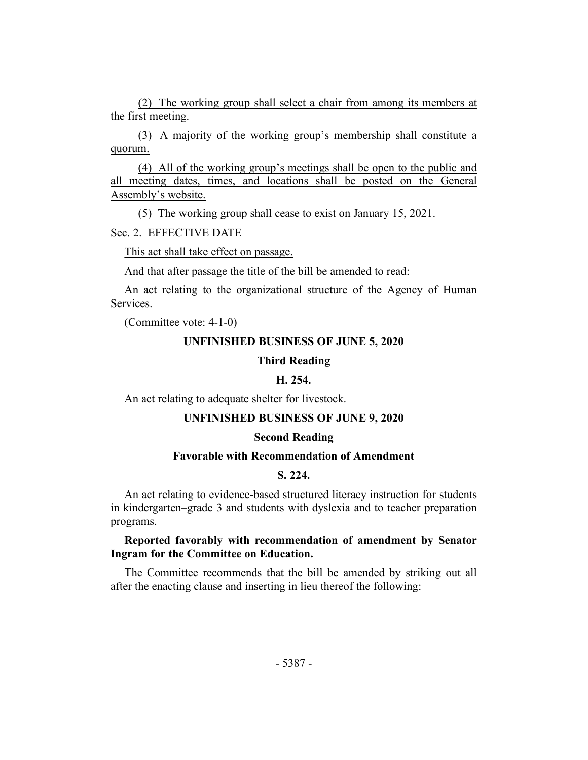(2) The working group shall select a chair from among its members at the first meeting.

(3) A majority of the working group's membership shall constitute a quorum.

(4) All of the working group's meetings shall be open to the public and all meeting dates, times, and locations shall be posted on the General Assembly's website.

(5) The working group shall cease to exist on January 15, 2021.

Sec. 2. EFFECTIVE DATE

This act shall take effect on passage.

And that after passage the title of the bill be amended to read:

An act relating to the organizational structure of the Agency of Human Services.

(Committee vote: 4-1-0)

**UNFINISHED BUSINESS OF JUNE 5, 2020**

**Third Reading**

**H. 254.**

An act relating to adequate shelter for livestock.

**UNFINISHED BUSINESS OF JUNE 9, 2020**

**Second Reading**

**Favorable with Recommendation of Amendment**

**S. 224.**

An act relating to evidence-based structured literacy instruction for students in kindergarten–grade 3 and students with dyslexia and to teacher preparation programs.

**Reported favorably with recommendation of amendment by Senator Ingram for the Committee on Education.**

The Committee recommends that the bill be amended by striking out all after the enacting clause and inserting in lieu thereof the following: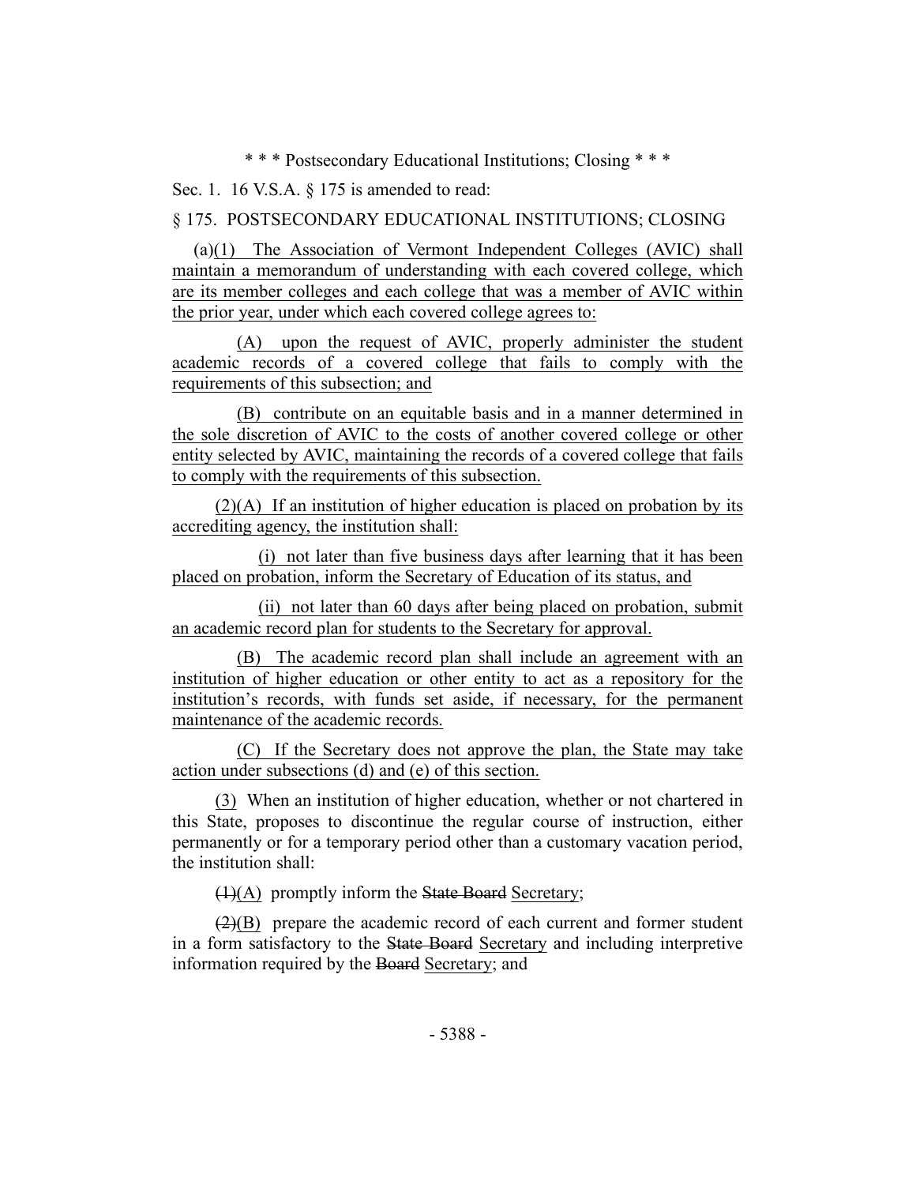\* \* \* Postsecondary Educational Institutions; Closing \* \* \*

Sec. 1. 16 V.S.A. § 175 is amended to read:

§ 175. POSTSECONDARY EDUCATIONAL INSTITUTIONS; CLOSING

(a)(1) The Association of Vermont Independent Colleges (AVIC) shall maintain a memorandum of understanding with each covered college, which are its member colleges and each college that was a member of AVIC within the prior year, under which each covered college agrees to:

(A) upon the request of AVIC, properly administer the student academic records of a covered college that fails to comply with the requirements of this subsection; and

(B) contribute on an equitable basis and in a manner determined in the sole discretion of AVIC to the costs of another covered college or other entity selected by AVIC, maintaining the records of a covered college that fails to comply with the requirements of this subsection.

(2)(A) If an institution of higher education is placed on probation by its accrediting agency, the institution shall:

(i) not later than five business days after learning that it has been placed on probation, inform the Secretary of Education of its status, and

(ii) not later than 60 days after being placed on probation, submit an academic record plan for students to the Secretary for approval.

(B) The academic record plan shall include an agreement with an institution of higher education or other entity to act as a repository for the institution's records, with funds set aside, if necessary, for the permanent maintenance of the academic records.

(C) If the Secretary does not approve the plan, the State may take action under subsections (d) and (e) of this section.

(3) When an institution of higher education, whether or not chartered in this State, proposes to discontinue the regular course of instruction, either permanently or for a temporary period other than a customary vacation period, the institution shall:

~~(1)~~(A) promptly inform the ~~State Board~~ Secretary;

~~(2)~~(B) prepare the academic record of each current and former student in a form satisfactory to the ~~State Board~~ Secretary and including interpretive information required by the ~~Board~~ Secretary; and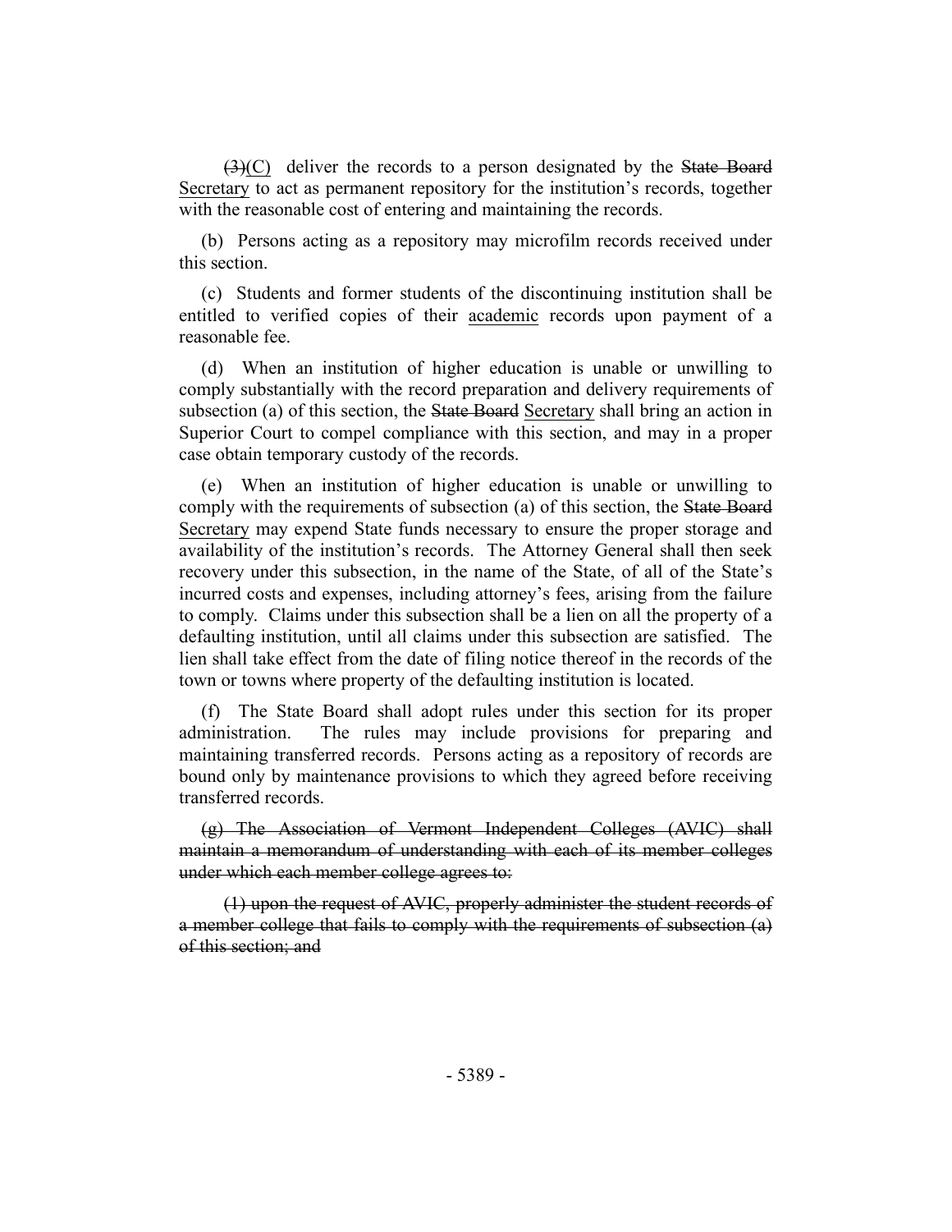~~(3)~~(C) deliver the records to a person designated by the ~~State Board~~ <u>Secretary</u> to act as permanent repository for the institution's records, together with the reasonable cost of entering and maintaining the records.

(b) Persons acting as a repository may microfilm records received under this section.

(c) Students and former students of the discontinuing institution shall be entitled to verified copies of their <u>academic</u> records upon payment of a reasonable fee.

(d) When an institution of higher education is unable or unwilling to comply substantially with the record preparation and delivery requirements of subsection (a) of this section, the ~~State Board~~ <u>Secretary</u> shall bring an action in Superior Court to compel compliance with this section, and may in a proper case obtain temporary custody of the records.

(e) When an institution of higher education is unable or unwilling to comply with the requirements of subsection (a) of this section, the ~~State Board~~ <u>Secretary</u> may expend State funds necessary to ensure the proper storage and availability of the institution's records. The Attorney General shall then seek recovery under this subsection, in the name of the State, of all of the State's incurred costs and expenses, including attorney's fees, arising from the failure to comply. Claims under this subsection shall be a lien on all the property of a defaulting institution, until all claims under this subsection are satisfied. The lien shall take effect from the date of filing notice thereof in the records of the town or towns where property of the defaulting institution is located.

(f) The State Board shall adopt rules under this section for its proper administration. The rules may include provisions for preparing and maintaining transferred records. Persons acting as a repository of records are bound only by maintenance provisions to which they agreed before receiving transferred records.

~~(g) The Association of Vermont Independent Colleges (AVIC) shall maintain a memorandum of understanding with each of its member colleges under which each member college agrees to:~~

~~(1) upon the request of AVIC, properly administer the student records of a member college that fails to comply with the requirements of subsection (a) of this section; and~~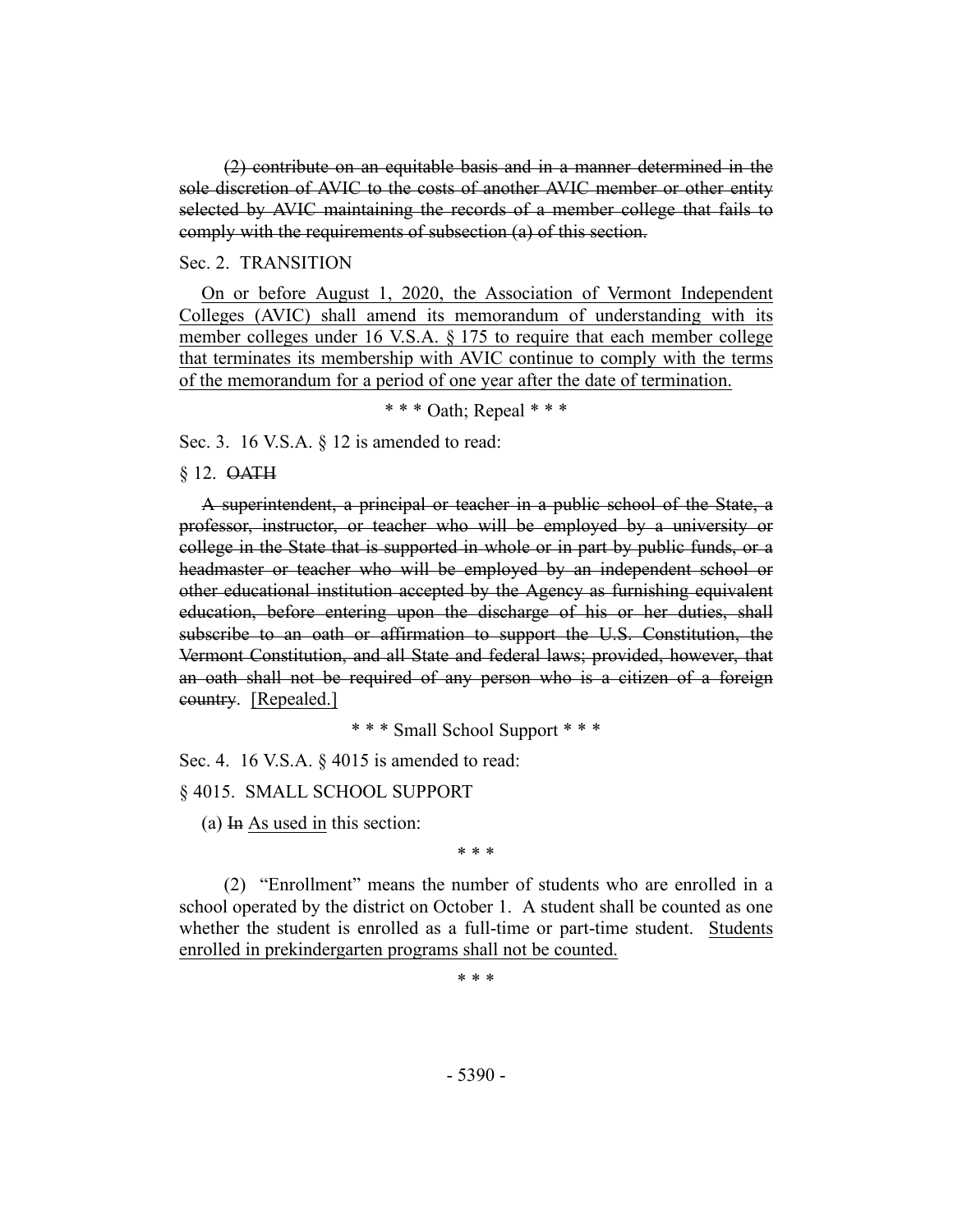~~(2) contribute on an equitable basis and in a manner determined in the sole discretion of AVIC to the costs of another AVIC member or other entity selected by AVIC maintaining the records of a member college that fails to comply with the requirements of subsection (a) of this section.~~

Sec. 2. TRANSITION

<u>On or before August 1, 2020, the Association of Vermont Independent Colleges (AVIC) shall amend its memorandum of understanding with its member colleges under 16 V.S.A. § 175 to require that each member college that terminates its membership with AVIC continue to comply with the terms of the memorandum for a period of one year after the date of termination.</u>

\* \* \* Oath; Repeal \* \* \*

Sec. 3. 16 V.S.A. § 12 is amended to read:

§ 12. ~~OATH~~

~~A superintendent, a principal or teacher in a public school of the State, a professor, instructor, or teacher who will be employed by a university or college in the State that is supported in whole or in part by public funds, or a headmaster or teacher who will be employed by an independent school or other educational institution accepted by the Agency as furnishing equivalent education, before entering upon the discharge of his or her duties, shall subscribe to an oath or affirmation to support the U.S. Constitution, the Vermont Constitution, and all State and federal laws; provided, however, that an oath shall not be required of any person who is a citizen of a foreign country.~~ <u>[Repealed.]</u>

\* \* \* Small School Support \* \* \*

Sec. 4. 16 V.S.A. § 4015 is amended to read:

§ 4015. SMALL SCHOOL SUPPORT

(a) ~~In~~ <u>As used in</u> this section:

\* \* \*

(2) "Enrollment" means the number of students who are enrolled in a school operated by the district on October 1. A student shall be counted as one whether the student is enrolled as a full-time or part-time student. <u>Students enrolled in prekindergarten programs shall not be counted.</u>

\* \* \*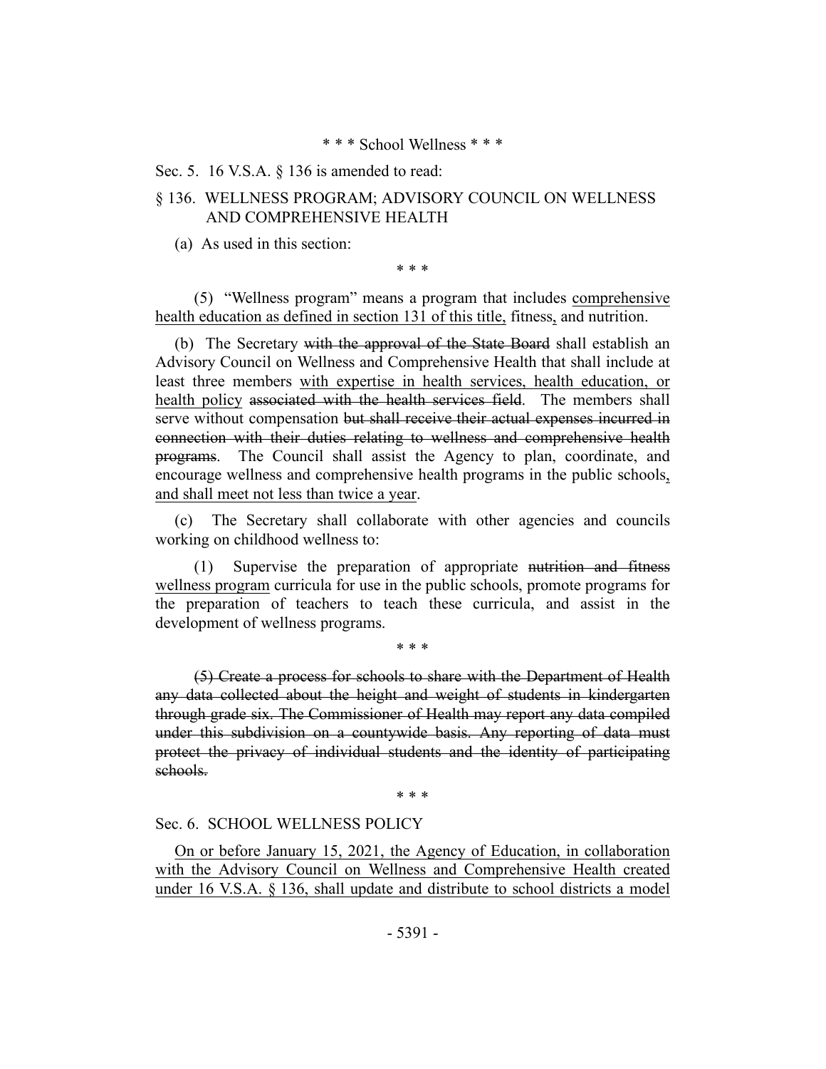\* \* \* School Wellness \* \* \*

Sec. 5. 16 V.S.A. § 136 is amended to read:

§ 136. WELLNESS PROGRAM; ADVISORY COUNCIL ON WELLNESS AND COMPREHENSIVE HEALTH

(a) As used in this section:

\* \* \*

(5) "Wellness program" means a program that includes <u>comprehensive health education as defined in section 131 of this title,</u> fitness<u>,</u> and nutrition.

(b) The Secretary ~~with the approval of the State Board~~ shall establish an Advisory Council on Wellness and Comprehensive Health that shall include at least three members <u>with expertise in health services, health education, or health policy</u> ~~associated with the health services field~~. The members shall serve without compensation ~~but shall receive their actual expenses incurred in connection with their duties relating to wellness and comprehensive health programs~~. The Council shall assist the Agency to plan, coordinate, and encourage wellness and comprehensive health programs in the public schools<u>, and shall meet not less than twice a year</u>.

(c) The Secretary shall collaborate with other agencies and councils working on childhood wellness to:

(1) Supervise the preparation of appropriate ~~nutrition and fitness~~ <u>wellness program</u> curricula for use in the public schools, promote programs for the preparation of teachers to teach these curricula, and assist in the development of wellness programs.

\* \* \*

~~(5) Create a process for schools to share with the Department of Health any data collected about the height and weight of students in kindergarten through grade six. The Commissioner of Health may report any data compiled under this subdivision on a countywide basis. Any reporting of data must protect the privacy of individual students and the identity of participating schools.~~

\* \* \*

Sec. 6. SCHOOL WELLNESS POLICY

<u>On or before January 15, 2021, the Agency of Education, in collaboration with the Advisory Council on Wellness and Comprehensive Health created under 16 V.S.A. § 136, shall update and distribute to school districts a model</u>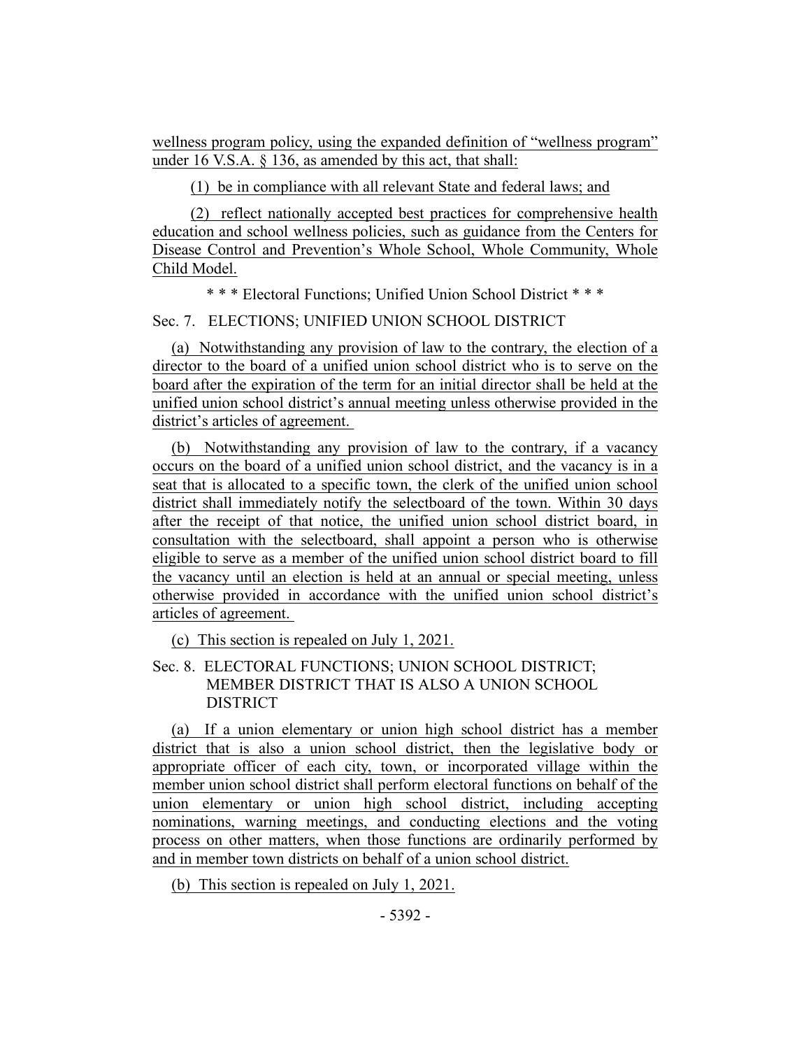wellness program policy, using the expanded definition of "wellness program" under 16 V.S.A. § 136, as amended by this act, that shall:

(1) be in compliance with all relevant State and federal laws; and

(2) reflect nationally accepted best practices for comprehensive health education and school wellness policies, such as guidance from the Centers for Disease Control and Prevention's Whole School, Whole Community, Whole Child Model.

* * * Electoral Functions; Unified Union School District * * *

Sec. 7. ELECTIONS; UNIFIED UNION SCHOOL DISTRICT

(a) Notwithstanding any provision of law to the contrary, the election of a director to the board of a unified union school district who is to serve on the board after the expiration of the term for an initial director shall be held at the unified union school district's annual meeting unless otherwise provided in the district's articles of agreement.

(b) Notwithstanding any provision of law to the contrary, if a vacancy occurs on the board of a unified union school district, and the vacancy is in a seat that is allocated to a specific town, the clerk of the unified union school district shall immediately notify the selectboard of the town. Within 30 days after the receipt of that notice, the unified union school district board, in consultation with the selectboard, shall appoint a person who is otherwise eligible to serve as a member of the unified union school district board to fill the vacancy until an election is held at an annual or special meeting, unless otherwise provided in accordance with the unified union school district's articles of agreement.

(c) This section is repealed on July 1, 2021.

Sec. 8. ELECTORAL FUNCTIONS; UNION SCHOOL DISTRICT; MEMBER DISTRICT THAT IS ALSO A UNION SCHOOL DISTRICT

(a) If a union elementary or union high school district has a member district that is also a union school district, then the legislative body or appropriate officer of each city, town, or incorporated village within the member union school district shall perform electoral functions on behalf of the union elementary or union high school district, including accepting nominations, warning meetings, and conducting elections and the voting process on other matters, when those functions are ordinarily performed by and in member town districts on behalf of a union school district.

(b) This section is repealed on July 1, 2021.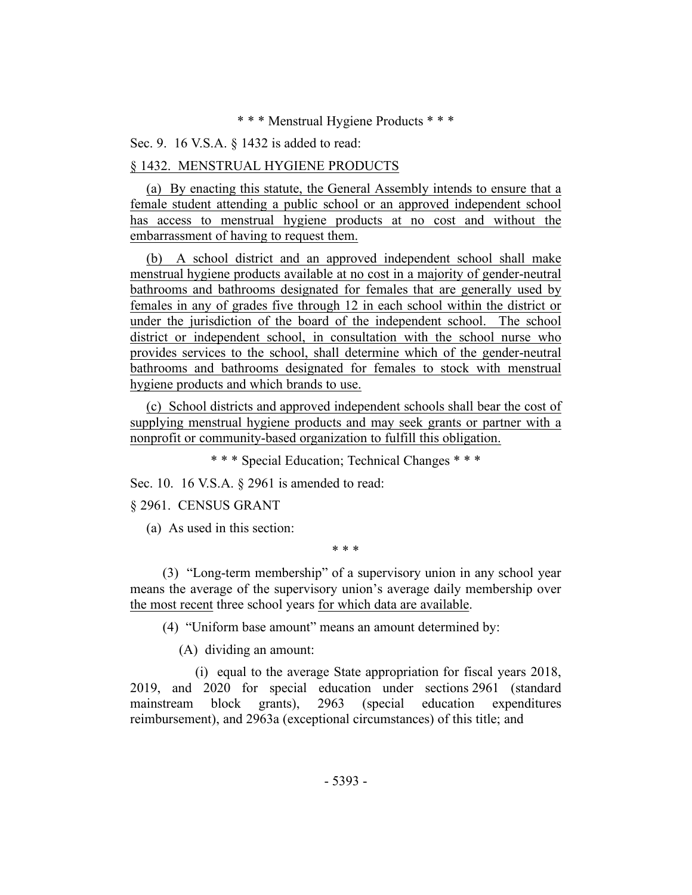\* \* \* Menstrual Hygiene Products \* \* \*

Sec. 9. 16 V.S.A. § 1432 is added to read:

§ 1432. MENSTRUAL HYGIENE PRODUCTS

(a) By enacting this statute, the General Assembly intends to ensure that a female student attending a public school or an approved independent school has access to menstrual hygiene products at no cost and without the embarrassment of having to request them.

(b) A school district and an approved independent school shall make menstrual hygiene products available at no cost in a majority of gender-neutral bathrooms and bathrooms designated for females that are generally used by females in any of grades five through 12 in each school within the district or under the jurisdiction of the board of the independent school. The school district or independent school, in consultation with the school nurse who provides services to the school, shall determine which of the gender-neutral bathrooms and bathrooms designated for females to stock with menstrual hygiene products and which brands to use.

(c) School districts and approved independent schools shall bear the cost of supplying menstrual hygiene products and may seek grants or partner with a nonprofit or community-based organization to fulfill this obligation.

\* \* \* Special Education; Technical Changes \* \* \*

Sec. 10. 16 V.S.A. § 2961 is amended to read:

§ 2961. CENSUS GRANT

(a) As used in this section:

\* \* \*

(3) "Long-term membership" of a supervisory union in any school year means the average of the supervisory union's average daily membership over the most recent three school years for which data are available.

(4) "Uniform base amount" means an amount determined by:

(A) dividing an amount:

(i) equal to the average State appropriation for fiscal years 2018, 2019, and 2020 for special education under sections 2961 (standard mainstream block grants), 2963 (special education expenditures reimbursement), and 2963a (exceptional circumstances) of this title; and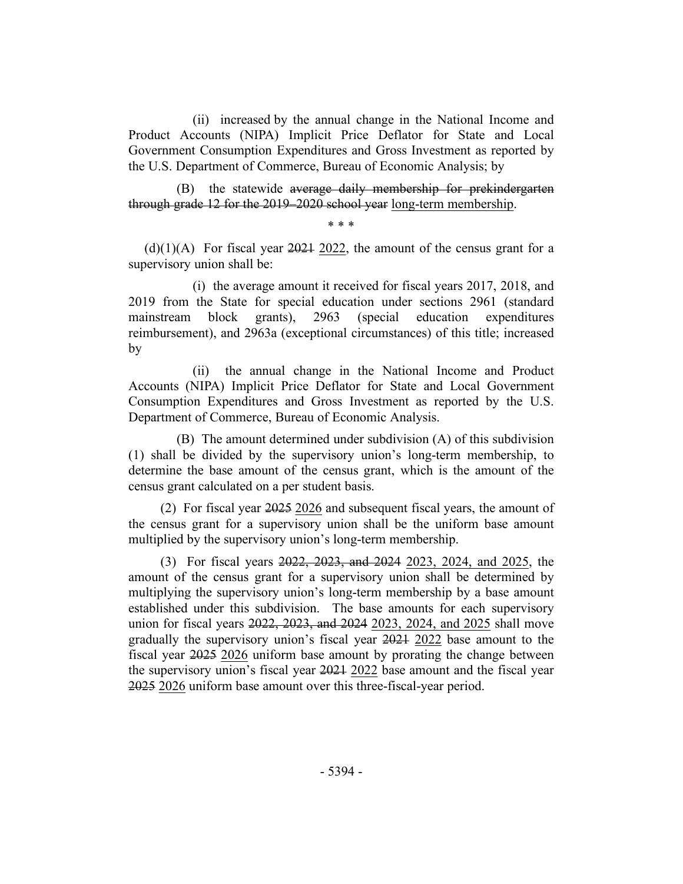(ii) increased by the annual change in the National Income and Product Accounts (NIPA) Implicit Price Deflator for State and Local Government Consumption Expenditures and Gross Investment as reported by the U.S. Department of Commerce, Bureau of Economic Analysis; by

(B) the statewide ~~average daily membership for prekindergarten through grade 12 for the 2019–2020 school year~~ <u>long-term membership</u>.

\* \* \*

(d)(1)(A) For fiscal year ~~2021~~ <u>2022</u>, the amount of the census grant for a supervisory union shall be:

(i) the average amount it received for fiscal years 2017, 2018, and 2019 from the State for special education under sections 2961 (standard mainstream block grants), 2963 (special education expenditures reimbursement), and 2963a (exceptional circumstances) of this title; increased by

(ii) the annual change in the National Income and Product Accounts (NIPA) Implicit Price Deflator for State and Local Government Consumption Expenditures and Gross Investment as reported by the U.S. Department of Commerce, Bureau of Economic Analysis.

(B) The amount determined under subdivision (A) of this subdivision (1) shall be divided by the supervisory union's long-term membership, to determine the base amount of the census grant, which is the amount of the census grant calculated on a per student basis.

(2) For fiscal year ~~2025~~ <u>2026</u> and subsequent fiscal years, the amount of the census grant for a supervisory union shall be the uniform base amount multiplied by the supervisory union's long-term membership.

(3) For fiscal years ~~2022, 2023, and 2024~~ <u>2023, 2024, and 2025</u>, the amount of the census grant for a supervisory union shall be determined by multiplying the supervisory union's long-term membership by a base amount established under this subdivision. The base amounts for each supervisory union for fiscal years ~~2022, 2023, and 2024~~ <u>2023, 2024, and 2025</u> shall move gradually the supervisory union's fiscal year ~~2021~~ <u>2022</u> base amount to the fiscal year ~~2025~~ <u>2026</u> uniform base amount by prorating the change between the supervisory union's fiscal year ~~2021~~ <u>2022</u> base amount and the fiscal year ~~2025~~ <u>2026</u> uniform base amount over this three-fiscal-year period.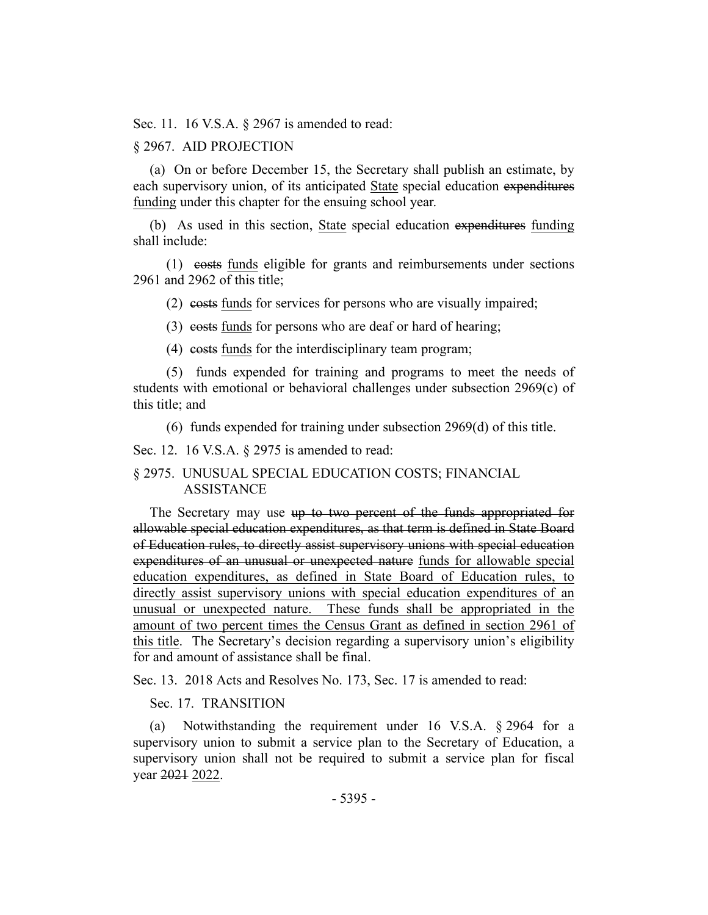Sec. 11. 16 V.S.A. § 2967 is amended to read:

§ 2967. AID PROJECTION

(a) On or before December 15, the Secretary shall publish an estimate, by each supervisory union, of its anticipated <u>State</u> special education ~~expenditures~~ <u>funding</u> under this chapter for the ensuing school year.

(b) As used in this section, <u>State</u> special education ~~expenditures~~ <u>funding</u> shall include:

(1) ~~costs~~ <u>funds</u> eligible for grants and reimbursements under sections 2961 and 2962 of this title;

(2) ~~costs~~ <u>funds</u> for services for persons who are visually impaired;

(3) ~~costs~~ <u>funds</u> for persons who are deaf or hard of hearing;

(4) ~~costs~~ <u>funds</u> for the interdisciplinary team program;

(5) funds expended for training and programs to meet the needs of students with emotional or behavioral challenges under subsection 2969(c) of this title; and

(6) funds expended for training under subsection 2969(d) of this title.

Sec. 12. 16 V.S.A. § 2975 is amended to read:

§ 2975. UNUSUAL SPECIAL EDUCATION COSTS; FINANCIAL ASSISTANCE

The Secretary may use ~~up to two percent of the funds appropriated for allowable special education expenditures, as that term is defined in State Board of Education rules, to directly assist supervisory unions with special education expenditures of an unusual or unexpected nature~~ <u>funds for allowable special education expenditures, as defined in State Board of Education rules, to directly assist supervisory unions with special education expenditures of an unusual or unexpected nature. These funds shall be appropriated in the amount of two percent times the Census Grant as defined in section 2961 of this title</u>. The Secretary's decision regarding a supervisory union's eligibility for and amount of assistance shall be final.

Sec. 13. 2018 Acts and Resolves No. 173, Sec. 17 is amended to read:

Sec. 17. TRANSITION

(a) Notwithstanding the requirement under 16 V.S.A. § 2964 for a supervisory union to submit a service plan to the Secretary of Education, a supervisory union shall not be required to submit a service plan for fiscal year ~~2021~~ <u>2022</u>.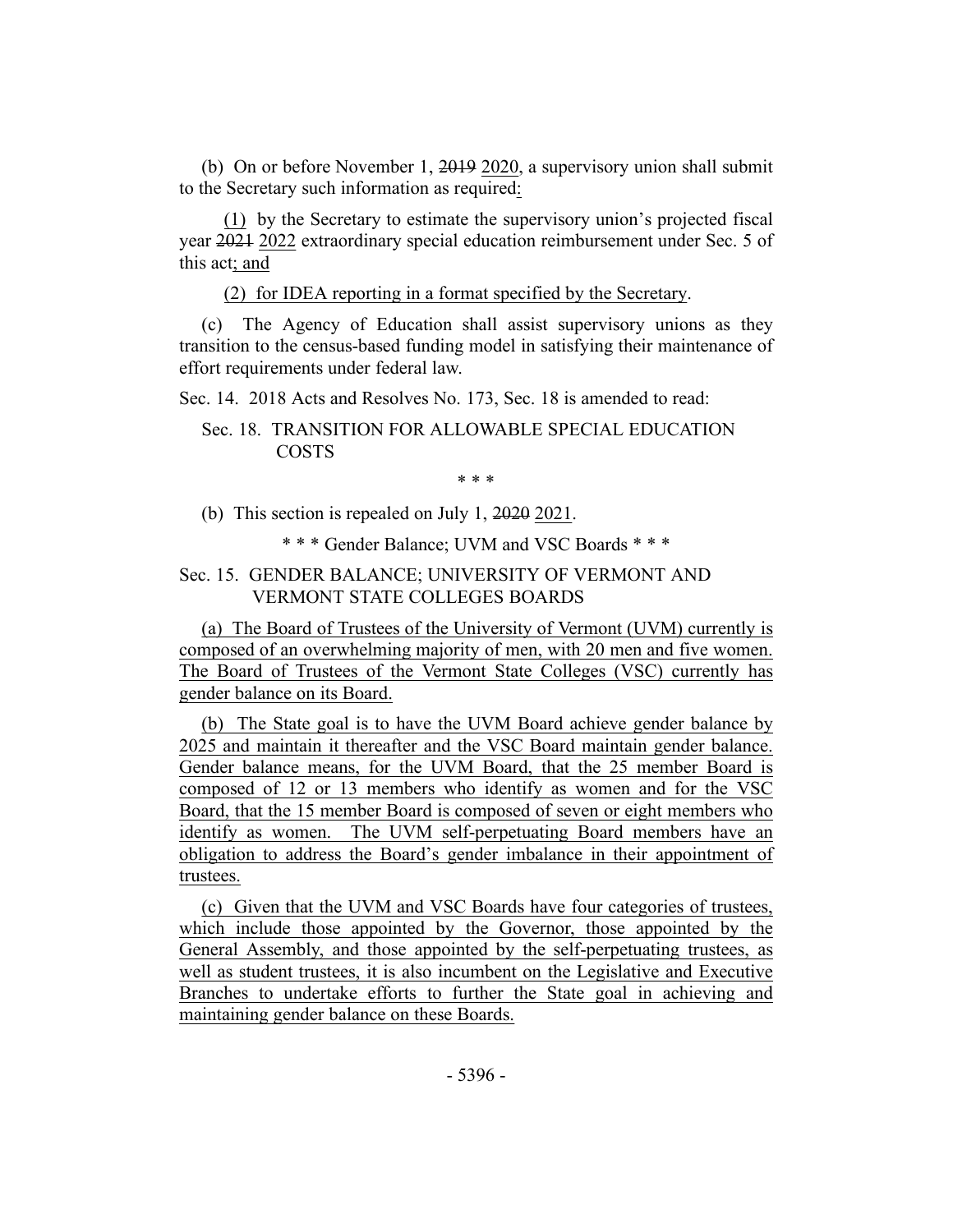(b) On or before November 1, ~~2019~~ 2020, a supervisory union shall submit to the Secretary such information as required:

(1) by the Secretary to estimate the supervisory union's projected fiscal year ~~2021~~ 2022 extraordinary special education reimbursement under Sec. 5 of this act; and

(2) for IDEA reporting in a format specified by the Secretary.

(c) The Agency of Education shall assist supervisory unions as they transition to the census-based funding model in satisfying their maintenance of effort requirements under federal law.

Sec. 14. 2018 Acts and Resolves No. 173, Sec. 18 is amended to read:

Sec. 18. TRANSITION FOR ALLOWABLE SPECIAL EDUCATION COSTS

\* \* \*

(b) This section is repealed on July 1, ~~2020~~ 2021.

\* \* \* Gender Balance; UVM and VSC Boards \* \* \*

Sec. 15. GENDER BALANCE; UNIVERSITY OF VERMONT AND VERMONT STATE COLLEGES BOARDS

(a) The Board of Trustees of the University of Vermont (UVM) currently is composed of an overwhelming majority of men, with 20 men and five women. The Board of Trustees of the Vermont State Colleges (VSC) currently has gender balance on its Board.

(b) The State goal is to have the UVM Board achieve gender balance by 2025 and maintain it thereafter and the VSC Board maintain gender balance. Gender balance means, for the UVM Board, that the 25 member Board is composed of 12 or 13 members who identify as women and for the VSC Board, that the 15 member Board is composed of seven or eight members who identify as women. The UVM self-perpetuating Board members have an obligation to address the Board's gender imbalance in their appointment of trustees.

(c) Given that the UVM and VSC Boards have four categories of trustees, which include those appointed by the Governor, those appointed by the General Assembly, and those appointed by the self-perpetuating trustees, as well as student trustees, it is also incumbent on the Legislative and Executive Branches to undertake efforts to further the State goal in achieving and maintaining gender balance on these Boards.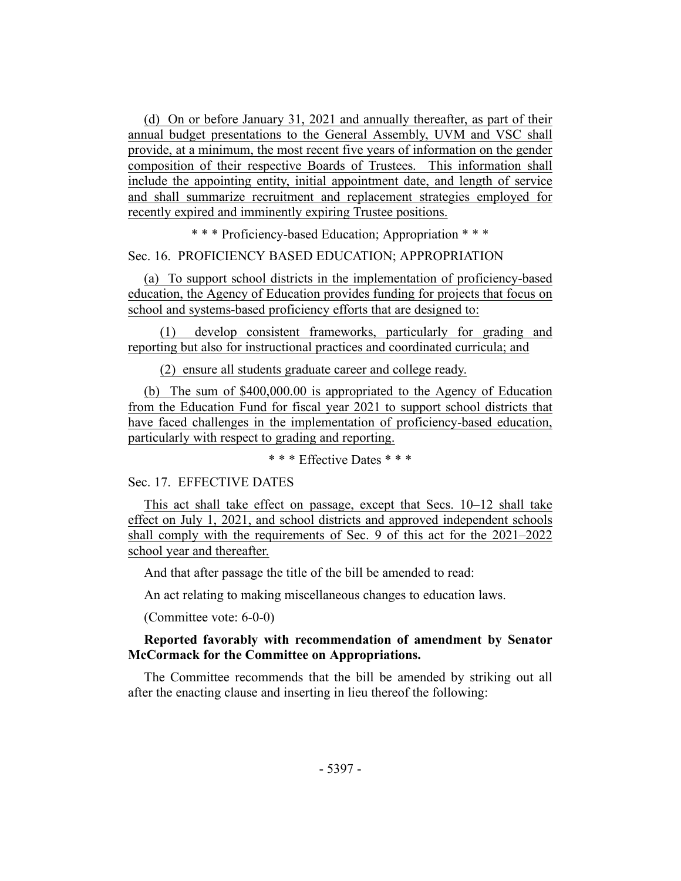(d) On or before January 31, 2021 and annually thereafter, as part of their annual budget presentations to the General Assembly, UVM and VSC shall provide, at a minimum, the most recent five years of information on the gender composition of their respective Boards of Trustees. This information shall include the appointing entity, initial appointment date, and length of service and shall summarize recruitment and replacement strategies employed for recently expired and imminently expiring Trustee positions.

\* \* \* Proficiency-based Education; Appropriation \* \* \*

Sec. 16. PROFICIENCY BASED EDUCATION; APPROPRIATION

(a) To support school districts in the implementation of proficiency-based education, the Agency of Education provides funding for projects that focus on school and systems-based proficiency efforts that are designed to:

(1) develop consistent frameworks, particularly for grading and reporting but also for instructional practices and coordinated curricula; and

(2) ensure all students graduate career and college ready.

(b) The sum of $400,000.00 is appropriated to the Agency of Education from the Education Fund for fiscal year 2021 to support school districts that have faced challenges in the implementation of proficiency-based education, particularly with respect to grading and reporting.

\* \* \* Effective Dates \* \* \*

Sec. 17. EFFECTIVE DATES

This act shall take effect on passage, except that Secs. 10–12 shall take effect on July 1, 2021, and school districts and approved independent schools shall comply with the requirements of Sec. 9 of this act for the 2021–2022 school year and thereafter.

And that after passage the title of the bill be amended to read:

An act relating to making miscellaneous changes to education laws.

(Committee vote: 6-0-0)

**Reported favorably with recommendation of amendment by Senator McCormack for the Committee on Appropriations.**

The Committee recommends that the bill be amended by striking out all after the enacting clause and inserting in lieu thereof the following: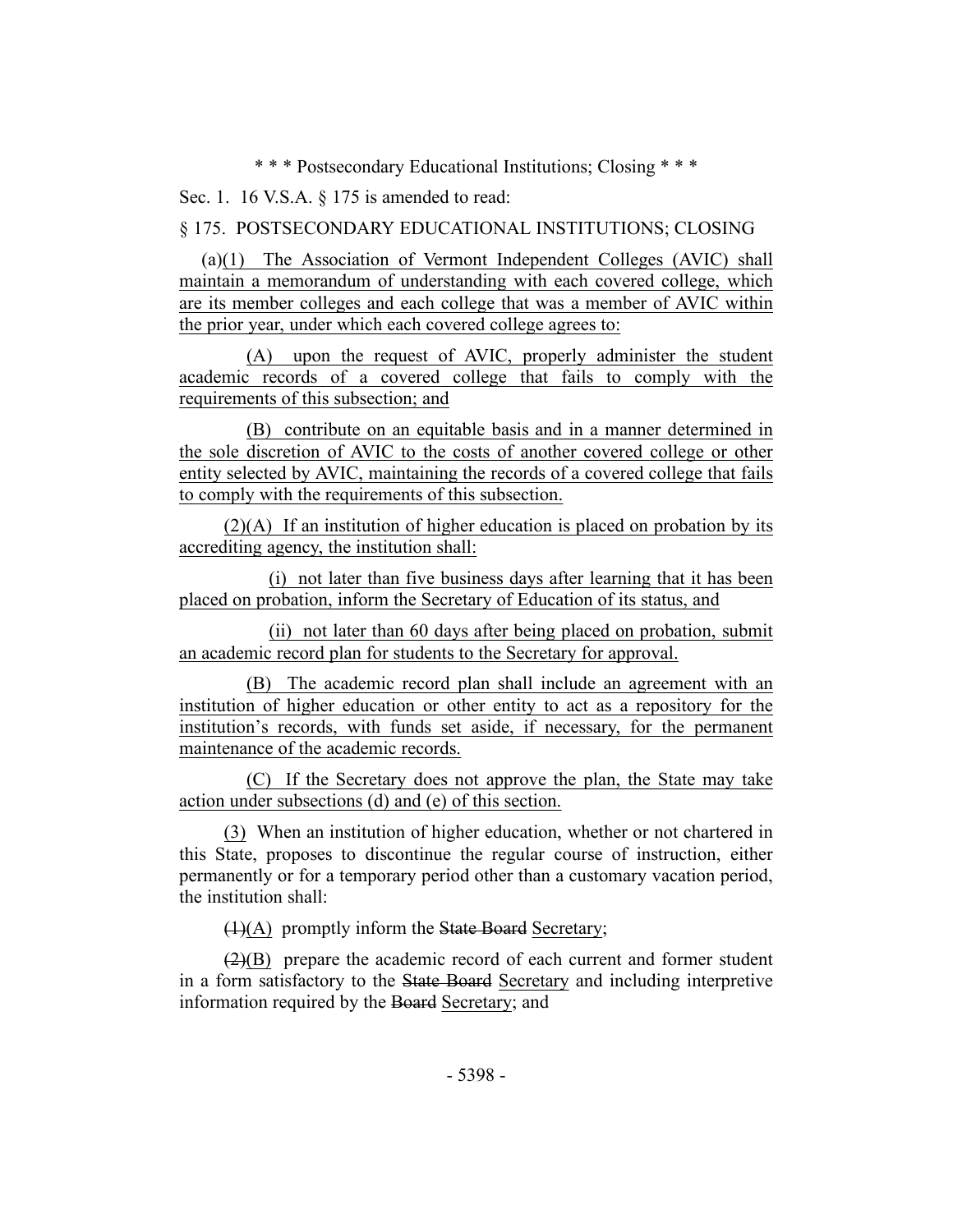\* \* \* Postsecondary Educational Institutions; Closing \* \* \*

Sec. 1. 16 V.S.A. § 175 is amended to read:

§ 175. POSTSECONDARY EDUCATIONAL INSTITUTIONS; CLOSING

(a)<u>(1) The Association of Vermont Independent Colleges (AVIC) shall maintain a memorandum of understanding with each covered college, which are its member colleges and each college that was a member of AVIC within the prior year, under which each covered college agrees to:</u>

<u>(A) upon the request of AVIC, properly administer the student academic records of a covered college that fails to comply with the requirements of this subsection; and</u>

<u>(B) contribute on an equitable basis and in a manner determined in the sole discretion of AVIC to the costs of another covered college or other entity selected by AVIC, maintaining the records of a covered college that fails to comply with the requirements of this subsection.</u>

<u>(2)(A) If an institution of higher education is placed on probation by its accrediting agency, the institution shall:</u>

<u>(i) not later than five business days after learning that it has been placed on probation, inform the Secretary of Education of its status, and</u>

<u>(ii) not later than 60 days after being placed on probation, submit an academic record plan for students to the Secretary for approval.</u>

<u>(B) The academic record plan shall include an agreement with an institution of higher education or other entity to act as a repository for the institution's records, with funds set aside, if necessary, for the permanent maintenance of the academic records.</u>

<u>(C) If the Secretary does not approve the plan, the State may take action under subsections (d) and (e) of this section.</u>

<u>(3)</u> When an institution of higher education, whether or not chartered in this State, proposes to discontinue the regular course of instruction, either permanently or for a temporary period other than a customary vacation period, the institution shall:

~~(1)~~<u>(A)</u> promptly inform the ~~State Board~~ <u>Secretary</u>;

~~(2)~~<u>(B)</u> prepare the academic record of each current and former student in a form satisfactory to the ~~State Board~~ <u>Secretary</u> and including interpretive information required by the ~~Board~~ <u>Secretary</u>; and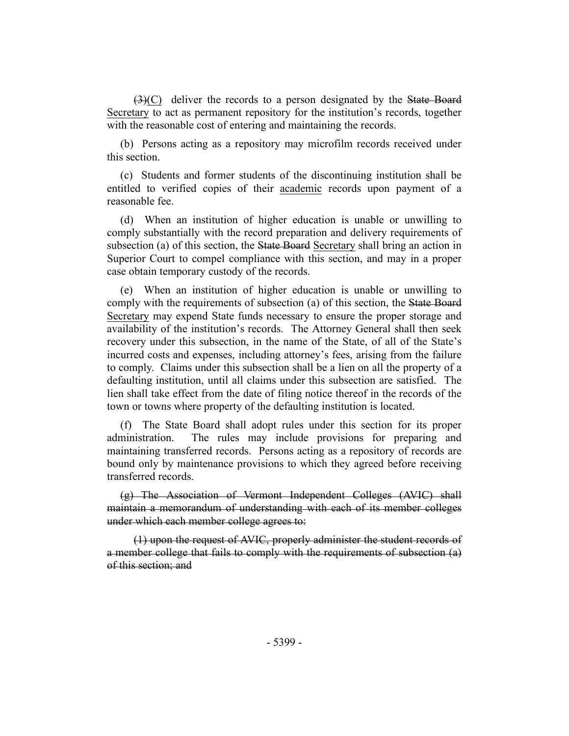~~(3)~~(C) deliver the records to a person designated by the ~~State Board~~ <u>Secretary</u> to act as permanent repository for the institution's records, together with the reasonable cost of entering and maintaining the records.

(b) Persons acting as a repository may microfilm records received under this section.

(c) Students and former students of the discontinuing institution shall be entitled to verified copies of their <u>academic</u> records upon payment of a reasonable fee.

(d) When an institution of higher education is unable or unwilling to comply substantially with the record preparation and delivery requirements of subsection (a) of this section, the ~~State Board~~ <u>Secretary</u> shall bring an action in Superior Court to compel compliance with this section, and may in a proper case obtain temporary custody of the records.

(e) When an institution of higher education is unable or unwilling to comply with the requirements of subsection (a) of this section, the ~~State Board~~ <u>Secretary</u> may expend State funds necessary to ensure the proper storage and availability of the institution's records. The Attorney General shall then seek recovery under this subsection, in the name of the State, of all of the State's incurred costs and expenses, including attorney's fees, arising from the failure to comply. Claims under this subsection shall be a lien on all the property of a defaulting institution, until all claims under this subsection are satisfied. The lien shall take effect from the date of filing notice thereof in the records of the town or towns where property of the defaulting institution is located.

(f) The State Board shall adopt rules under this section for its proper administration. The rules may include provisions for preparing and maintaining transferred records. Persons acting as a repository of records are bound only by maintenance provisions to which they agreed before receiving transferred records.

~~(g) The Association of Vermont Independent Colleges (AVIC) shall maintain a memorandum of understanding with each of its member colleges under which each member college agrees to:~~

~~(1) upon the request of AVIC, properly administer the student records of a member college that fails to comply with the requirements of subsection (a) of this section; and~~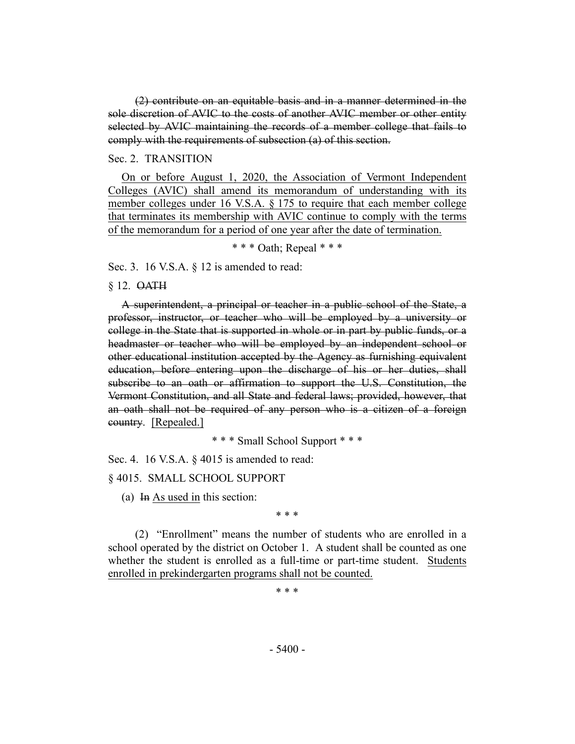~~(2) contribute on an equitable basis and in a manner determined in the sole discretion of AVIC to the costs of another AVIC member or other entity selected by AVIC maintaining the records of a member college that fails to comply with the requirements of subsection (a) of this section.~~

Sec. 2. TRANSITION

<u>On or before August 1, 2020, the Association of Vermont Independent Colleges (AVIC) shall amend its memorandum of understanding with its member colleges under 16 V.S.A. § 175 to require that each member college that terminates its membership with AVIC continue to comply with the terms of the memorandum for a period of one year after the date of termination.</u>

\* \* \* Oath; Repeal \* \* \*

Sec. 3. 16 V.S.A. § 12 is amended to read:

§ 12. ~~OATH~~

~~A superintendent, a principal or teacher in a public school of the State, a professor, instructor, or teacher who will be employed by a university or college in the State that is supported in whole or in part by public funds, or a headmaster or teacher who will be employed by an independent school or other educational institution accepted by the Agency as furnishing equivalent education, before entering upon the discharge of his or her duties, shall subscribe to an oath or affirmation to support the U.S. Constitution, the Vermont Constitution, and all State and federal laws; provided, however, that an oath shall not be required of any person who is a citizen of a foreign country.~~ <u>[Repealed.]</u>

\* \* \* Small School Support \* \* \*

Sec. 4. 16 V.S.A. § 4015 is amended to read:

§ 4015. SMALL SCHOOL SUPPORT

(a) ~~In~~ <u>As used in</u> this section:

\* \* \*

(2) "Enrollment" means the number of students who are enrolled in a school operated by the district on October 1. A student shall be counted as one whether the student is enrolled as a full-time or part-time student. <u>Students enrolled in prekindergarten programs shall not be counted.</u>

\* \* \*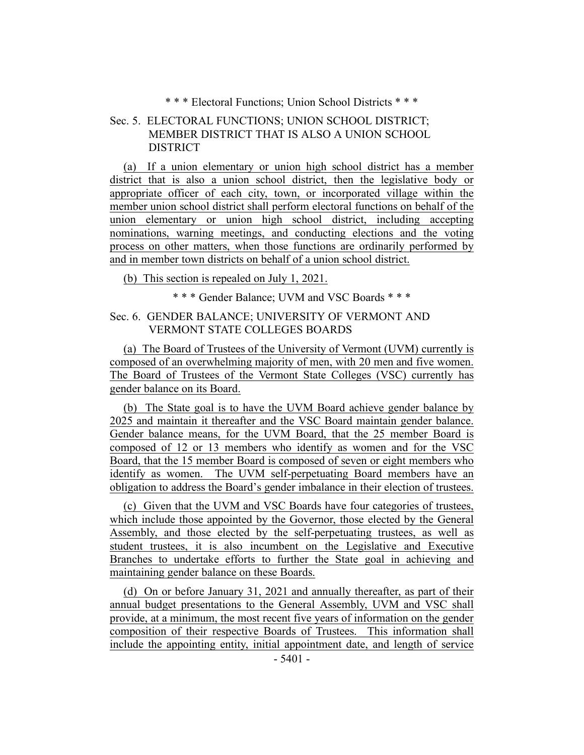\* \* \* Electoral Functions; Union School Districts \* \* \*

Sec. 5. ELECTORAL FUNCTIONS; UNION SCHOOL DISTRICT; MEMBER DISTRICT THAT IS ALSO A UNION SCHOOL DISTRICT

(a) If a union elementary or union high school district has a member district that is also a union school district, then the legislative body or appropriate officer of each city, town, or incorporated village within the member union school district shall perform electoral functions on behalf of the union elementary or union high school district, including accepting nominations, warning meetings, and conducting elections and the voting process on other matters, when those functions are ordinarily performed by and in member town districts on behalf of a union school district.

(b) This section is repealed on July 1, 2021.

\* \* \* Gender Balance; UVM and VSC Boards \* \* \*

Sec. 6. GENDER BALANCE; UNIVERSITY OF VERMONT AND VERMONT STATE COLLEGES BOARDS

(a) The Board of Trustees of the University of Vermont (UVM) currently is composed of an overwhelming majority of men, with 20 men and five women. The Board of Trustees of the Vermont State Colleges (VSC) currently has gender balance on its Board.

(b) The State goal is to have the UVM Board achieve gender balance by 2025 and maintain it thereafter and the VSC Board maintain gender balance. Gender balance means, for the UVM Board, that the 25 member Board is composed of 12 or 13 members who identify as women and for the VSC Board, that the 15 member Board is composed of seven or eight members who identify as women. The UVM self-perpetuating Board members have an obligation to address the Board's gender imbalance in their election of trustees.

(c) Given that the UVM and VSC Boards have four categories of trustees, which include those appointed by the Governor, those elected by the General Assembly, and those elected by the self-perpetuating trustees, as well as student trustees, it is also incumbent on the Legislative and Executive Branches to undertake efforts to further the State goal in achieving and maintaining gender balance on these Boards.

(d) On or before January 31, 2021 and annually thereafter, as part of their annual budget presentations to the General Assembly, UVM and VSC shall provide, at a minimum, the most recent five years of information on the gender composition of their respective Boards of Trustees. This information shall include the appointing entity, initial appointment date, and length of service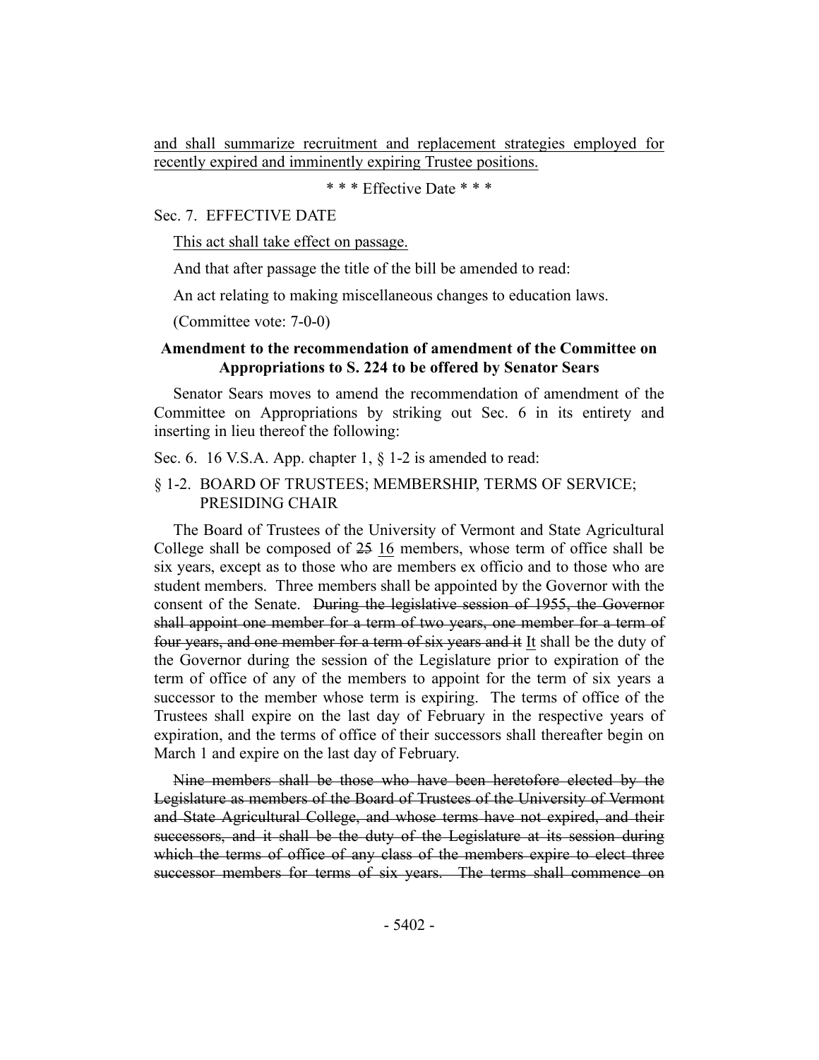and shall summarize recruitment and replacement strategies employed for recently expired and imminently expiring Trustee positions.

\* \* \* Effective Date \* \* \*

Sec. 7. EFFECTIVE DATE

This act shall take effect on passage.

And that after passage the title of the bill be amended to read:

An act relating to making miscellaneous changes to education laws.

(Committee vote: 7-0-0)

**Amendment to the recommendation of amendment of the Committee on Appropriations to S. 224 to be offered by Senator Sears**

Senator Sears moves to amend the recommendation of amendment of the Committee on Appropriations by striking out Sec. 6 in its entirety and inserting in lieu thereof the following:

Sec. 6. 16 V.S.A. App. chapter 1, § 1-2 is amended to read:

§ 1-2. BOARD OF TRUSTEES; MEMBERSHIP, TERMS OF SERVICE; PRESIDING CHAIR

The Board of Trustees of the University of Vermont and State Agricultural College shall be composed of ~~25~~ 16 members, whose term of office shall be six years, except as to those who are members ex officio and to those who are student members. Three members shall be appointed by the Governor with the consent of the Senate. ~~During the legislative session of 1955, the Governor shall appoint one member for a term of two years, one member for a term of four years, and one member for a term of six years and it~~ It shall be the duty of the Governor during the session of the Legislature prior to expiration of the term of office of any of the members to appoint for the term of six years a successor to the member whose term is expiring. The terms of office of the Trustees shall expire on the last day of February in the respective years of expiration, and the terms of office of their successors shall thereafter begin on March 1 and expire on the last day of February.

~~Nine members shall be those who have been heretofore elected by the Legislature as members of the Board of Trustees of the University of Vermont and State Agricultural College, and whose terms have not expired, and their successors, and it shall be the duty of the Legislature at its session during which the terms of office of any class of the members expire to elect three successor members for terms of six years. The terms shall commence on~~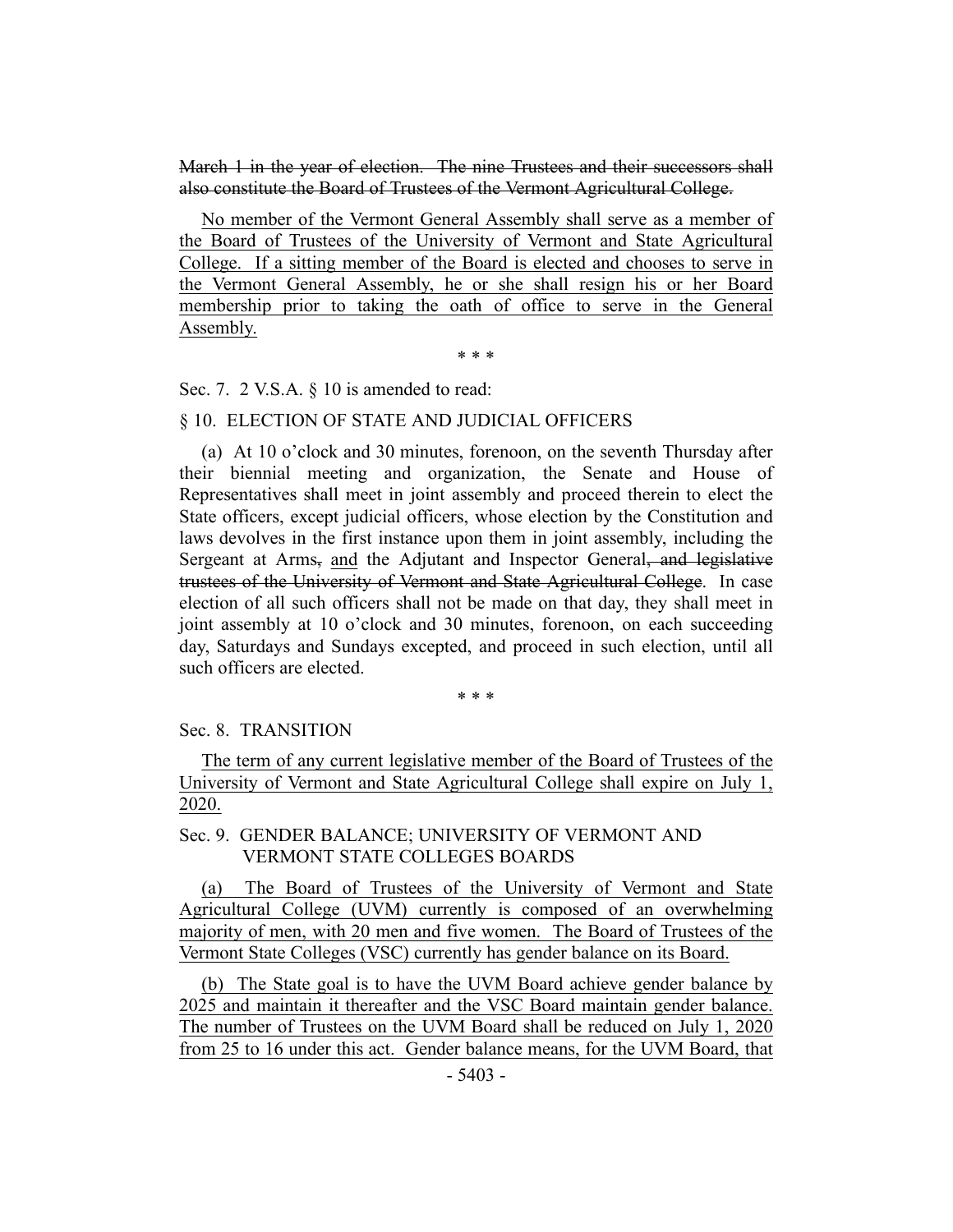~~March 1 in the year of election. The nine Trustees and their successors shall also constitute the Board of Trustees of the Vermont Agricultural College.~~

No member of the Vermont General Assembly shall serve as a member of the Board of Trustees of the University of Vermont and State Agricultural College. If a sitting member of the Board is elected and chooses to serve in the Vermont General Assembly, he or she shall resign his or her Board membership prior to taking the oath of office to serve in the General Assembly.

\* \* \*

Sec. 7. 2 V.S.A. § 10 is amended to read:

§ 10. ELECTION OF STATE AND JUDICIAL OFFICERS

(a) At 10 o'clock and 30 minutes, forenoon, on the seventh Thursday after their biennial meeting and organization, the Senate and House of Representatives shall meet in joint assembly and proceed therein to elect the State officers, except judicial officers, whose election by the Constitution and laws devolves in the first instance upon them in joint assembly, including the Sergeant at Arms~~,~~ and the Adjutant and Inspector General~~, and legislative trustees of the University of Vermont and State Agricultural College~~. In case election of all such officers shall not be made on that day, they shall meet in joint assembly at 10 o'clock and 30 minutes, forenoon, on each succeeding day, Saturdays and Sundays excepted, and proceed in such election, until all such officers are elected.

\* \* \*

Sec. 8. TRANSITION

The term of any current legislative member of the Board of Trustees of the University of Vermont and State Agricultural College shall expire on July 1, 2020.

Sec. 9. GENDER BALANCE; UNIVERSITY OF VERMONT AND VERMONT STATE COLLEGES BOARDS

(a) The Board of Trustees of the University of Vermont and State Agricultural College (UVM) currently is composed of an overwhelming majority of men, with 20 men and five women. The Board of Trustees of the Vermont State Colleges (VSC) currently has gender balance on its Board.

(b) The State goal is to have the UVM Board achieve gender balance by 2025 and maintain it thereafter and the VSC Board maintain gender balance. The number of Trustees on the UVM Board shall be reduced on July 1, 2020 from 25 to 16 under this act. Gender balance means, for the UVM Board, that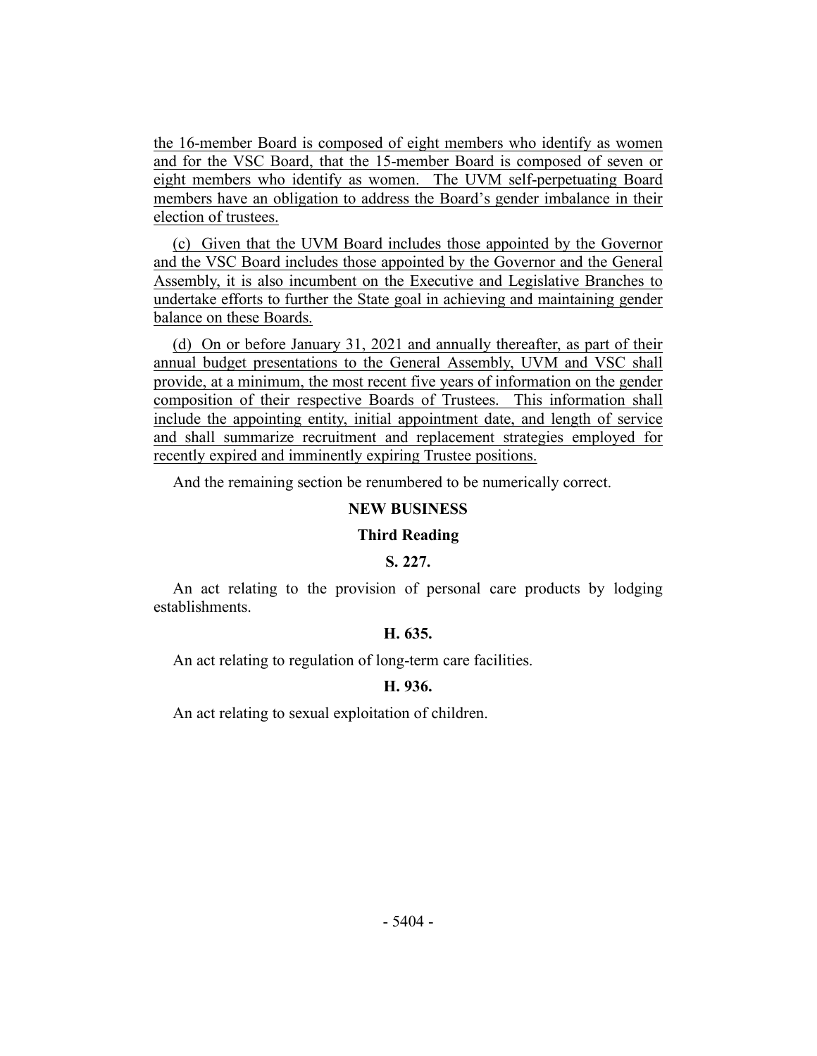the 16-member Board is composed of eight members who identify as women and for the VSC Board, that the 15-member Board is composed of seven or eight members who identify as women. The UVM self-perpetuating Board members have an obligation to address the Board's gender imbalance in their election of trustees.

(c) Given that the UVM Board includes those appointed by the Governor and the VSC Board includes those appointed by the Governor and the General Assembly, it is also incumbent on the Executive and Legislative Branches to undertake efforts to further the State goal in achieving and maintaining gender balance on these Boards.

(d) On or before January 31, 2021 and annually thereafter, as part of their annual budget presentations to the General Assembly, UVM and VSC shall provide, at a minimum, the most recent five years of information on the gender composition of their respective Boards of Trustees. This information shall include the appointing entity, initial appointment date, and length of service and shall summarize recruitment and replacement strategies employed for recently expired and imminently expiring Trustee positions.

And the remaining section be renumbered to be numerically correct.

**NEW BUSINESS**

**Third Reading**

**S. 227.**

An act relating to the provision of personal care products by lodging establishments.

**H. 635.**

An act relating to regulation of long-term care facilities.

**H. 936.**

An act relating to sexual exploitation of children.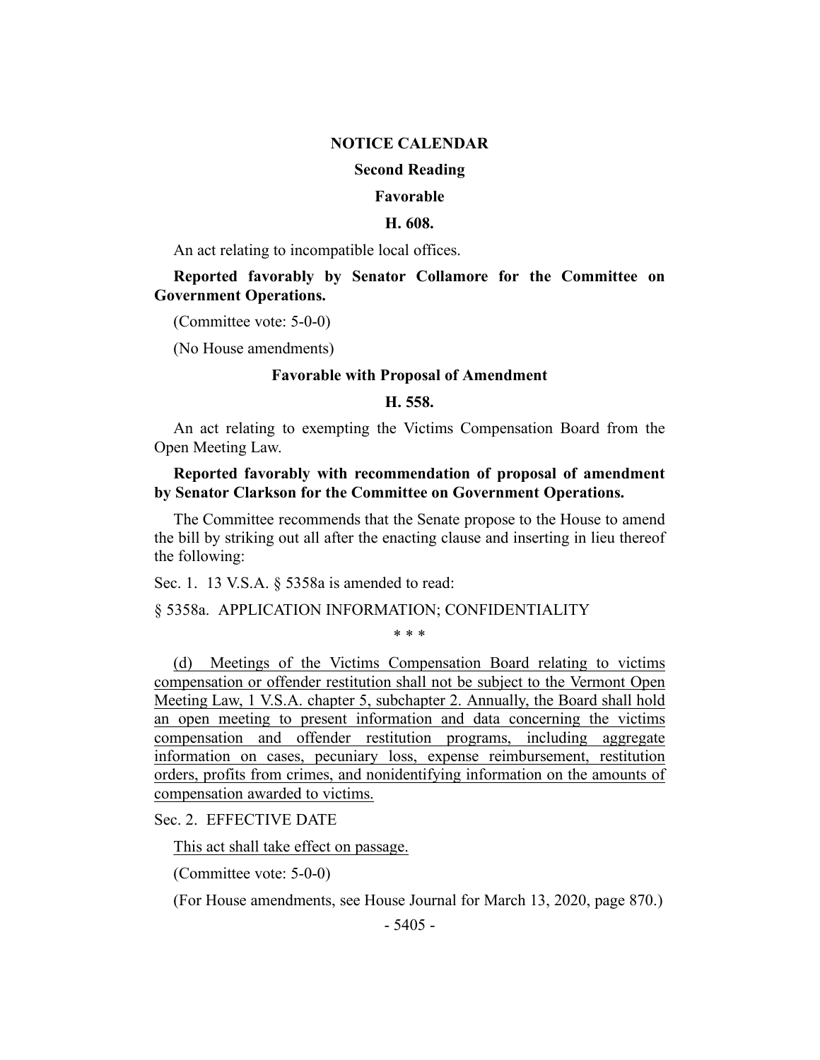## NOTICE CALENDAR

### Second Reading

### Favorable

### H. 608.

An act relating to incompatible local offices.

**Reported favorably by Senator Collamore for the Committee on Government Operations.**

(Committee vote: 5-0-0)

(No House amendments)

### Favorable with Proposal of Amendment

### H. 558.

An act relating to exempting the Victims Compensation Board from the Open Meeting Law.

**Reported favorably with recommendation of proposal of amendment by Senator Clarkson for the Committee on Government Operations.**

The Committee recommends that the Senate propose to the House to amend the bill by striking out all after the enacting clause and inserting in lieu thereof the following:

Sec. 1. 13 V.S.A. § 5358a is amended to read:

§ 5358a. APPLICATION INFORMATION; CONFIDENTIALITY

\* \* \*

(d) Meetings of the Victims Compensation Board relating to victims compensation or offender restitution shall not be subject to the Vermont Open Meeting Law, 1 V.S.A. chapter 5, subchapter 2. Annually, the Board shall hold an open meeting to present information and data concerning the victims compensation and offender restitution programs, including aggregate information on cases, pecuniary loss, expense reimbursement, restitution orders, profits from crimes, and nonidentifying information on the amounts of compensation awarded to victims.

Sec. 2. EFFECTIVE DATE

This act shall take effect on passage.

(Committee vote: 5-0-0)

(For House amendments, see House Journal for March 13, 2020, page 870.)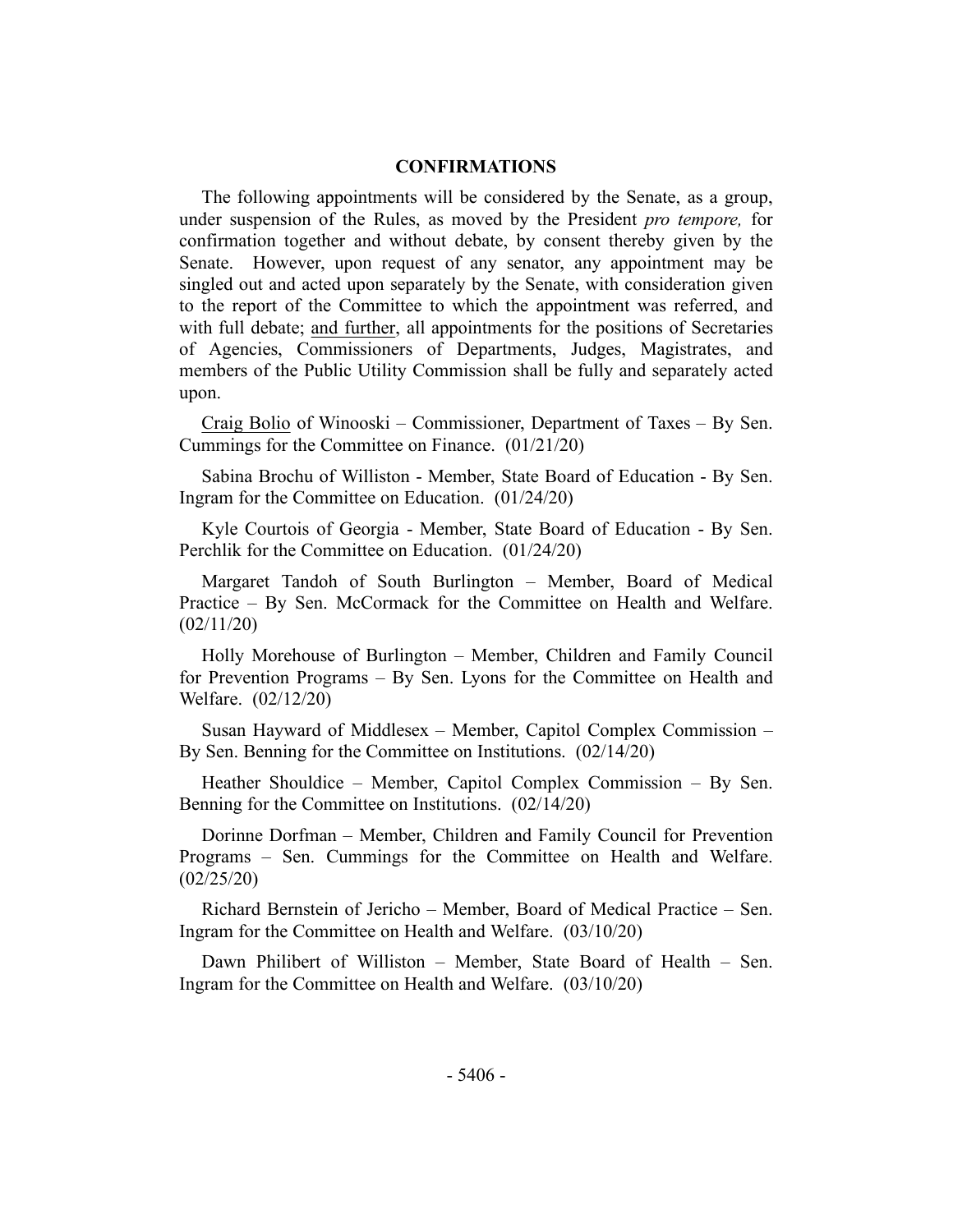## CONFIRMATIONS

The following appointments will be considered by the Senate, as a group, under suspension of the Rules, as moved by the President *pro tempore,* for confirmation together and without debate, by consent thereby given by the Senate. However, upon request of any senator, any appointment may be singled out and acted upon separately by the Senate, with consideration given to the report of the Committee to which the appointment was referred, and with full debate; and further, all appointments for the positions of Secretaries of Agencies, Commissioners of Departments, Judges, Magistrates, and members of the Public Utility Commission shall be fully and separately acted upon.

Craig Bolio of Winooski – Commissioner, Department of Taxes – By Sen. Cummings for the Committee on Finance. (01/21/20)

Sabina Brochu of Williston - Member, State Board of Education - By Sen. Ingram for the Committee on Education. (01/24/20)

Kyle Courtois of Georgia - Member, State Board of Education - By Sen. Perchlik for the Committee on Education. (01/24/20)

Margaret Tandoh of South Burlington – Member, Board of Medical Practice – By Sen. McCormack for the Committee on Health and Welfare. (02/11/20)

Holly Morehouse of Burlington – Member, Children and Family Council for Prevention Programs – By Sen. Lyons for the Committee on Health and Welfare. (02/12/20)

Susan Hayward of Middlesex – Member, Capitol Complex Commission – By Sen. Benning for the Committee on Institutions. (02/14/20)

Heather Shouldice – Member, Capitol Complex Commission – By Sen. Benning for the Committee on Institutions. (02/14/20)

Dorinne Dorfman – Member, Children and Family Council for Prevention Programs – Sen. Cummings for the Committee on Health and Welfare. (02/25/20)

Richard Bernstein of Jericho – Member, Board of Medical Practice – Sen. Ingram for the Committee on Health and Welfare. (03/10/20)

Dawn Philibert of Williston – Member, State Board of Health – Sen. Ingram for the Committee on Health and Welfare. (03/10/20)